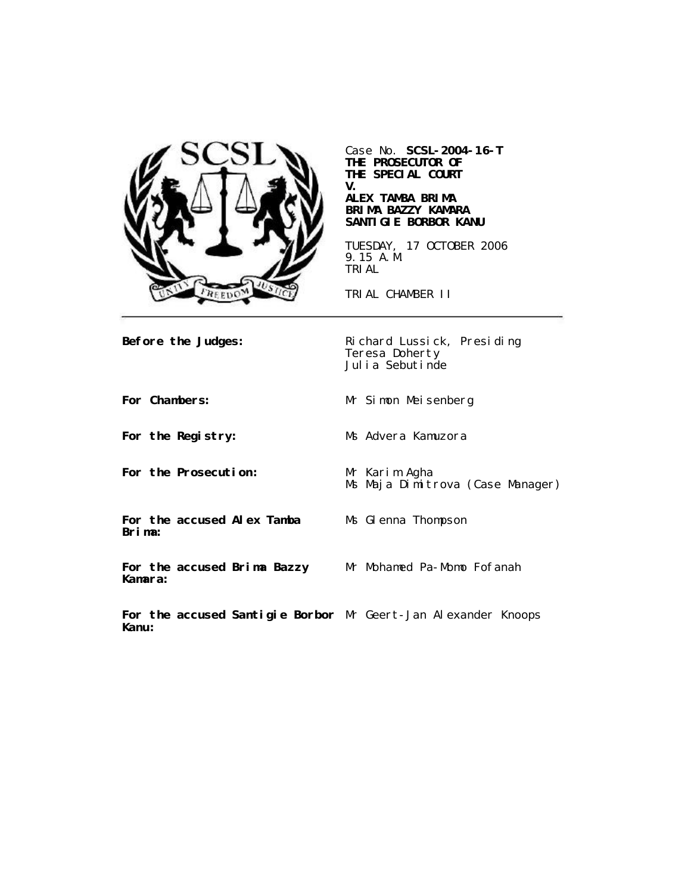Case No. **SCSL-2004-16-T**
**THE PROSECUTOR OF THE SPECIAL COURT**
**V.**
**ALEX TAMBA BRIMA**
**BRIMA BAZZY KAMARA**
**SANTIGIE BORBOR KANU**

TUESDAY, 17 OCTOBER 2006
9.15 A.M.
TRIAL

TRIAL CHAMBER II

| | |
|---|---|
| **Before the Judges:** | Richard Lussick, Presiding<br>Teresa Doherty<br>Julia Sebutinde |
| **For Chambers:** | Mr Simon Meisenberg |
| **For the Registry:** | Ms Advera Kamuzora |
| **For the Prosecution:** | Mr Karim Agha<br>Ms Maja Dimitrova (Case Manager) |
| **For the accused Alex Tamba Brima:** | Ms Glenna Thompson |
| **For the accused Brima Bazzy Kamara:** | Mr Mohamed Pa-Momo Fofanah |
| **For the accused Santigie Borbor Kanu:** | Mr Geert-Jan Alexander Knoops |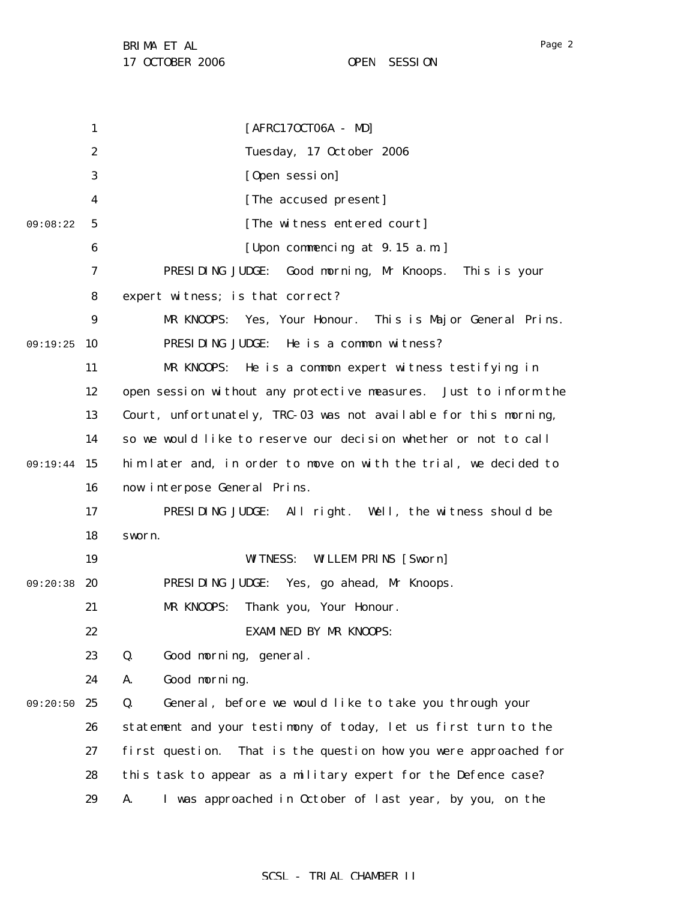[AFRC17OCT06A - MD]

Tuesday, 17 October 2006

[Open session]

[The accused present]

[The witness entered court]

[Upon commencing at 9.15 a.m.]

PRESIDING JUDGE: Good morning, Mr Knoops. This is your expert witness; is that correct?

MR KNOOPS: Yes, Your Honour. This is Major General Prins.

PRESIDING JUDGE: He is a common witness?

MR KNOOPS: He is a common expert witness testifying in open session without any protective measures. Just to inform the Court, unfortunately, TRC-03 was not available for this morning, so we would like to reserve our decision whether or not to call him later and, in order to move on with the trial, we decided to now interpose General Prins.

PRESIDING JUDGE: All right. Well, the witness should be sworn.

WITNESS: WILLEM PRINS [Sworn]

PRESIDING JUDGE: Yes, go ahead, Mr Knoops.

MR KNOOPS: Thank you, Your Honour.

EXAMINED BY MR KNOOPS:

Q. Good morning, general.

A. Good morning.

Q. General, before we would like to take you through your statement and your testimony of today, let us first turn to the first question. That is the question how you were approached for this task to appear as a military expert for the Defence case?

A. I was approached in October of last year, by you, on the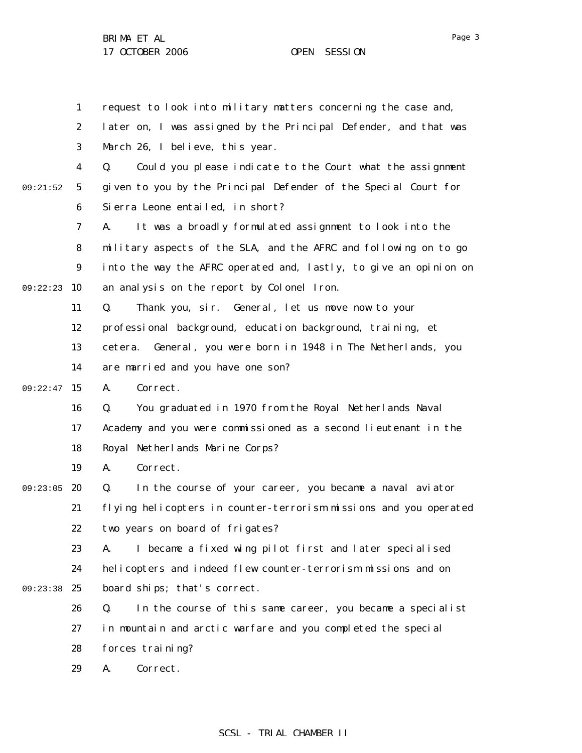request to look into military matters concerning the case and, later on, I was assigned by the Principal Defender, and that was March 26, I believe, this year.

Q. Could you please indicate to the Court what the assignment given to you by the Principal Defender of the Special Court for Sierra Leone entailed, in short?

A. It was a broadly formulated assignment to look into the military aspects of the SLA, and the AFRC and following on to go into the way the AFRC operated and, lastly, to give an opinion on an analysis on the report by Colonel Iron.

Q. Thank you, sir. General, let us move now to your professional background, education background, training, et cetera. General, you were born in 1948 in The Netherlands, you are married and you have one son?

A. Correct.

Q. You graduated in 1970 from the Royal Netherlands Naval Academy and you were commissioned as a second lieutenant in the Royal Netherlands Marine Corps?

A. Correct.

Q. In the course of your career, you became a naval aviator flying helicopters in counter-terrorism missions and you operated two years on board of frigates?

A. I became a fixed wing pilot first and later specialised helicopters and indeed flew counter-terrorism missions and on board ships; that's correct.

Q. In the course of this same career, you became a specialist in mountain and arctic warfare and you completed the special forces training?

A. Correct.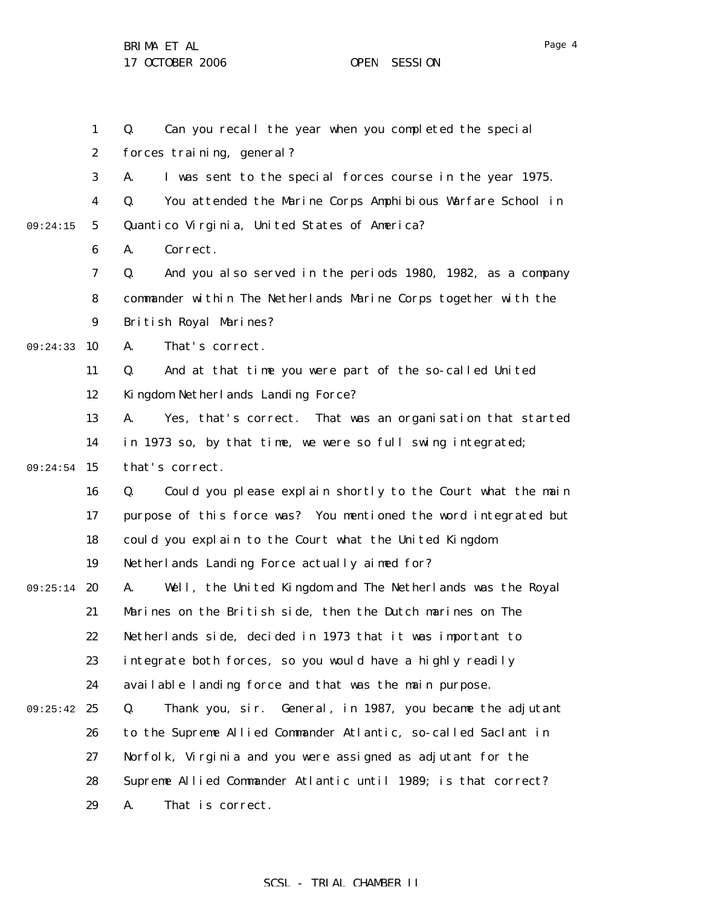Q. Can you recall the year when you completed the special forces training, general?

A. I was sent to the special forces course in the year 1975.

Q. You attended the Marine Corps Amphibious Warfare School in Quantico Virginia, United States of America?

A. Correct.

Q. And you also served in the periods 1980, 1982, as a company commander within The Netherlands Marine Corps together with the British Royal Marines?

A. That's correct.

Q. And at that time you were part of the so-called United Kingdom Netherlands Landing Force?

A. Yes, that's correct. That was an organisation that started in 1973 so, by that time, we were so full swing integrated; that's correct.

Q. Could you please explain shortly to the Court what the main purpose of this force was? You mentioned the word integrated but could you explain to the Court what the United Kingdom Netherlands Landing Force actually aimed for?

A. Well, the United Kingdom and The Netherlands was the Royal Marines on the British side, then the Dutch marines on The Netherlands side, decided in 1973 that it was important to integrate both forces, so you would have a highly readily available landing force and that was the main purpose.

Q. Thank you, sir. General, in 1987, you became the adjutant to the Supreme Allied Commander Atlantic, so-called Saclant in Norfolk, Virginia and you were assigned as adjutant for the Supreme Allied Commander Atlantic until 1989; is that correct?

A. That is correct.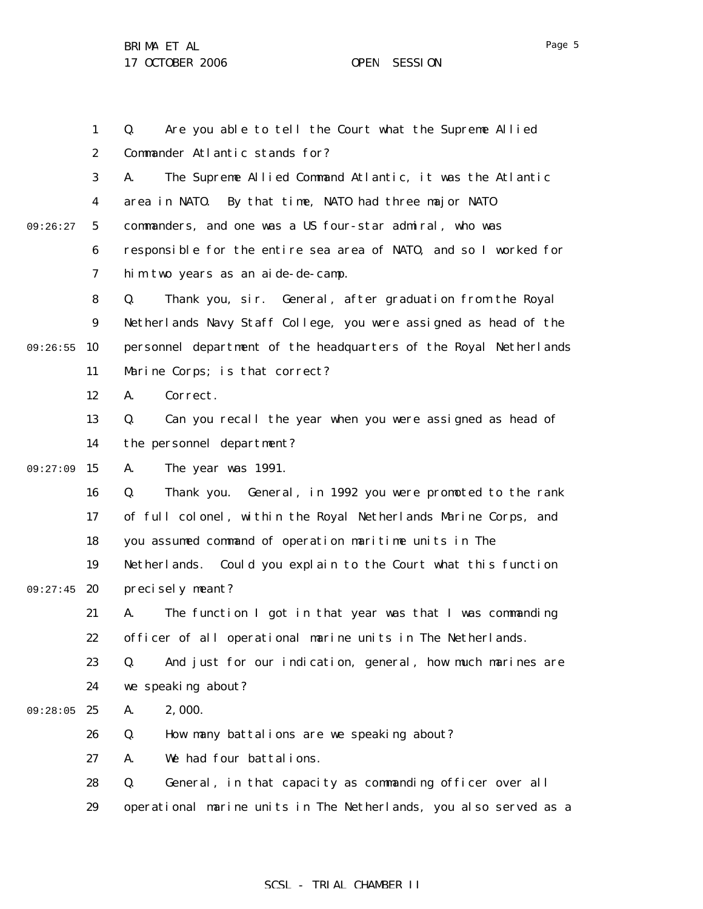Q. Are you able to tell the Court what the Supreme Allied Commander Atlantic stands for?

A. The Supreme Allied Command Atlantic, it was the Atlantic area in NATO. By that time, NATO had three major NATO commanders, and one was a US four-star admiral, who was responsible for the entire sea area of NATO, and so I worked for him two years as an aide-de-camp.

Q. Thank you, sir. General, after graduation from the Royal Netherlands Navy Staff College, you were assigned as head of the personnel department of the headquarters of the Royal Netherlands Marine Corps; is that correct?

A. Correct.

Q. Can you recall the year when you were assigned as head of the personnel department?

A. The year was 1991.

Q. Thank you. General, in 1992 you were promoted to the rank of full colonel, within the Royal Netherlands Marine Corps, and you assumed command of operation maritime units in The Netherlands. Could you explain to the Court what this function precisely meant?

A. The function I got in that year was that I was commanding officer of all operational marine units in The Netherlands.

Q. And just for our indication, general, how much marines are we speaking about?

A. 2,000.

Q. How many battalions are we speaking about?

A. We had four battalions.

Q. General, in that capacity as commanding officer over all operational marine units in The Netherlands, you also served as a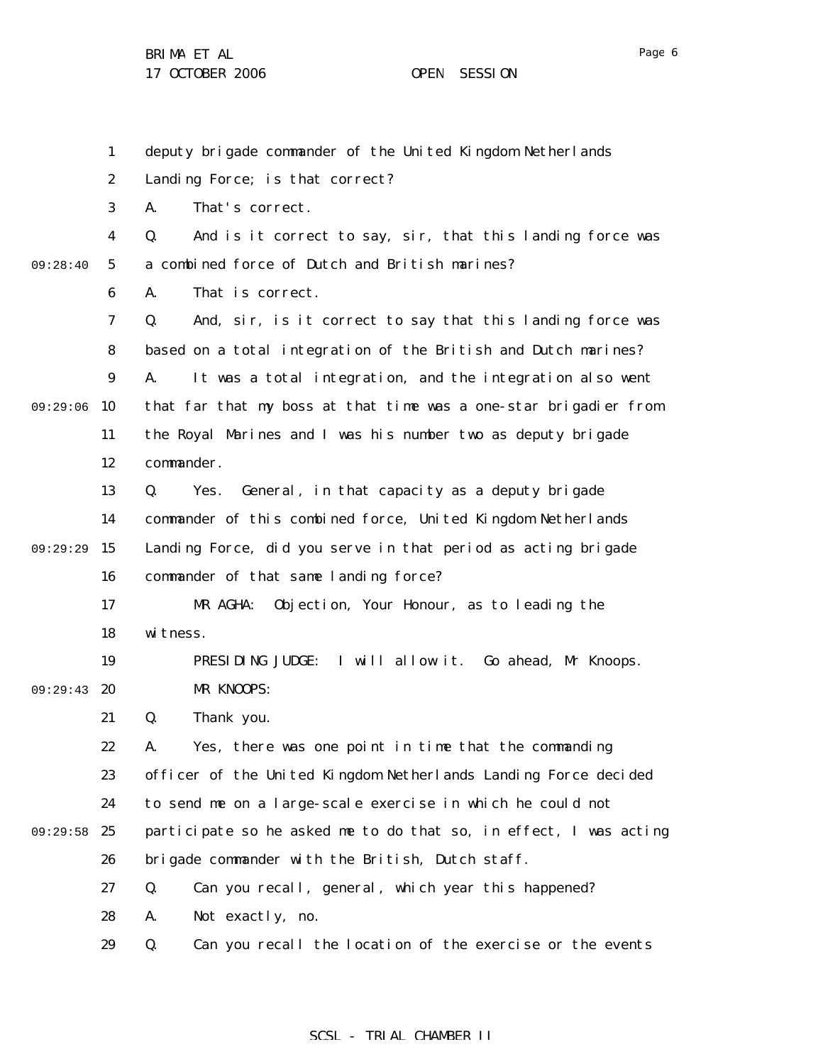deputy brigade commander of the United Kingdom Netherlands Landing Force; is that correct?

A. That's correct.

Q. And is it correct to say, sir, that this landing force was a combined force of Dutch and British marines?

A. That is correct.

Q. And, sir, is it correct to say that this landing force was based on a total integration of the British and Dutch marines?

A. It was a total integration, and the integration also went that far that my boss at that time was a one-star brigadier from the Royal Marines and I was his number two as deputy brigade commander.

Q. Yes. General, in that capacity as a deputy brigade commander of this combined force, United Kingdom Netherlands Landing Force, did you serve in that period as acting brigade commander of that same landing force?

MR AGHA: Objection, Your Honour, as to leading the witness.

PRESIDING JUDGE: I will allow it. Go ahead, Mr Knoops.

MR KNOOPS:

Q. Thank you.

A. Yes, there was one point in time that the commanding officer of the United Kingdom Netherlands Landing Force decided to send me on a large-scale exercise in which he could not participate so he asked me to do that so, in effect, I was acting brigade commander with the British, Dutch staff.

Q. Can you recall, general, which year this happened?

A. Not exactly, no.

Q. Can you recall the location of the exercise or the events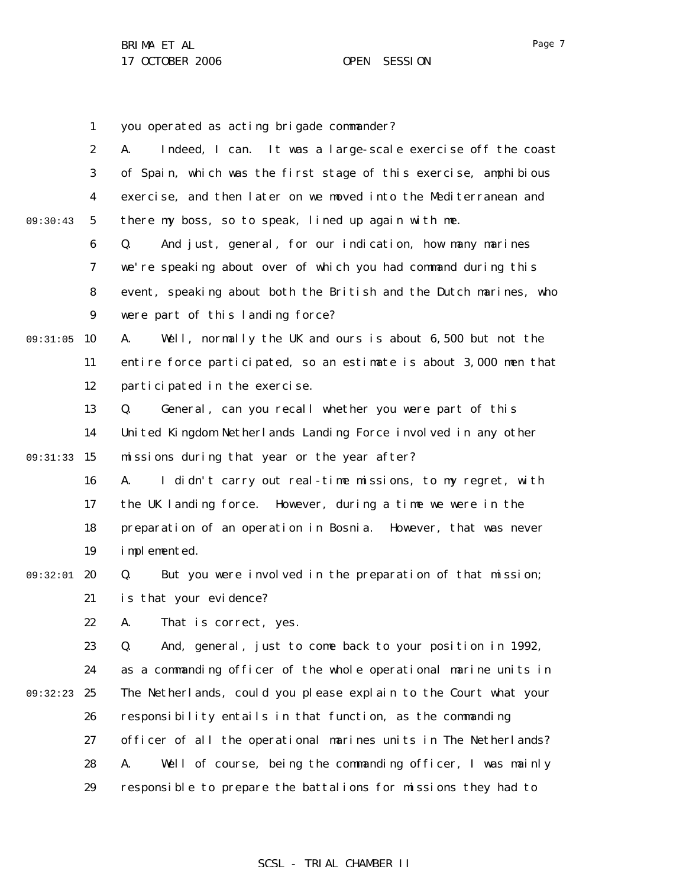you operated as acting brigade commander?

A. Indeed, I can. It was a large-scale exercise off the coast of Spain, which was the first stage of this exercise, amphibious exercise, and then later on we moved into the Mediterranean and there my boss, so to speak, lined up again with me.

Q. And just, general, for our indication, how many marines we're speaking about over of which you had command during this event, speaking about both the British and the Dutch marines, who were part of this landing force?

A. Well, normally the UK and ours is about 6,500 but not the entire force participated, so an estimate is about 3,000 men that participated in the exercise.

Q. General, can you recall whether you were part of this United Kingdom Netherlands Landing Force involved in any other missions during that year or the year after?

A. I didn't carry out real-time missions, to my regret, with the UK landing force. However, during a time we were in the preparation of an operation in Bosnia. However, that was never implemented.

Q. But you were involved in the preparation of that mission; is that your evidence?

A. That is correct, yes.

Q. And, general, just to come back to your position in 1992, as a commanding officer of the whole operational marine units in The Netherlands, could you please explain to the Court what your responsibility entails in that function, as the commanding officer of all the operational marines units in The Netherlands?

A. Well of course, being the commanding officer, I was mainly responsible to prepare the battalions for missions they had to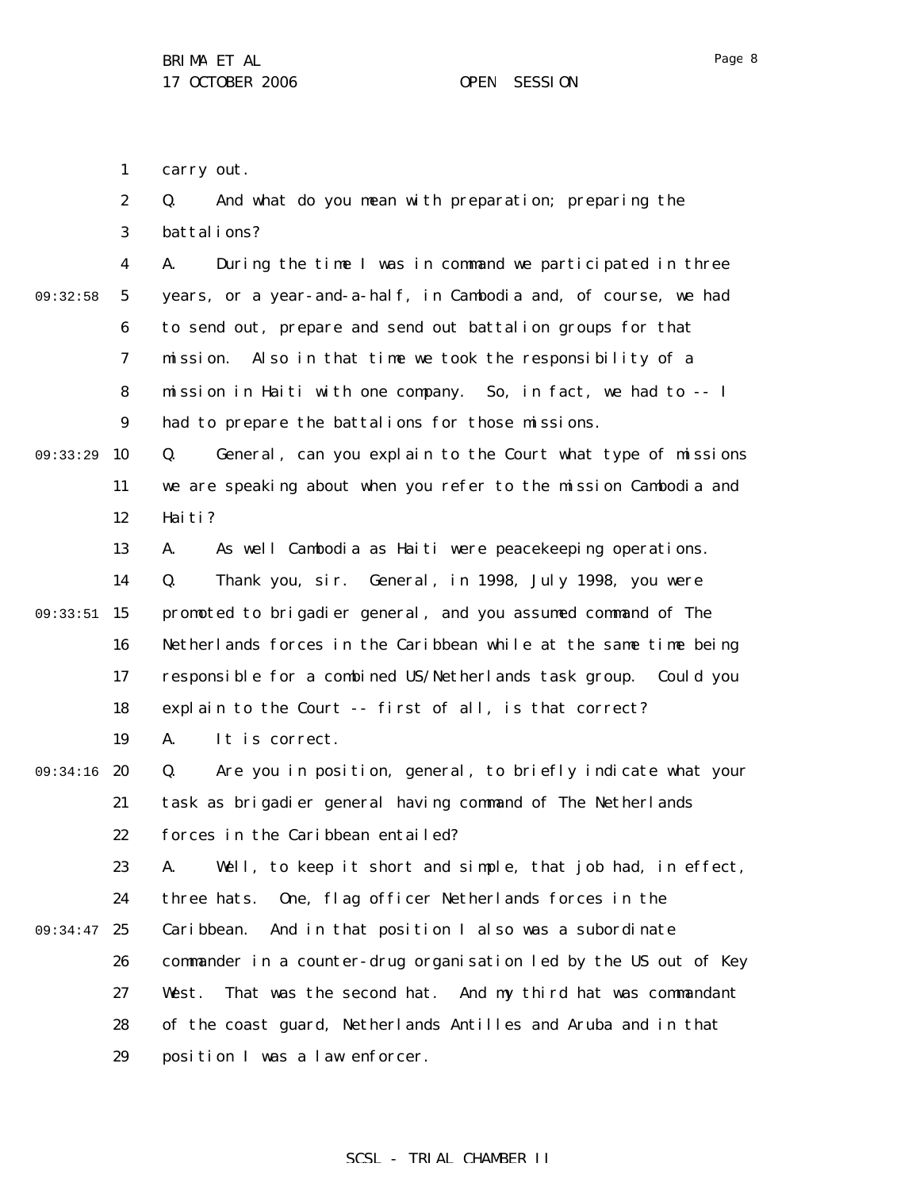carry out.

Q. And what do you mean with preparation; preparing the battalions?

A. During the time I was in command we participated in three years, or a year-and-a-half, in Cambodia and, of course, we had to send out, prepare and send out battalion groups for that mission. Also in that time we took the responsibility of a mission in Haiti with one company. So, in fact, we had to -- I had to prepare the battalions for those missions.

Q. General, can you explain to the Court what type of missions we are speaking about when you refer to the mission Cambodia and Haiti?

A. As well Cambodia as Haiti were peacekeeping operations.

Q. Thank you, sir. General, in 1998, July 1998, you were promoted to brigadier general, and you assumed command of The Netherlands forces in the Caribbean while at the same time being responsible for a combined US/Netherlands task group. Could you explain to the Court -- first of all, is that correct?

A. It is correct.

Q. Are you in position, general, to briefly indicate what your task as brigadier general having command of The Netherlands forces in the Caribbean entailed?

A. Well, to keep it short and simple, that job had, in effect, three hats. One, flag officer Netherlands forces in the Caribbean. And in that position I also was a subordinate commander in a counter-drug organisation led by the US out of Key West. That was the second hat. And my third hat was commandant of the coast guard, Netherlands Antilles and Aruba and in that position I was a law enforcer.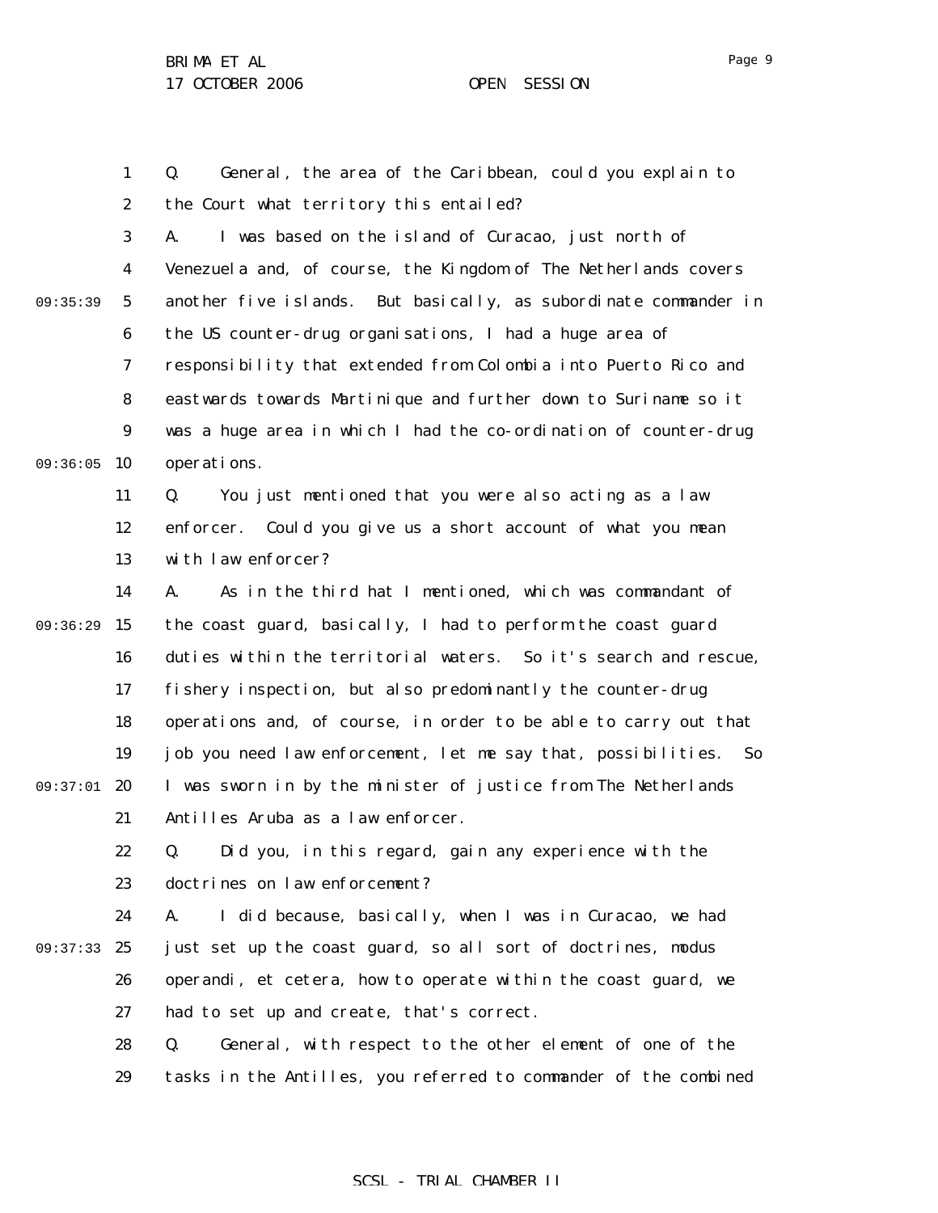Q. General, the area of the Caribbean, could you explain to the Court what territory this entailed?

A. I was based on the island of Curacao, just north of Venezuela and, of course, the Kingdom of The Netherlands covers another five islands. But basically, as subordinate commander in the US counter-drug organisations, I had a huge area of responsibility that extended from Colombia into Puerto Rico and eastwards towards Martinique and further down to Suriname so it was a huge area in which I had the co-ordination of counter-drug operations.

Q. You just mentioned that you were also acting as a law enforcer. Could you give us a short account of what you mean with law enforcer?

A. As in the third hat I mentioned, which was commandant of the coast guard, basically, I had to perform the coast guard duties within the territorial waters. So it's search and rescue, fishery inspection, but also predominantly the counter-drug operations and, of course, in order to be able to carry out that job you need law enforcement, let me say that, possibilities. So I was sworn in by the minister of justice from The Netherlands Antilles Aruba as a law enforcer.

Q. Did you, in this regard, gain any experience with the doctrines on law enforcement?

A. I did because, basically, when I was in Curacao, we had just set up the coast guard, so all sort of doctrines, modus operandi, et cetera, how to operate within the coast guard, we had to set up and create, that's correct.

Q. General, with respect to the other element of one of the tasks in the Antilles, you referred to commander of the combined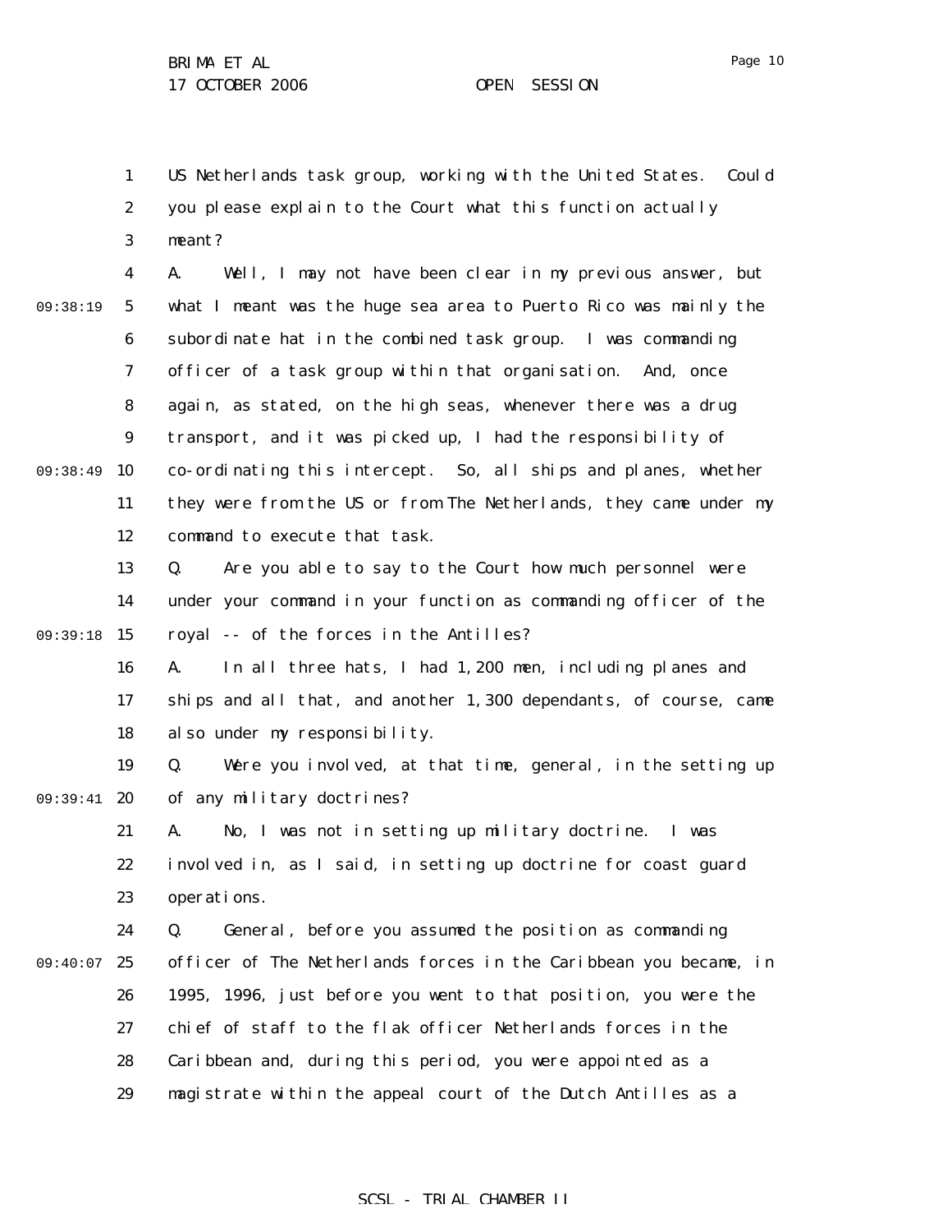US Netherlands task group, working with the United States. Could you please explain to the Court what this function actually meant?

A. Well, I may not have been clear in my previous answer, but what I meant was the huge sea area to Puerto Rico was mainly the subordinate hat in the combined task group. I was commanding officer of a task group within that organisation. And, once again, as stated, on the high seas, whenever there was a drug transport, and it was picked up, I had the responsibility of co-ordinating this intercept. So, all ships and planes, whether they were from the US or from The Netherlands, they came under my command to execute that task.

Q. Are you able to say to the Court how much personnel were under your command in your function as commanding officer of the royal -- of the forces in the Antilles?

A. In all three hats, I had 1,200 men, including planes and ships and all that, and another 1,300 dependants, of course, came also under my responsibility.

Q. Were you involved, at that time, general, in the setting up of any military doctrines?

A. No, I was not in setting up military doctrine. I was involved in, as I said, in setting up doctrine for coast guard operations.

Q. General, before you assumed the position as commanding officer of The Netherlands forces in the Caribbean you became, in 1995, 1996, just before you went to that position, you were the chief of staff to the flak officer Netherlands forces in the Caribbean and, during this period, you were appointed as a magistrate within the appeal court of the Dutch Antilles as a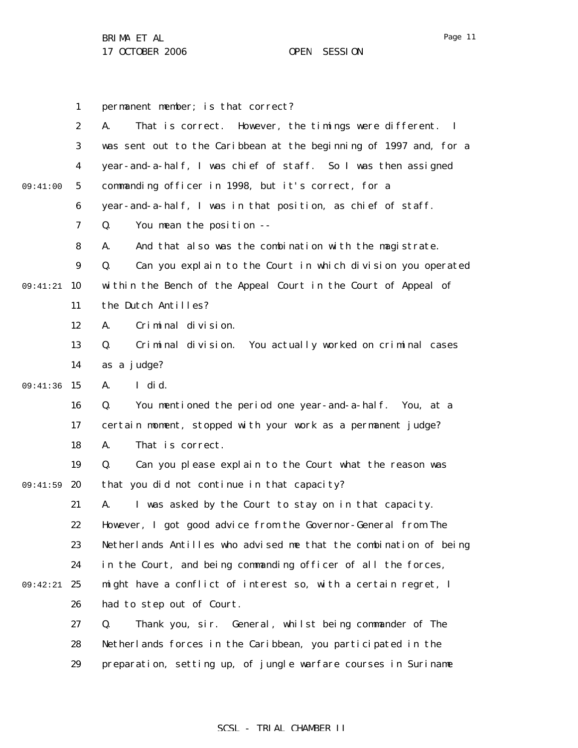permanent member; is that correct?

A. That is correct. However, the timings were different. I was sent out to the Caribbean at the beginning of 1997 and, for a year-and-a-half, I was chief of staff. So I was then assigned commanding officer in 1998, but it's correct, for a year-and-a-half, I was in that position, as chief of staff.

Q. You mean the position --

A. And that also was the combination with the magistrate.

Q. Can you explain to the Court in which division you operated within the Bench of the Appeal Court in the Court of Appeal of the Dutch Antilles?

A. Criminal division.

Q. Criminal division. You actually worked on criminal cases as a judge?

A. I did.

Q. You mentioned the period one year-and-a-half. You, at a certain moment, stopped with your work as a permanent judge?

A. That is correct.

Q. Can you please explain to the Court what the reason was that you did not continue in that capacity?

A. I was asked by the Court to stay on in that capacity. However, I got good advice from the Governor-General from The Netherlands Antilles who advised me that the combination of being in the Court, and being commanding officer of all the forces, might have a conflict of interest so, with a certain regret, I had to step out of Court.

Q. Thank you, sir. General, whilst being commander of The Netherlands forces in the Caribbean, you participated in the preparation, setting up, of jungle warfare courses in Suriname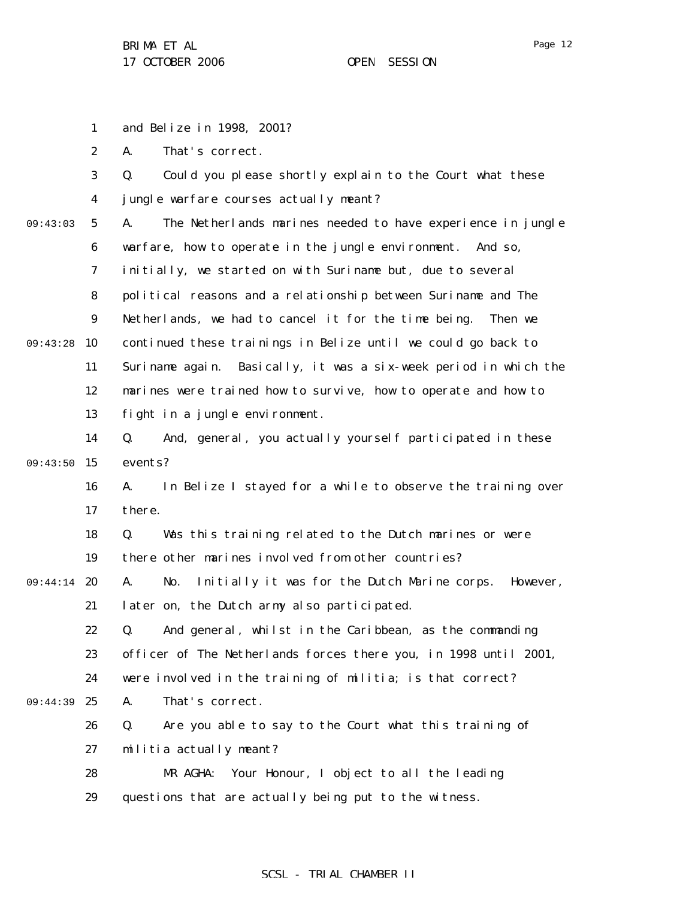and Belize in 1998, 2001?

A. That's correct.

Q. Could you please shortly explain to the Court what these jungle warfare courses actually meant?

A. The Netherlands marines needed to have experience in jungle warfare, how to operate in the jungle environment. And so, initially, we started on with Suriname but, due to several political reasons and a relationship between Suriname and The Netherlands, we had to cancel it for the time being. Then we continued these trainings in Belize until we could go back to Suriname again. Basically, it was a six-week period in which the marines were trained how to survive, how to operate and how to fight in a jungle environment.

Q. And, general, you actually yourself participated in these events?

A. In Belize I stayed for a while to observe the training over there.

Q. Was this training related to the Dutch marines or were there other marines involved from other countries?

A. No. Initially it was for the Dutch Marine corps. However, later on, the Dutch army also participated.

Q. And general, whilst in the Caribbean, as the commanding officer of The Netherlands forces there you, in 1998 until 2001, were involved in the training of militia; is that correct?

A. That's correct.

Q. Are you able to say to the Court what this training of militia actually meant?

MR AGHA: Your Honour, I object to all the leading questions that are actually being put to the witness.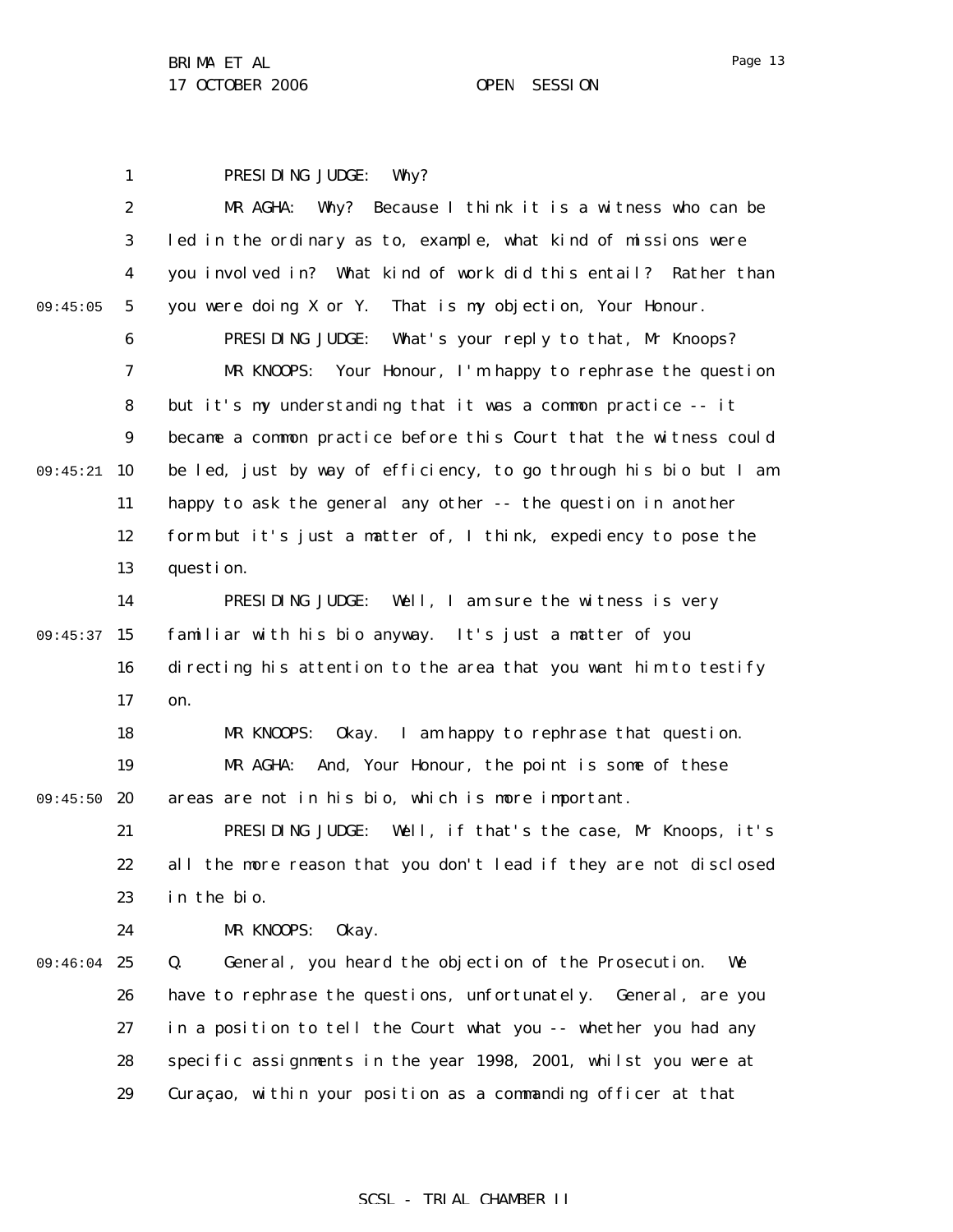PRESIDING JUDGE: Why?

MR AGHA: Why? Because I think it is a witness who can be led in the ordinary as to, example, what kind of missions were you involved in? What kind of work did this entail? Rather than you were doing X or Y. That is my objection, Your Honour.

PRESIDING JUDGE: What's your reply to that, Mr Knoops?

MR KNOOPS: Your Honour, I'm happy to rephrase the question but it's my understanding that it was a common practice -- it became a common practice before this Court that the witness could be led, just by way of efficiency, to go through his bio but I am happy to ask the general any other -- the question in another form but it's just a matter of, I think, expediency to pose the question.

PRESIDING JUDGE: Well, I am sure the witness is very familiar with his bio anyway. It's just a matter of you directing his attention to the area that you want him to testify on.

MR KNOOPS: Okay. I am happy to rephrase that question.

MR AGHA: And, Your Honour, the point is some of these areas are not in his bio, which is more important.

PRESIDING JUDGE: Well, if that's the case, Mr Knoops, it's all the more reason that you don't lead if they are not disclosed in the bio.

MR KNOOPS: Okay.

Q. General, you heard the objection of the Prosecution. We have to rephrase the questions, unfortunately. General, are you in a position to tell the Court what you -- whether you had any specific assignments in the year 1998, 2001, whilst you were at Curaçao, within your position as a commanding officer at that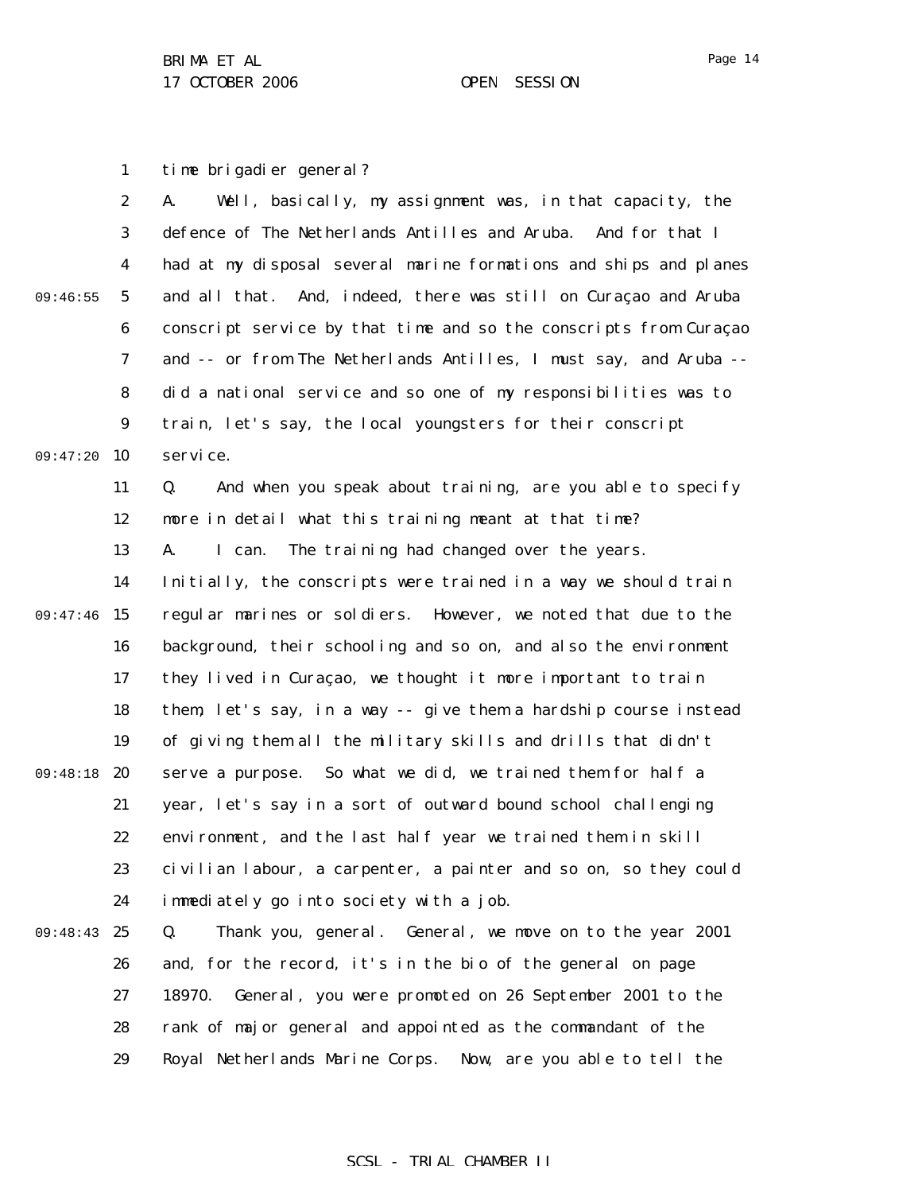time brigadier general?

A. Well, basically, my assignment was, in that capacity, the defence of The Netherlands Antilles and Aruba. And for that I had at my disposal several marine formations and ships and planes and all that. And, indeed, there was still on Curaçao and Aruba conscript service by that time and so the conscripts from Curaçao and -- or from The Netherlands Antilles, I must say, and Aruba -- did a national service and so one of my responsibilities was to train, let's say, the local youngsters for their conscript service.

Q. And when you speak about training, are you able to specify more in detail what this training meant at that time?

A. I can. The training had changed over the years. Initially, the conscripts were trained in a way we should train regular marines or soldiers. However, we noted that due to the background, their schooling and so on, and also the environment they lived in Curaçao, we thought it more important to train them, let's say, in a way -- give them a hardship course instead of giving them all the military skills and drills that didn't serve a purpose. So what we did, we trained them for half a year, let's say in a sort of outward bound school challenging environment, and the last half year we trained them in skill civilian labour, a carpenter, a painter and so on, so they could immediately go into society with a job.

Q. Thank you, general. General, we move on to the year 2001 and, for the record, it's in the bio of the general on page 18970. General, you were promoted on 26 September 2001 to the rank of major general and appointed as the commandant of the Royal Netherlands Marine Corps. Now, are you able to tell the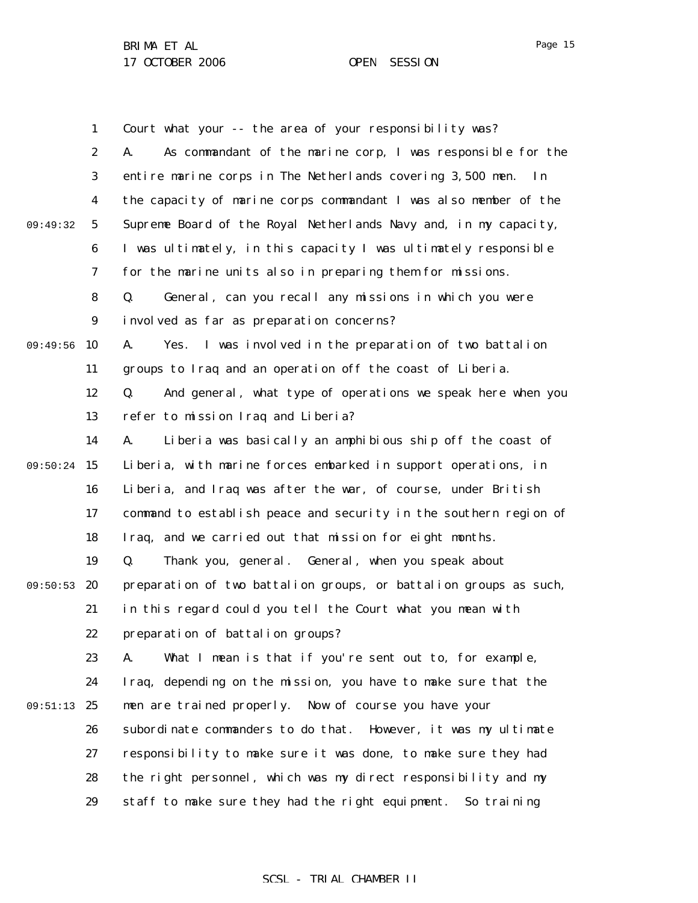Court what your -- the area of your responsibility was?

A. As commandant of the marine corp, I was responsible for the entire marine corps in The Netherlands covering 3,500 men. In the capacity of marine corps commandant I was also member of the Supreme Board of the Royal Netherlands Navy and, in my capacity, I was ultimately, in this capacity I was ultimately responsible for the marine units also in preparing them for missions.

Q. General, can you recall any missions in which you were involved as far as preparation concerns?

A. Yes. I was involved in the preparation of two battalion groups to Iraq and an operation off the coast of Liberia.

Q. And general, what type of operations we speak here when you refer to mission Iraq and Liberia?

A. Liberia was basically an amphibious ship off the coast of Liberia, with marine forces embarked in support operations, in Liberia, and Iraq was after the war, of course, under British command to establish peace and security in the southern region of Iraq, and we carried out that mission for eight months.

Q. Thank you, general. General, when you speak about preparation of two battalion groups, or battalion groups as such, in this regard could you tell the Court what you mean with preparation of battalion groups?

A. What I mean is that if you're sent out to, for example, Iraq, depending on the mission, you have to make sure that the men are trained properly. Now of course you have your subordinate commanders to do that. However, it was my ultimate responsibility to make sure it was done, to make sure they had the right personnel, which was my direct responsibility and my staff to make sure they had the right equipment. So training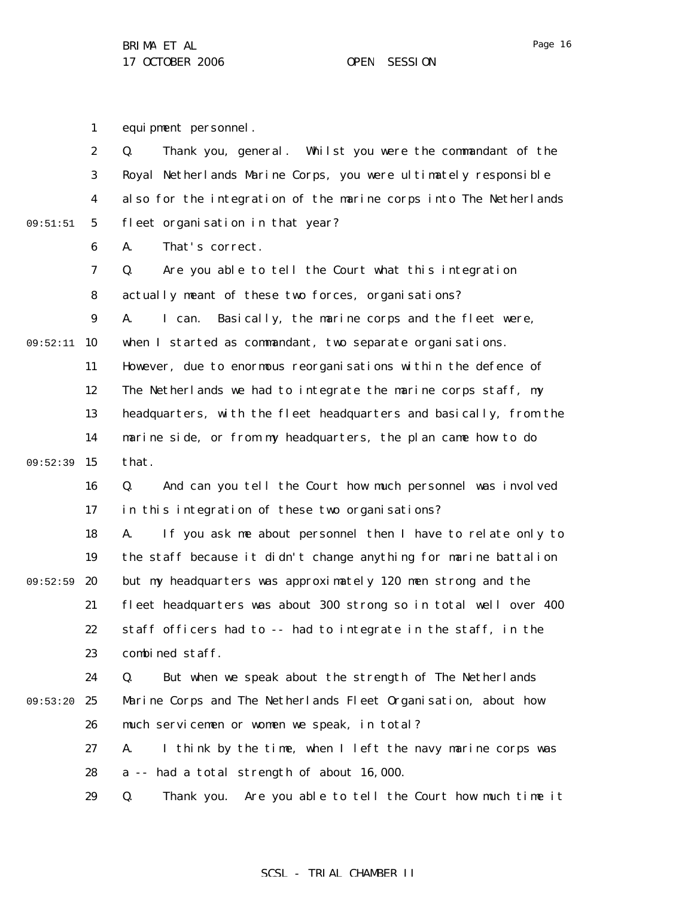equipment personnel.

Q. Thank you, general. Whilst you were the commandant of the Royal Netherlands Marine Corps, you were ultimately responsible also for the integration of the marine corps into The Netherlands fleet organisation in that year?

A. That's correct.

Q. Are you able to tell the Court what this integration actually meant of these two forces, organisations?

A. I can. Basically, the marine corps and the fleet were, when I started as commandant, two separate organisations. However, due to enormous reorganisations within the defence of The Netherlands we had to integrate the marine corps staff, my headquarters, with the fleet headquarters and basically, from the marine side, or from my headquarters, the plan came how to do that.

Q. And can you tell the Court how much personnel was involved in this integration of these two organisations?

A. If you ask me about personnel then I have to relate only to the staff because it didn't change anything for marine battalion but my headquarters was approximately 120 men strong and the fleet headquarters was about 300 strong so in total well over 400 staff officers had to -- had to integrate in the staff, in the combined staff.

Q. But when we speak about the strength of The Netherlands Marine Corps and The Netherlands Fleet Organisation, about how much servicemen or women we speak, in total?

A. I think by the time, when I left the navy marine corps was a -- had a total strength of about 16,000.

Q. Thank you. Are you able to tell the Court how much time it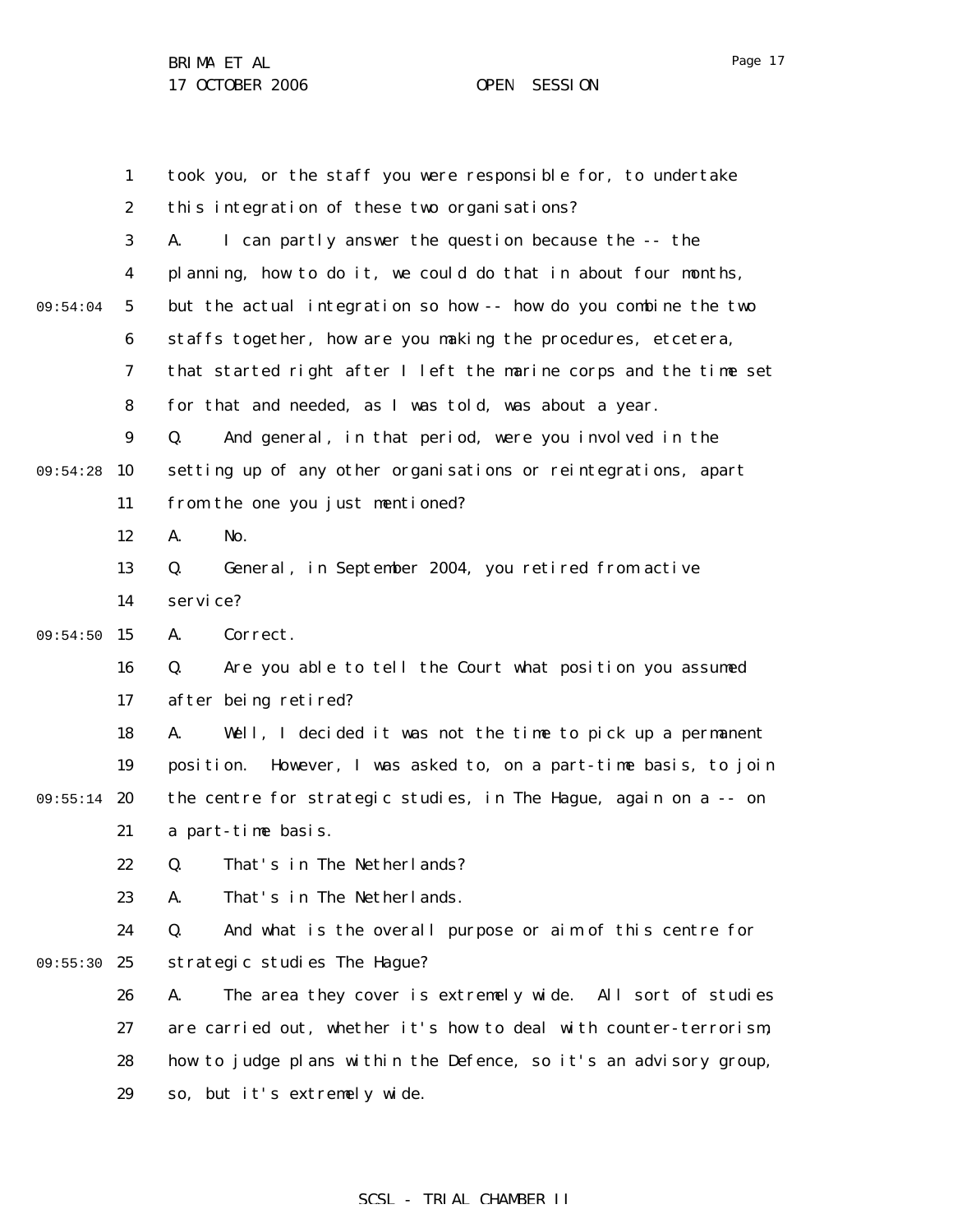took you, or the staff you were responsible for, to undertake this integration of these two organisations?

A. I can partly answer the question because the -- the planning, how to do it, we could do that in about four months, but the actual integration so how -- how do you combine the two staffs together, how are you making the procedures, etcetera, that started right after I left the marine corps and the time set for that and needed, as I was told, was about a year.

Q. And general, in that period, were you involved in the setting up of any other organisations or reintegrations, apart from the one you just mentioned?

A. No.

Q. General, in September 2004, you retired from active service?

A. Correct.

Q. Are you able to tell the Court what position you assumed after being retired?

A. Well, I decided it was not the time to pick up a permanent position. However, I was asked to, on a part-time basis, to join the centre for strategic studies, in The Hague, again on a -- on a part-time basis.

Q. That's in The Netherlands?

A. That's in The Netherlands.

Q. And what is the overall purpose or aim of this centre for strategic studies The Hague?

A. The area they cover is extremely wide. All sort of studies are carried out, whether it's how to deal with counter-terrorism, how to judge plans within the Defence, so it's an advisory group, so, but it's extremely wide.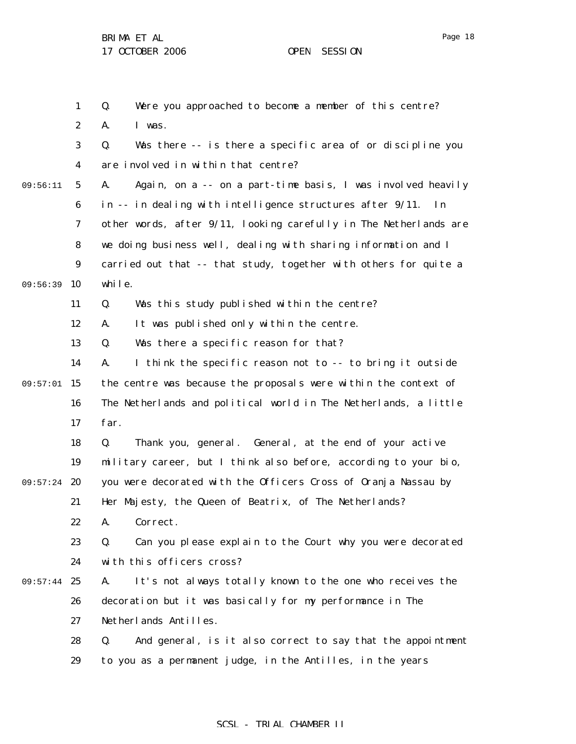1 Q. Were you approached to become a member of this centre?

2 A. I was.

3 Q. Was there -- is there a specific area of or discipline you

4 are involved in within that centre?

09:56:11 5 A. Again, on a -- on a part-time basis, I was involved heavily

6 in -- in dealing with intelligence structures after 9/11. In

7 other words, after 9/11, looking carefully in The Netherlands are

8 we doing business well, dealing with sharing information and I

9 carried out that -- that study, together with others for quite a

09:56:39 10 while.

11 Q. Was this study published within the centre?

12 A. It was published only within the centre.

13 Q. Was there a specific reason for that?

14 A. I think the specific reason not to -- to bring it outside

09:57:01 15 the centre was because the proposals were within the context of

16 The Netherlands and political world in The Netherlands, a little

17 far.

18 Q. Thank you, general. General, at the end of your active

19 military career, but I think also before, according to your bio,

09:57:24 20 you were decorated with the Officers Cross of Oranja Nassau by

21 Her Majesty, the Queen of Beatrix, of The Netherlands?

22 A. Correct.

23 Q. Can you please explain to the Court why you were decorated

24 with this officers cross?

09:57:44 25 A. It's not always totally known to the one who receives the

26 decoration but it was basically for my performance in The

27 Netherlands Antilles.

28 Q. And general, is it also correct to say that the appointment

29 to you as a permanent judge, in the Antilles, in the years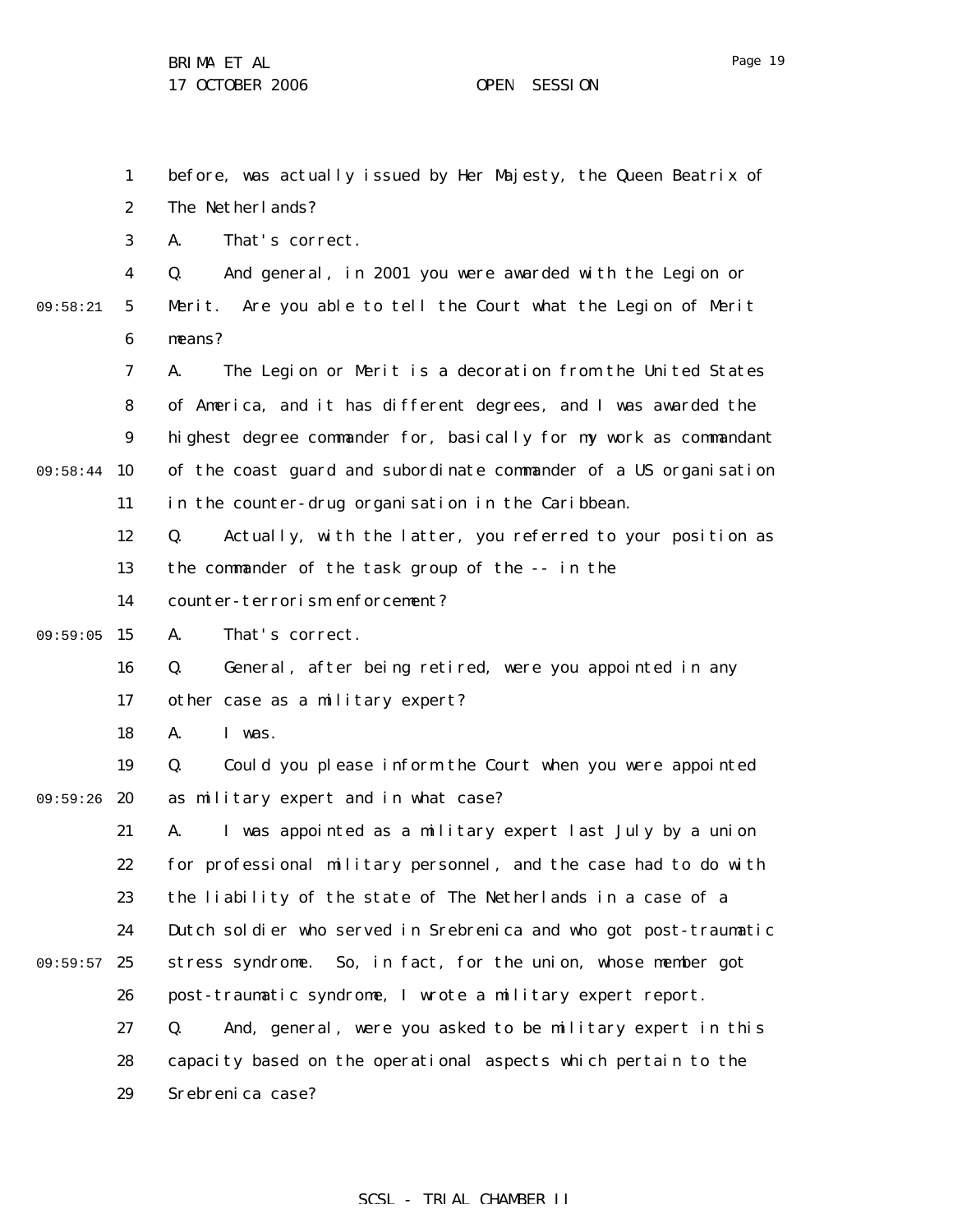before, was actually issued by Her Majesty, the Queen Beatrix of The Netherlands?

A. That's correct.

Q. And general, in 2001 you were awarded with the Legion or Merit. Are you able to tell the Court what the Legion of Merit means?

A. The Legion or Merit is a decoration from the United States of America, and it has different degrees, and I was awarded the highest degree commander for, basically for my work as commandant of the coast guard and subordinate commander of a US organisation in the counter-drug organisation in the Caribbean.

Q. Actually, with the latter, you referred to your position as the commander of the task group of the -- in the counter-terrorism enforcement?

A. That's correct.

Q. General, after being retired, were you appointed in any other case as a military expert?

A. I was.

Q. Could you please inform the Court when you were appointed as military expert and in what case?

A. I was appointed as a military expert last July by a union for professional military personnel, and the case had to do with the liability of the state of The Netherlands in a case of a Dutch soldier who served in Srebrenica and who got post-traumatic stress syndrome. So, in fact, for the union, whose member got post-traumatic syndrome, I wrote a military expert report.

Q. And, general, were you asked to be military expert in this capacity based on the operational aspects which pertain to the Srebrenica case?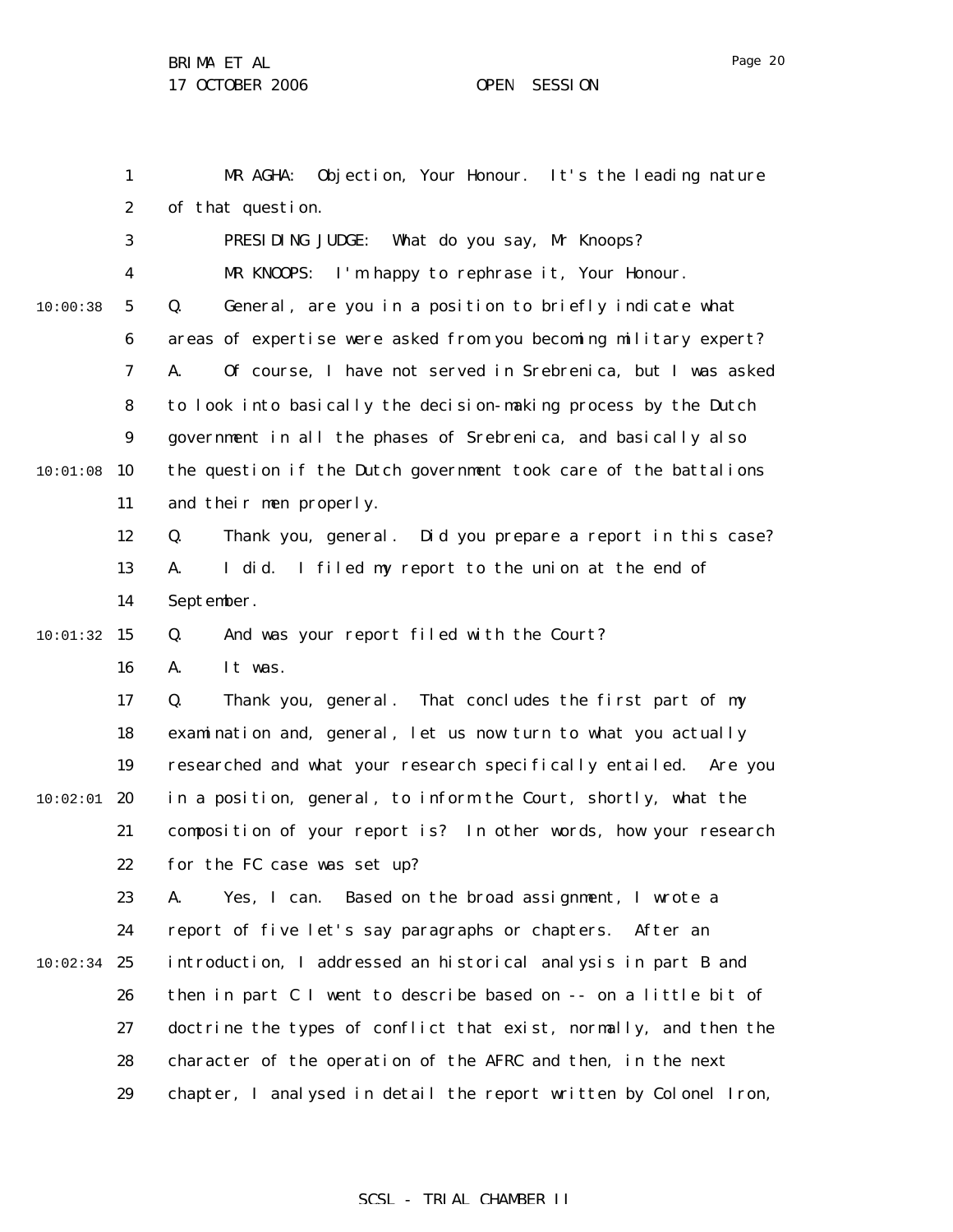MR AGHA: Objection, Your Honour. It's the leading nature of that question.

PRESIDING JUDGE: What do you say, Mr Knoops?

MR KNOOPS: I'm happy to rephrase it, Your Honour.

Q. General, are you in a position to briefly indicate what areas of expertise were asked from you becoming military expert?

A. Of course, I have not served in Srebrenica, but I was asked to look into basically the decision-making process by the Dutch government in all the phases of Srebrenica, and basically also the question if the Dutch government took care of the battalions and their men properly.

Q. Thank you, general. Did you prepare a report in this case?

A. I did. I filed my report to the union at the end of September.

Q. And was your report filed with the Court?

A. It was.

Q. Thank you, general. That concludes the first part of my examination and, general, let us now turn to what you actually researched and what your research specifically entailed. Are you in a position, general, to inform the Court, shortly, what the composition of your report is? In other words, how your research for the FC case was set up?

A. Yes, I can. Based on the broad assignment, I wrote a report of five let's say paragraphs or chapters. After an introduction, I addressed an historical analysis in part B and then in part C I went to describe based on -- on a little bit of doctrine the types of conflict that exist, normally, and then the character of the operation of the AFRC and then, in the next chapter, I analysed in detail the report written by Colonel Iron,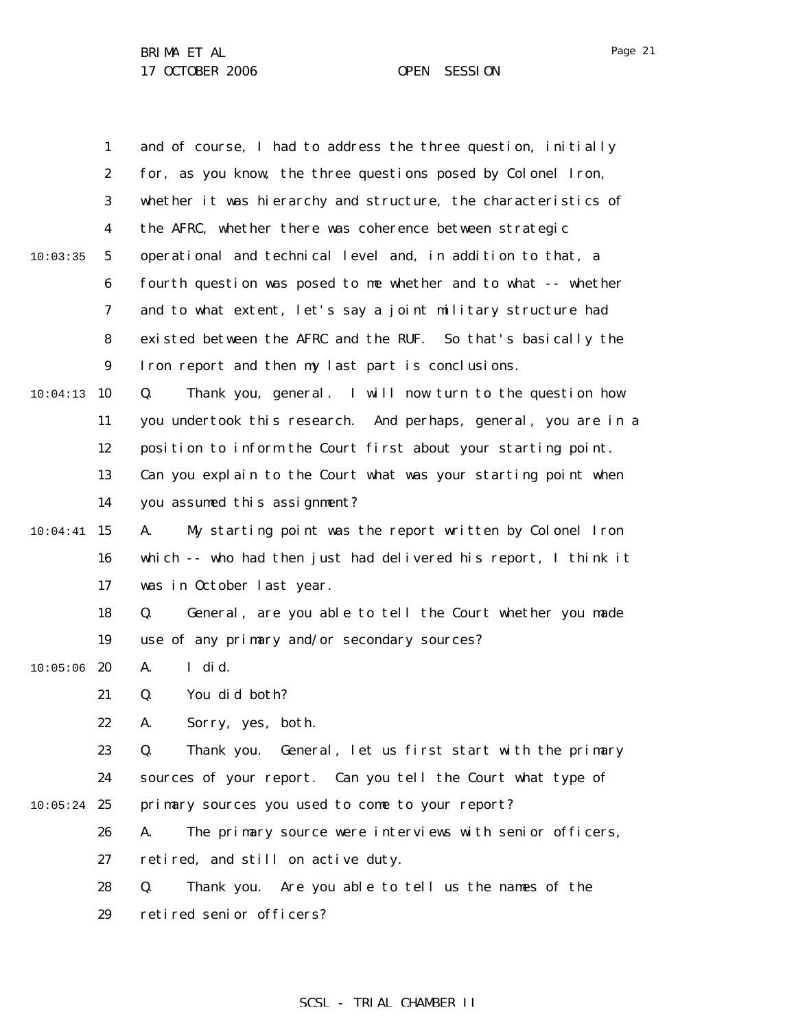1 and of course, I had to address the three question, initially
2 for, as you know, the three questions posed by Colonel Iron,
3 whether it was hierarchy and structure, the characteristics of
4 the AFRC, whether there was coherence between strategic
10:03:35 5 operational and technical level and, in addition to that, a
6 fourth question was posed to me whether and to what -- whether
7 and to what extent, let's say a joint military structure had
8 existed between the AFRC and the RUF. So that's basically the
9 Iron report and then my last part is conclusions.
10:04:13 10 Q. Thank you, general. I will now turn to the question how
11 you undertook this research. And perhaps, general, you are in a
12 position to inform the Court first about your starting point.
13 Can you explain to the Court what was your starting point when
14 you assumed this assignment?
10:04:41 15 A. My starting point was the report written by Colonel Iron
16 which -- who had then just had delivered his report, I think it
17 was in October last year.
18 Q. General, are you able to tell the Court whether you made
19 use of any primary and/or secondary sources?
10:05:06 20 A. I did.
21 Q. You did both?
22 A. Sorry, yes, both.
23 Q. Thank you. General, let us first start with the primary
24 sources of your report. Can you tell the Court what type of
10:05:24 25 primary sources you used to come to your report?
26 A. The primary source were interviews with senior officers,
27 retired, and still on active duty.
28 Q. Thank you. Are you able to tell us the names of the
29 retired senior officers?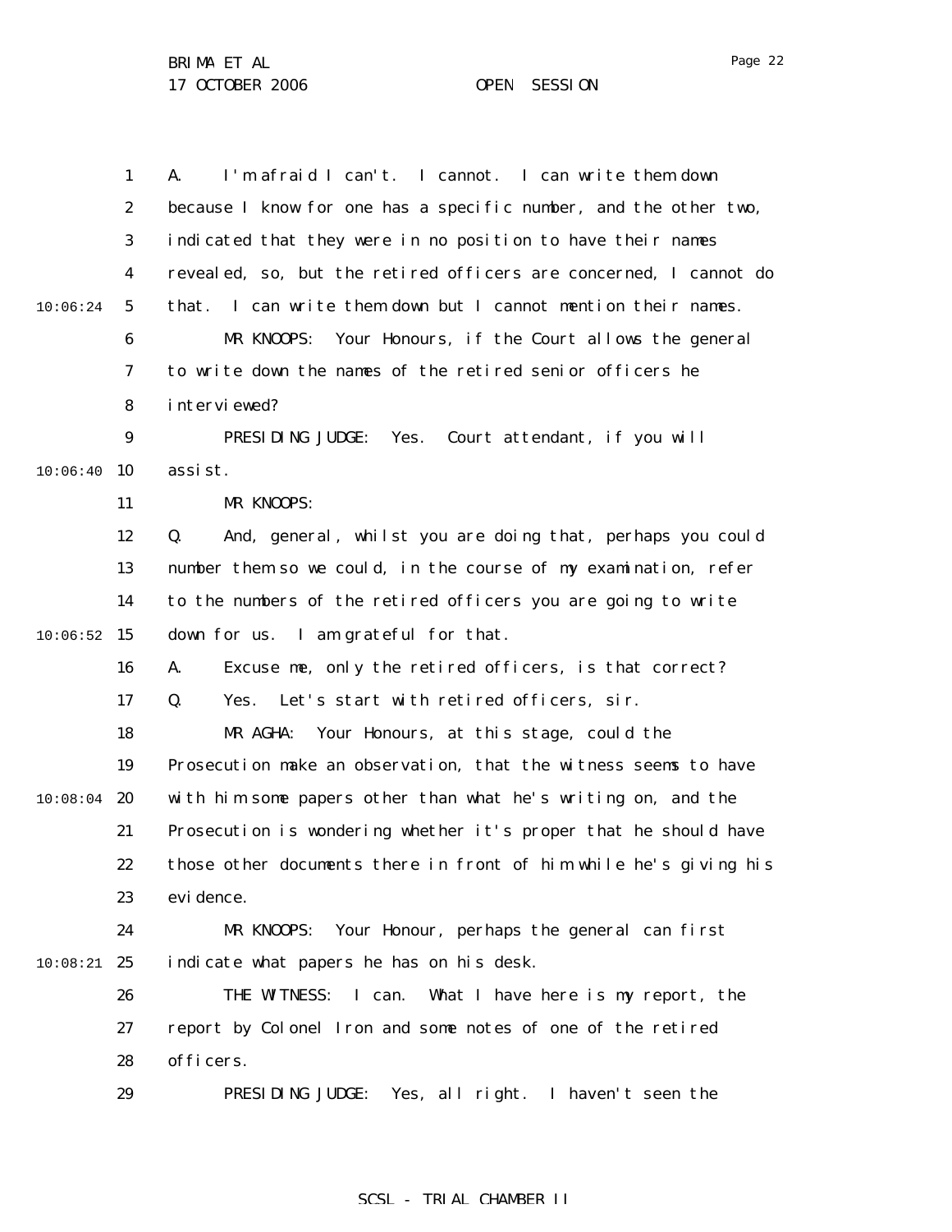A. I'm afraid I can't. I cannot. I can write them down because I know for one has a specific number, and the other two, indicated that they were in no position to have their names revealed, so, but the retired officers are concerned, I cannot do that. I can write them down but I cannot mention their names.

MR KNOOPS: Your Honours, if the Court allows the general to write down the names of the retired senior officers he interviewed?

PRESIDING JUDGE: Yes. Court attendant, if you will assist.

MR KNOOPS:

Q. And, general, whilst you are doing that, perhaps you could number them so we could, in the course of my examination, refer to the numbers of the retired officers you are going to write down for us. I am grateful for that.

A. Excuse me, only the retired officers, is that correct?

Q. Yes. Let's start with retired officers, sir.

MR AGHA: Your Honours, at this stage, could the Prosecution make an observation, that the witness seems to have with him some papers other than what he's writing on, and the Prosecution is wondering whether it's proper that he should have those other documents there in front of him while he's giving his evidence.

MR KNOOPS: Your Honour, perhaps the general can first indicate what papers he has on his desk.

THE WITNESS: I can. What I have here is my report, the report by Colonel Iron and some notes of one of the retired officers.

PRESIDING JUDGE: Yes, all right. I haven't seen the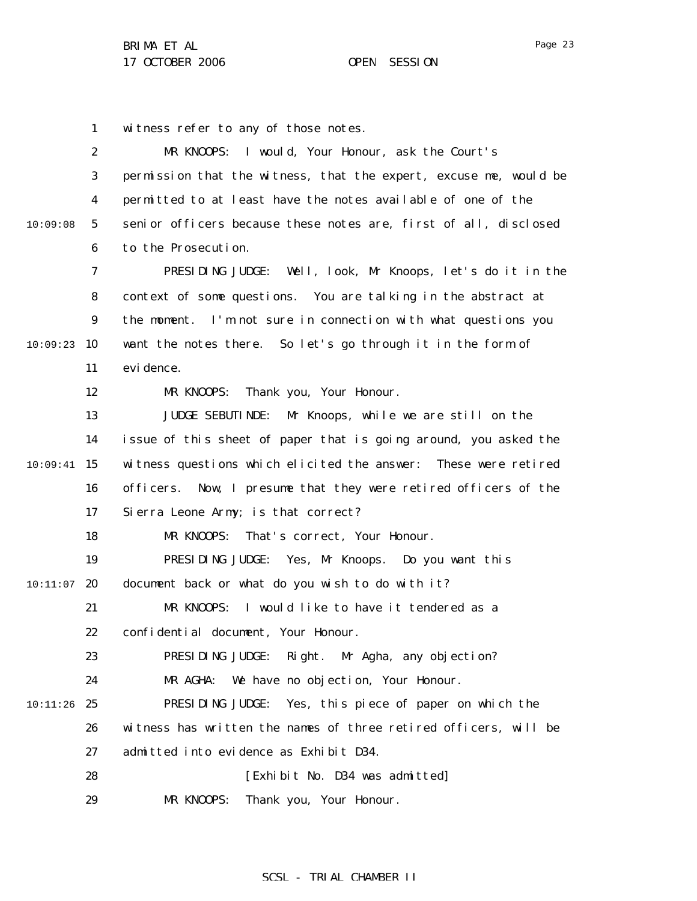witness refer to any of those notes.

MR KNOOPS: I would, Your Honour, ask the Court's permission that the witness, that the expert, excuse me, would be permitted to at least have the notes available of one of the senior officers because these notes are, first of all, disclosed to the Prosecution.

PRESIDING JUDGE: Well, look, Mr Knoops, let's do it in the context of some questions. You are talking in the abstract at the moment. I'm not sure in connection with what questions you want the notes there. So let's go through it in the form of evidence.

MR KNOOPS: Thank you, Your Honour.

JUDGE SEBUTINDE: Mr Knoops, while we are still on the issue of this sheet of paper that is going around, you asked the witness questions which elicited the answer: These were retired officers. Now, I presume that they were retired officers of the Sierra Leone Army; is that correct?

MR KNOOPS: That's correct, Your Honour.

PRESIDING JUDGE: Yes, Mr Knoops. Do you want this document back or what do you wish to do with it?

MR KNOOPS: I would like to have it tendered as a confidential document, Your Honour.

PRESIDING JUDGE: Right. Mr Agha, any objection?

MR AGHA: We have no objection, Your Honour.

PRESIDING JUDGE: Yes, this piece of paper on which the witness has written the names of three retired officers, will be admitted into evidence as Exhibit D34.

[Exhibit No. D34 was admitted]

MR KNOOPS: Thank you, Your Honour.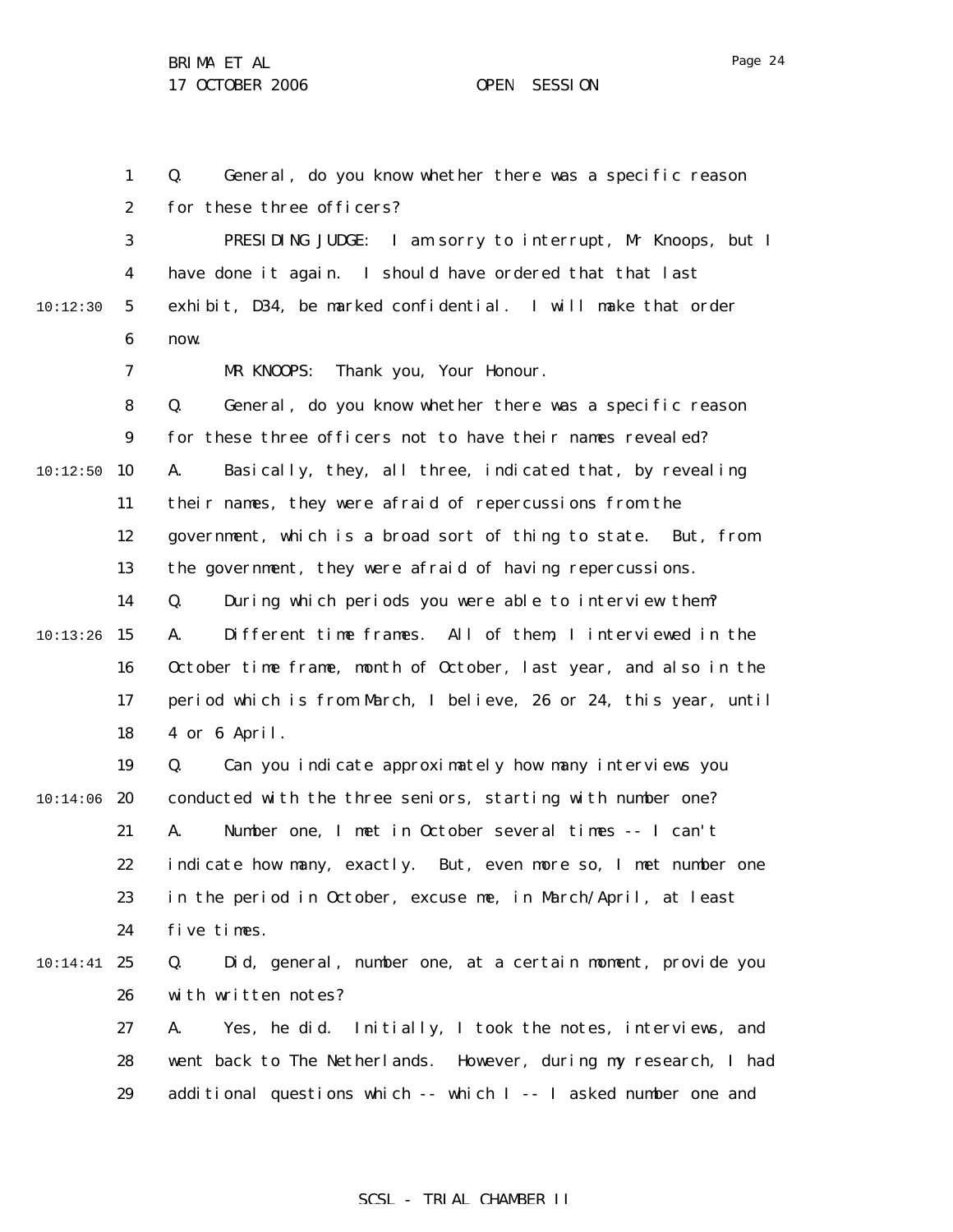Q. General, do you know whether there was a specific reason for these three officers?

PRESIDING JUDGE: I am sorry to interrupt, Mr Knoops, but I have done it again. I should have ordered that that last exhibit, D34, be marked confidential. I will make that order now.

MR KNOOPS: Thank you, Your Honour.

Q. General, do you know whether there was a specific reason for these three officers not to have their names revealed?

A. Basically, they, all three, indicated that, by revealing their names, they were afraid of repercussions from the government, which is a broad sort of thing to state. But, from the government, they were afraid of having repercussions.

Q. During which periods you were able to interview them?

A. Different time frames. All of them, I interviewed in the October time frame, month of October, last year, and also in the period which is from March, I believe, 26 or 24, this year, until 4 or 6 April.

Q. Can you indicate approximately how many interviews you conducted with the three seniors, starting with number one?

A. Number one, I met in October several times -- I can't indicate how many, exactly. But, even more so, I met number one in the period in October, excuse me, in March/April, at least five times.

Q. Did, general, number one, at a certain moment, provide you with written notes?

A. Yes, he did. Initially, I took the notes, interviews, and went back to The Netherlands. However, during my research, I had additional questions which -- which I -- I asked number one and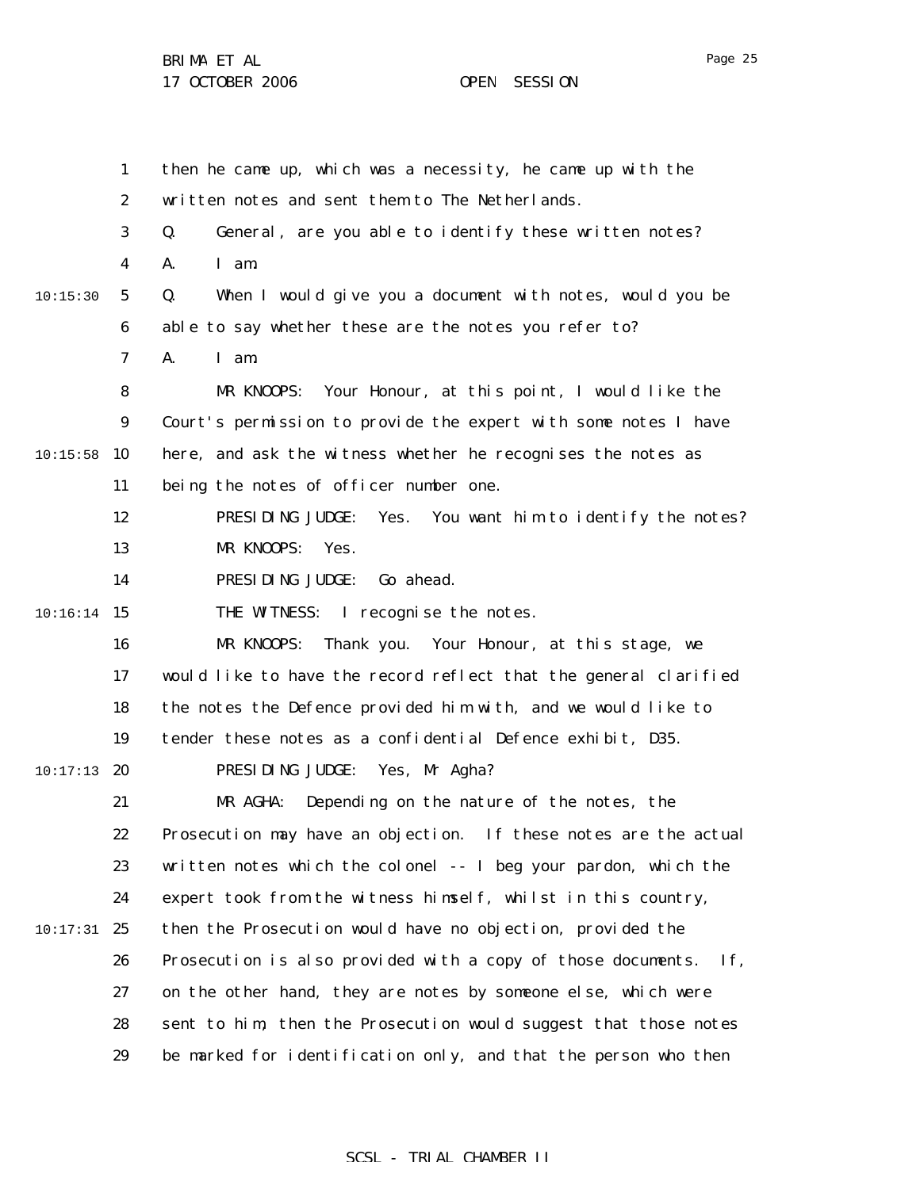then he came up, which was a necessity, he came up with the written notes and sent them to The Netherlands.

Q. General, are you able to identify these written notes?

A. I am.

Q. When I would give you a document with notes, would you be able to say whether these are the notes you refer to?

A. I am.

MR KNOOPS: Your Honour, at this point, I would like the Court's permission to provide the expert with some notes I have here, and ask the witness whether he recognises the notes as being the notes of officer number one.

PRESIDING JUDGE: Yes. You want him to identify the notes?

MR KNOOPS: Yes.

PRESIDING JUDGE: Go ahead.

THE WITNESS: I recognise the notes.

MR KNOOPS: Thank you. Your Honour, at this stage, we would like to have the record reflect that the general clarified the notes the Defence provided him with, and we would like to tender these notes as a confidential Defence exhibit, D35.

PRESIDING JUDGE: Yes, Mr Agha?

MR AGHA: Depending on the nature of the notes, the Prosecution may have an objection. If these notes are the actual written notes which the colonel -- I beg your pardon, which the expert took from the witness himself, whilst in this country, then the Prosecution would have no objection, provided the Prosecution is also provided with a copy of those documents. If, on the other hand, they are notes by someone else, which were sent to him, then the Prosecution would suggest that those notes be marked for identification only, and that the person who then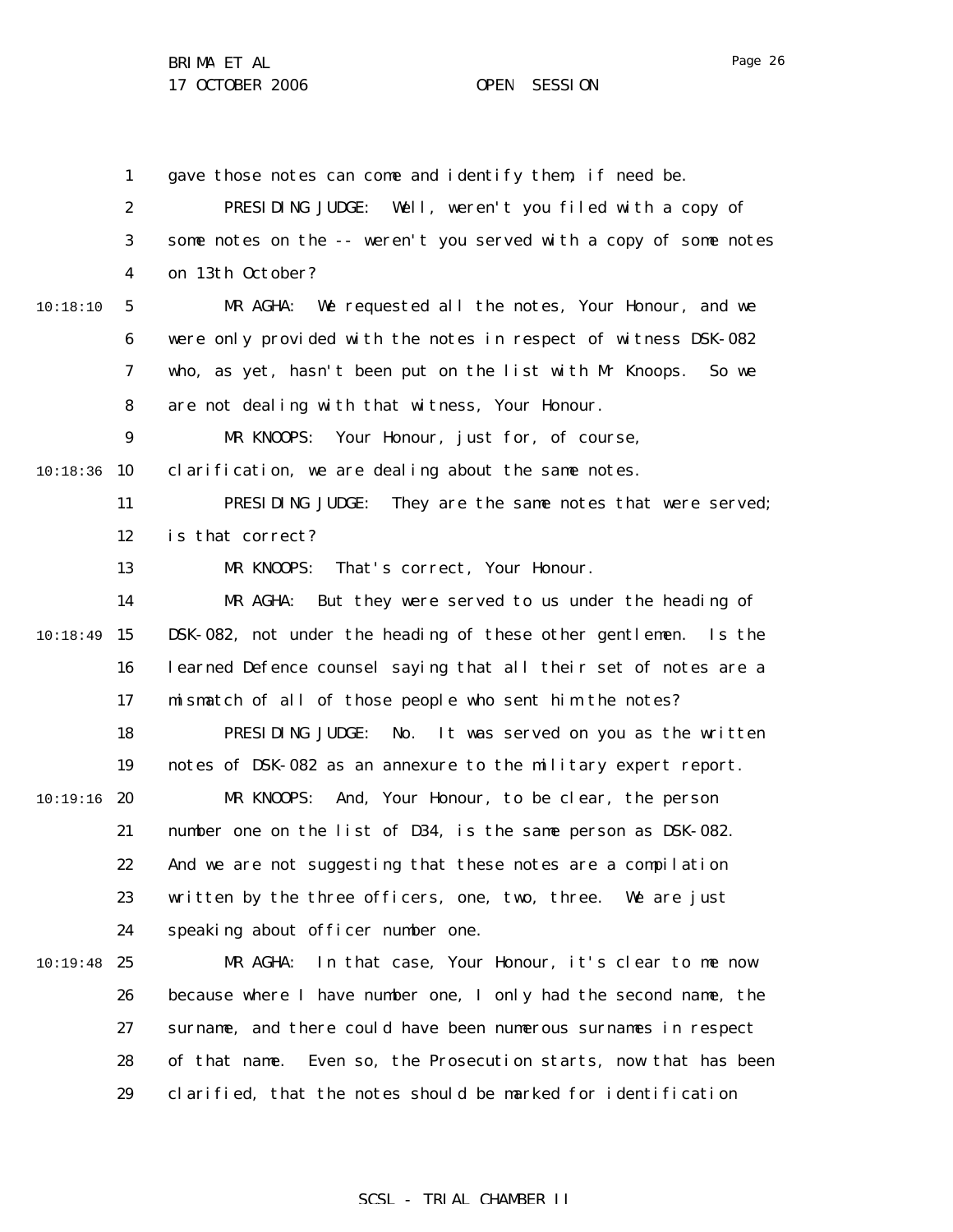gave those notes can come and identify them, if need be.

PRESIDING JUDGE: Well, weren't you filed with a copy of some notes on the -- weren't you served with a copy of some notes on 13th October?

MR AGHA: We requested all the notes, Your Honour, and we were only provided with the notes in respect of witness DSK-082 who, as yet, hasn't been put on the list with Mr Knoops. So we are not dealing with that witness, Your Honour.

MR KNOOPS: Your Honour, just for, of course, clarification, we are dealing about the same notes.

PRESIDING JUDGE: They are the same notes that were served; is that correct?

MR KNOOPS: That's correct, Your Honour.

MR AGHA: But they were served to us under the heading of DSK-082, not under the heading of these other gentlemen. Is the learned Defence counsel saying that all their set of notes are a mismatch of all of those people who sent him the notes?

PRESIDING JUDGE: No. It was served on you as the written notes of DSK-082 as an annexure to the military expert report.

MR KNOOPS: And, Your Honour, to be clear, the person number one on the list of D34, is the same person as DSK-082. And we are not suggesting that these notes are a compilation written by the three officers, one, two, three. We are just speaking about officer number one.

MR AGHA: In that case, Your Honour, it's clear to me now because where I have number one, I only had the second name, the surname, and there could have been numerous surnames in respect of that name. Even so, the Prosecution starts, now that has been clarified, that the notes should be marked for identification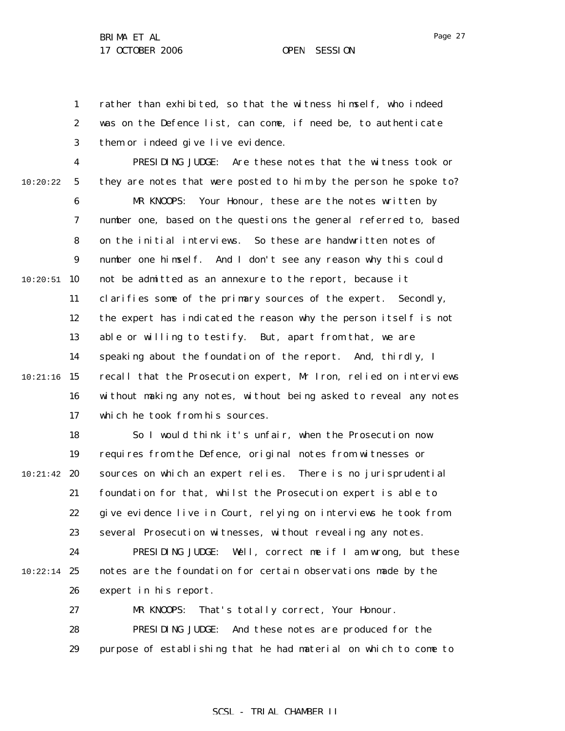rather than exhibited, so that the witness himself, who indeed was on the Defence list, can come, if need be, to authenticate them or indeed give live evidence.

PRESIDING JUDGE: Are these notes that the witness took or they are notes that were posted to him by the person he spoke to?

MR KNOOPS: Your Honour, these are the notes written by number one, based on the questions the general referred to, based on the initial interviews. So these are handwritten notes of number one himself. And I don't see any reason why this could not be admitted as an annexure to the report, because it clarifies some of the primary sources of the expert. Secondly, the expert has indicated the reason why the person itself is not able or willing to testify. But, apart from that, we are speaking about the foundation of the report. And, thirdly, I recall that the Prosecution expert, Mr Iron, relied on interviews without making any notes, without being asked to reveal any notes which he took from his sources.

So I would think it's unfair, when the Prosecution now requires from the Defence, original notes from witnesses or sources on which an expert relies. There is no jurisprudential foundation for that, whilst the Prosecution expert is able to give evidence live in Court, relying on interviews he took from several Prosecution witnesses, without revealing any notes.

PRESIDING JUDGE: Well, correct me if I am wrong, but these notes are the foundation for certain observations made by the expert in his report.

MR KNOOPS: That's totally correct, Your Honour.

PRESIDING JUDGE: And these notes are produced for the purpose of establishing that he had material on which to come to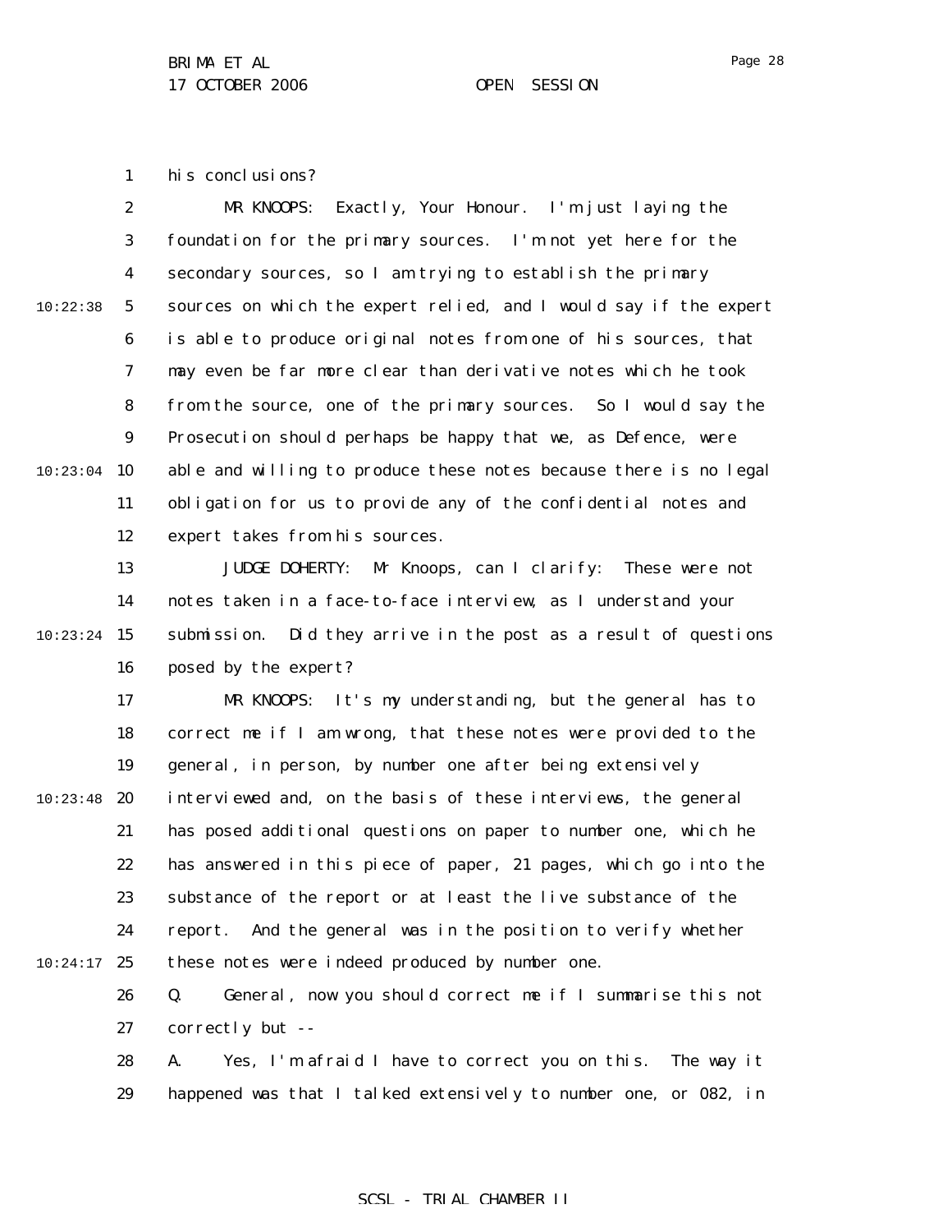his conclusions?

MR KNOOPS: Exactly, Your Honour. I'm just laying the foundation for the primary sources. I'm not yet here for the secondary sources, so I am trying to establish the primary sources on which the expert relied, and I would say if the expert is able to produce original notes from one of his sources, that may even be far more clear than derivative notes which he took from the source, one of the primary sources. So I would say the Prosecution should perhaps be happy that we, as Defence, were able and willing to produce these notes because there is no legal obligation for us to provide any of the confidential notes and expert takes from his sources.

JUDGE DOHERTY: Mr Knoops, can I clarify: These were not notes taken in a face-to-face interview, as I understand your submission. Did they arrive in the post as a result of questions posed by the expert?

MR KNOOPS: It's my understanding, but the general has to correct me if I am wrong, that these notes were provided to the general, in person, by number one after being extensively interviewed and, on the basis of these interviews, the general has posed additional questions on paper to number one, which he has answered in this piece of paper, 21 pages, which go into the substance of the report or at least the live substance of the report. And the general was in the position to verify whether these notes were indeed produced by number one.

Q. General, now you should correct me if I summarise this not correctly but --

A. Yes, I'm afraid I have to correct you on this. The way it happened was that I talked extensively to number one, or 082, in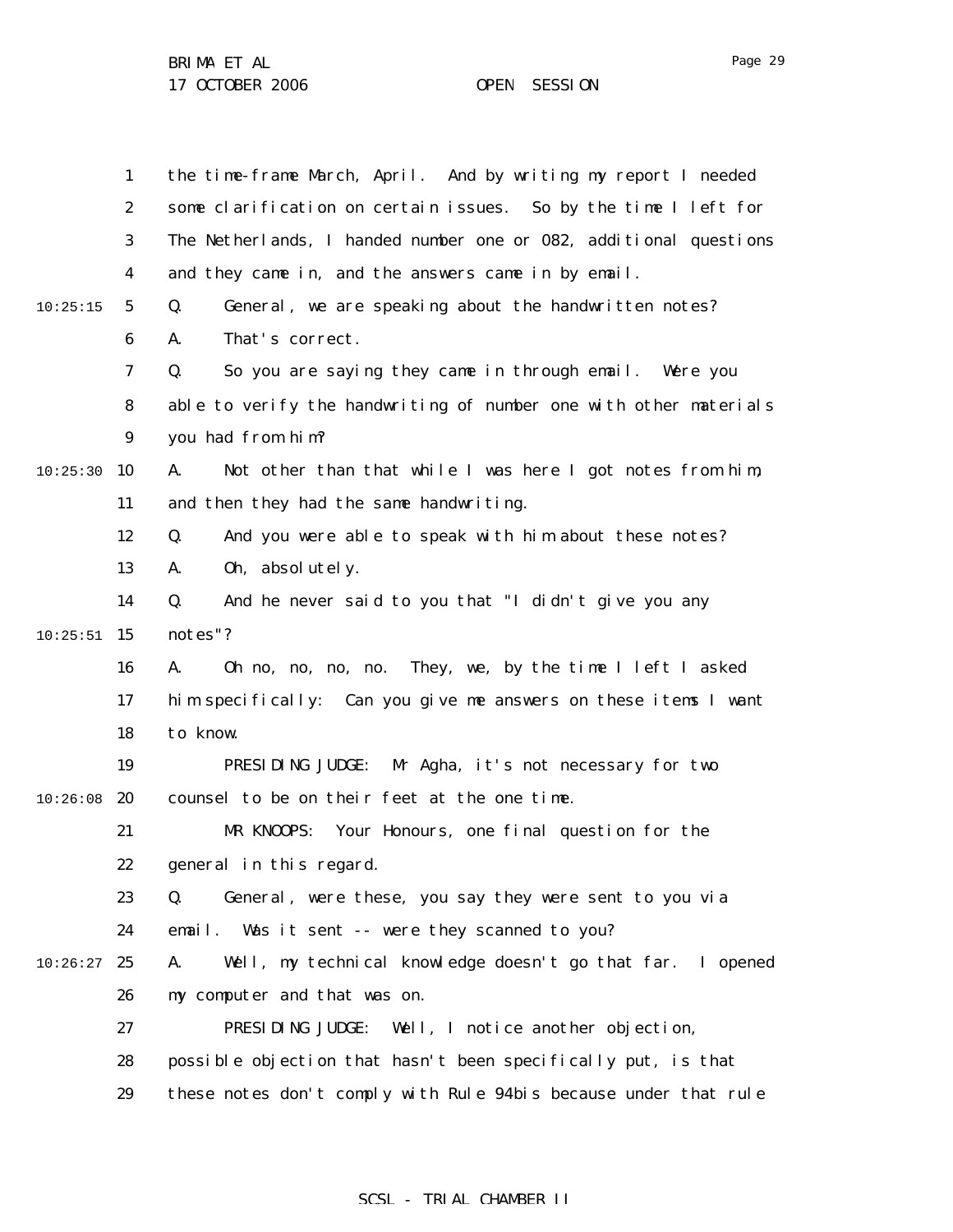1 the time-frame March, April. And by writing my report I needed
2 some clarification on certain issues. So by the time I left for
3 The Netherlands, I handed number one or 082, additional questions
4 and they came in, and the answers came in by email.

10:25:15 5 Q. General, we are speaking about the handwritten notes?
6 A. That's correct.
7 Q. So you are saying they came in through email. Were you
8 able to verify the handwriting of number one with other materials
9 you had from him?

10:25:30 10 A. Not other than that while I was here I got notes from him,
11 and then they had the same handwriting.
12 Q. And you were able to speak with him about these notes?
13 A. Oh, absolutely.
14 Q. And he never said to you that "I didn't give you any

10:25:51 15 notes"?
16 A. Oh no, no, no, no. They, we, by the time I left I asked
17 him specifically: Can you give me answers on these items I want
18 to know.
19 PRESIDING JUDGE: Mr Agha, it's not necessary for two

10:26:08 20 counsel to be on their feet at the one time.
21 MR KNOOPS: Your Honours, one final question for the
22 general in this regard.
23 Q. General, were these, you say they were sent to you via
24 email. Was it sent -- were they scanned to you?

10:26:27 25 A. Well, my technical knowledge doesn't go that far. I opened
26 my computer and that was on.
27 PRESIDING JUDGE: Well, I notice another objection,
28 possible objection that hasn't been specifically put, is that
29 these notes don't comply with Rule 94bis because under that rule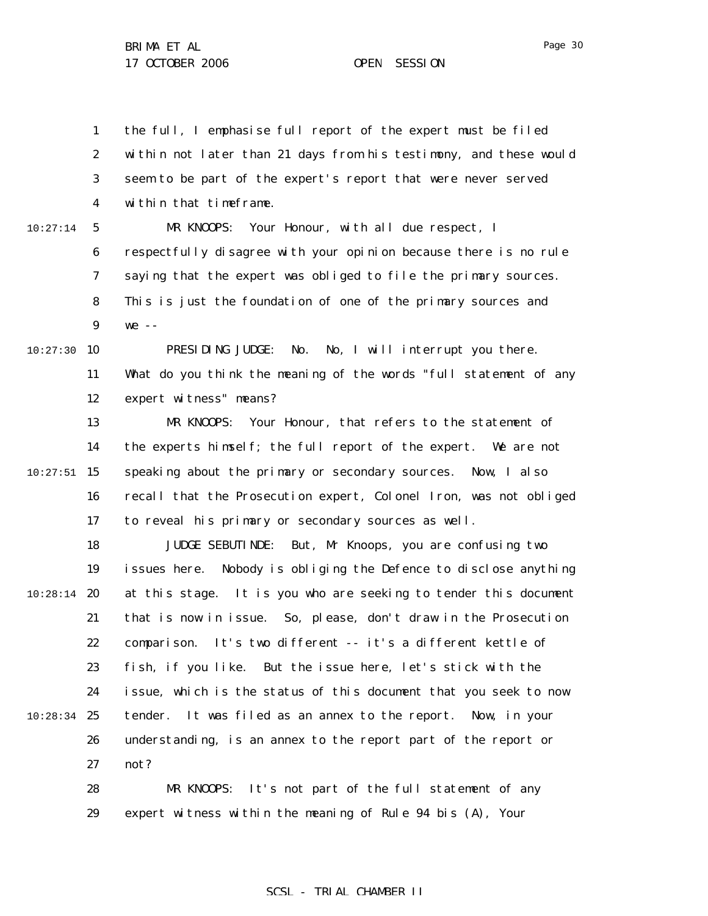the full, I emphasise full report of the expert must be filed within not later than 21 days from his testimony, and these would seem to be part of the expert's report that were never served within that timeframe.

MR KNOOPS: Your Honour, with all due respect, I respectfully disagree with your opinion because there is no rule saying that the expert was obliged to file the primary sources. This is just the foundation of one of the primary sources and we --

PRESIDING JUDGE: No. No, I will interrupt you there. What do you think the meaning of the words "full statement of any expert witness" means?

MR KNOOPS: Your Honour, that refers to the statement of the experts himself; the full report of the expert. We are not speaking about the primary or secondary sources. Now, I also recall that the Prosecution expert, Colonel Iron, was not obliged to reveal his primary or secondary sources as well.

JUDGE SEBUTINDE: But, Mr Knoops, you are confusing two issues here. Nobody is obliging the Defence to disclose anything at this stage. It is you who are seeking to tender this document that is now in issue. So, please, don't draw in the Prosecution comparison. It's two different -- it's a different kettle of fish, if you like. But the issue here, let's stick with the issue, which is the status of this document that you seek to now tender. It was filed as an annex to the report. Now, in your understanding, is an annex to the report part of the report or not?

MR KNOOPS: It's not part of the full statement of any expert witness within the meaning of Rule 94 bis (A), Your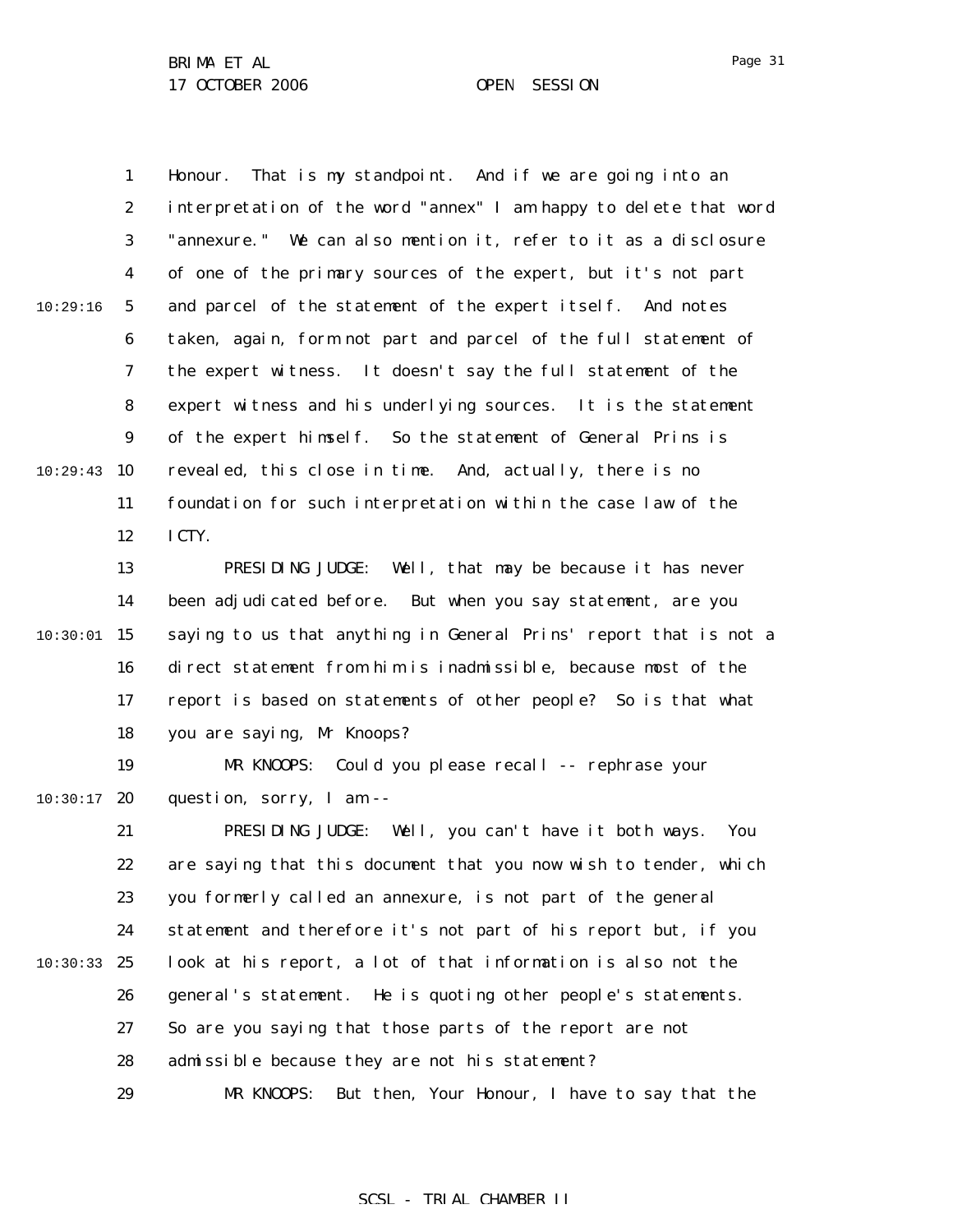Honour. That is my standpoint. And if we are going into an interpretation of the word "annex" I am happy to delete that word "annexure." We can also mention it, refer to it as a disclosure of one of the primary sources of the expert, but it's not part and parcel of the statement of the expert itself. And notes taken, again, form not part and parcel of the full statement of the expert witness. It doesn't say the full statement of the expert witness and his underlying sources. It is the statement of the expert himself. So the statement of General Prins is revealed, this close in time. And, actually, there is no foundation for such interpretation within the case law of the ICTY.

PRESIDING JUDGE: Well, that may be because it has never been adjudicated before. But when you say statement, are you saying to us that anything in General Prins' report that is not a direct statement from him is inadmissible, because most of the report is based on statements of other people? So is that what you are saying, Mr Knoops?

MR KNOOPS: Could you please recall -- rephrase your question, sorry, I am --

PRESIDING JUDGE: Well, you can't have it both ways. You are saying that this document that you now wish to tender, which you formerly called an annexure, is not part of the general statement and therefore it's not part of his report but, if you look at his report, a lot of that information is also not the general's statement. He is quoting other people's statements. So are you saying that those parts of the report are not admissible because they are not his statement?

MR KNOOPS: But then, Your Honour, I have to say that the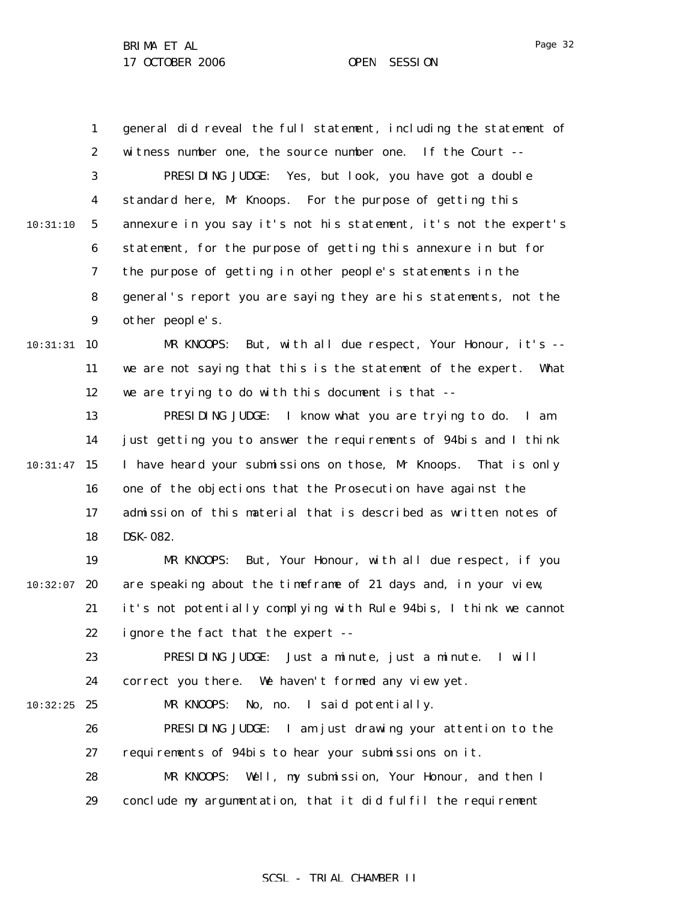general did reveal the full statement, including the statement of witness number one, the source number one. If the Court --

PRESIDING JUDGE: Yes, but look, you have got a double standard here, Mr Knoops. For the purpose of getting this annexure in you say it's not his statement, it's not the expert's statement, for the purpose of getting this annexure in but for the purpose of getting in other people's statements in the general's report you are saying they are his statements, not the other people's.

MR KNOOPS: But, with all due respect, Your Honour, it's -- we are not saying that this is the statement of the expert. What we are trying to do with this document is that --

PRESIDING JUDGE: I know what you are trying to do. I am just getting you to answer the requirements of 94bis and I think I have heard your submissions on those, Mr Knoops. That is only one of the objections that the Prosecution have against the admission of this material that is described as written notes of DSK-082.

MR KNOOPS: But, Your Honour, with all due respect, if you are speaking about the timeframe of 21 days and, in your view, it's not potentially complying with Rule 94bis, I think we cannot ignore the fact that the expert --

PRESIDING JUDGE: Just a minute, just a minute. I will correct you there. We haven't formed any view yet.

MR KNOOPS: No, no. I said potentially.

PRESIDING JUDGE: I am just drawing your attention to the requirements of 94bis to hear your submissions on it.

MR KNOOPS: Well, my submission, Your Honour, and then I conclude my argumentation, that it did fulfil the requirement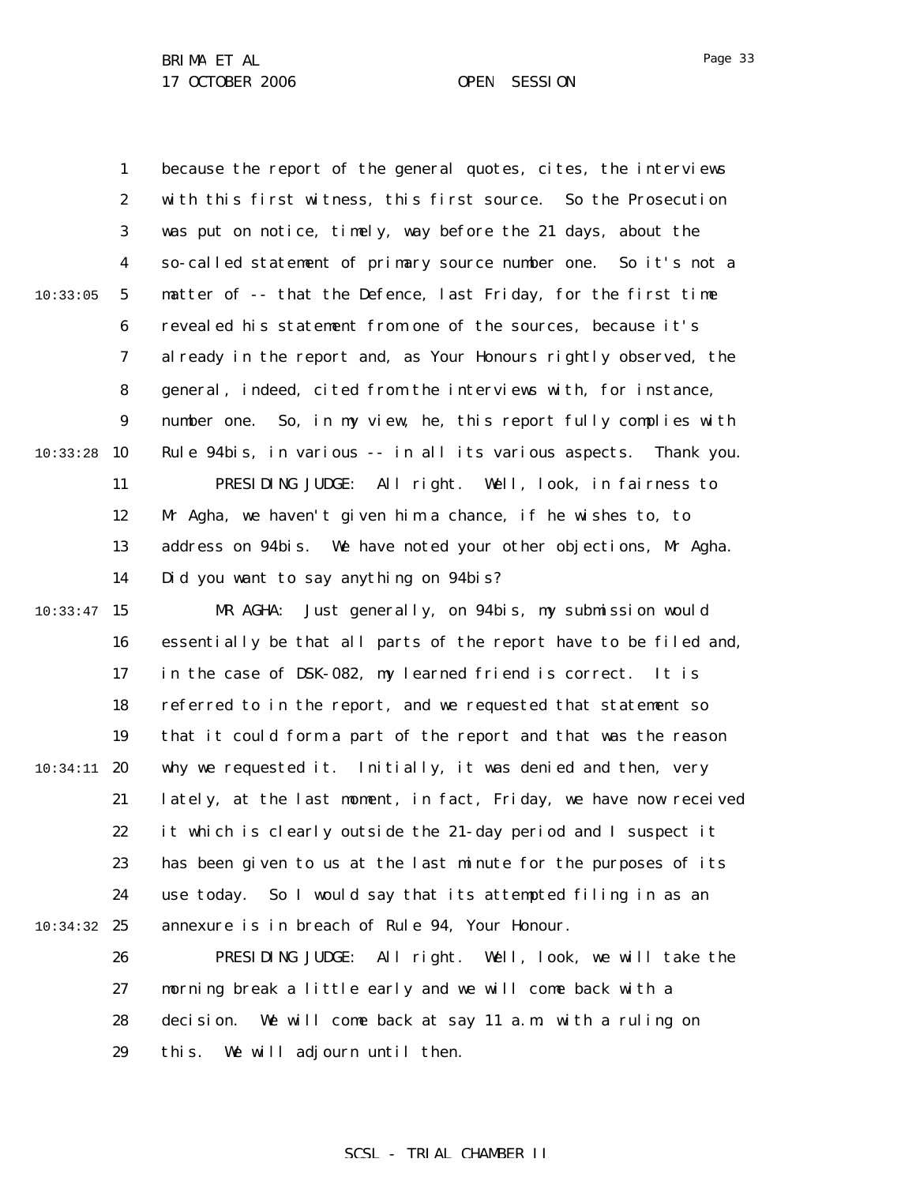because the report of the general quotes, cites, the interviews with this first witness, this first source. So the Prosecution was put on notice, timely, way before the 21 days, about the so-called statement of primary source number one. So it's not a matter of -- that the Defence, last Friday, for the first time revealed his statement from one of the sources, because it's already in the report and, as Your Honours rightly observed, the general, indeed, cited from the interviews with, for instance, number one. So, in my view, he, this report fully complies with Rule 94bis, in various -- in all its various aspects. Thank you.

PRESIDING JUDGE: All right. Well, look, in fairness to Mr Agha, we haven't given him a chance, if he wishes to, to address on 94bis. We have noted your other objections, Mr Agha. Did you want to say anything on 94bis?

MR AGHA: Just generally, on 94bis, my submission would essentially be that all parts of the report have to be filed and, in the case of DSK-082, my learned friend is correct. It is referred to in the report, and we requested that statement so that it could form a part of the report and that was the reason why we requested it. Initially, it was denied and then, very lately, at the last moment, in fact, Friday, we have now received it which is clearly outside the 21-day period and I suspect it has been given to us at the last minute for the purposes of its use today. So I would say that its attempted filing in as an annexure is in breach of Rule 94, Your Honour.

PRESIDING JUDGE: All right. Well, look, we will take the morning break a little early and we will come back with a decision. We will come back at say 11 a.m. with a ruling on this. We will adjourn until then.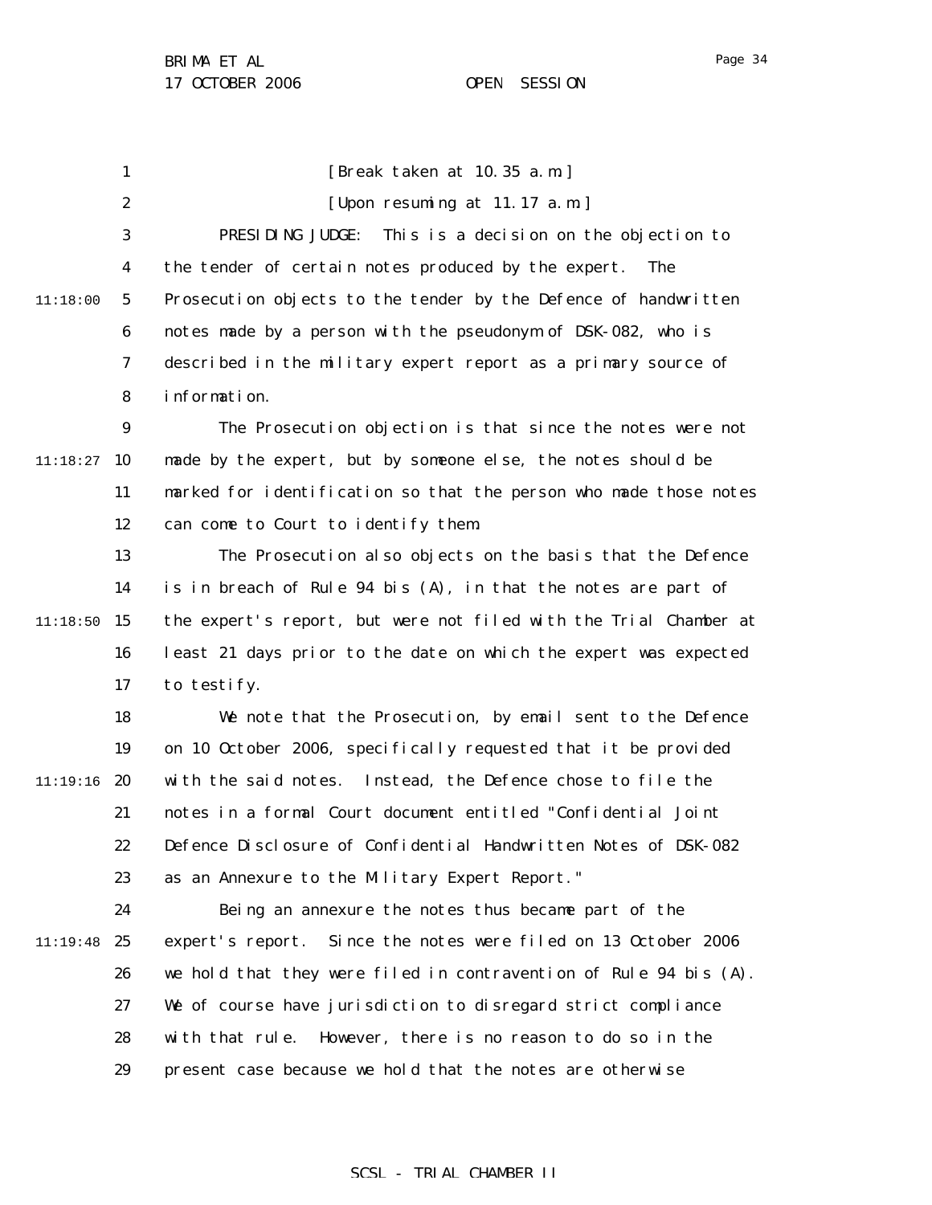[Break taken at 10.35 a.m.]

[Upon resuming at 11.17 a.m.]

PRESIDING JUDGE: This is a decision on the objection to the tender of certain notes produced by the expert. The Prosecution objects to the tender by the Defence of handwritten notes made by a person with the pseudonym of DSK-082, who is described in the military expert report as a primary source of information.

The Prosecution objection is that since the notes were not made by the expert, but by someone else, the notes should be marked for identification so that the person who made those notes can come to Court to identify them.

The Prosecution also objects on the basis that the Defence is in breach of Rule 94 bis (A), in that the notes are part of the expert's report, but were not filed with the Trial Chamber at least 21 days prior to the date on which the expert was expected to testify.

We note that the Prosecution, by email sent to the Defence on 10 October 2006, specifically requested that it be provided with the said notes. Instead, the Defence chose to file the notes in a formal Court document entitled "Confidential Joint Defence Disclosure of Confidential Handwritten Notes of DSK-082 as an Annexure to the Military Expert Report."

Being an annexure the notes thus became part of the expert's report. Since the notes were filed on 13 October 2006 we hold that they were filed in contravention of Rule 94 bis (A). We of course have jurisdiction to disregard strict compliance with that rule. However, there is no reason to do so in the present case because we hold that the notes are otherwise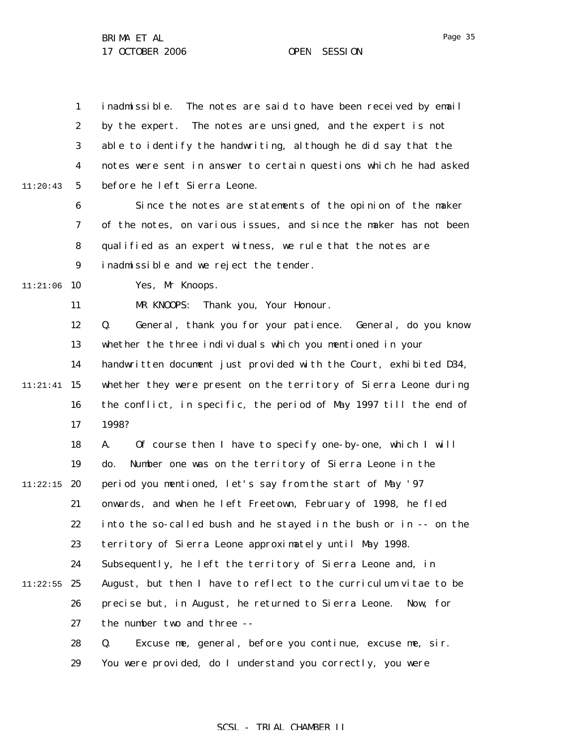inadmissible. The notes are said to have been received by email by the expert. The notes are unsigned, and the expert is not able to identify the handwriting, although he did say that the notes were sent in answer to certain questions which he had asked before he left Sierra Leone.

Since the notes are statements of the opinion of the maker of the notes, on various issues, and since the maker has not been qualified as an expert witness, we rule that the notes are inadmissible and we reject the tender.

Yes, Mr Knoops.

MR KNOOPS: Thank you, Your Honour.

Q. General, thank you for your patience. General, do you know whether the three individuals which you mentioned in your handwritten document just provided with the Court, exhibited D34, whether they were present on the territory of Sierra Leone during the conflict, in specific, the period of May 1997 till the end of 1998?

A. Of course then I have to specify one-by-one, which I will do. Number one was on the territory of Sierra Leone in the period you mentioned, let's say from the start of May '97 onwards, and when he left Freetown, February of 1998, he fled into the so-called bush and he stayed in the bush or in -- on the territory of Sierra Leone approximately until May 1998. Subsequently, he left the territory of Sierra Leone and, in August, but then I have to reflect to the curriculum vitae to be precise but, in August, he returned to Sierra Leone. Now, for the number two and three --

Q. Excuse me, general, before you continue, excuse me, sir. You were provided, do I understand you correctly, you were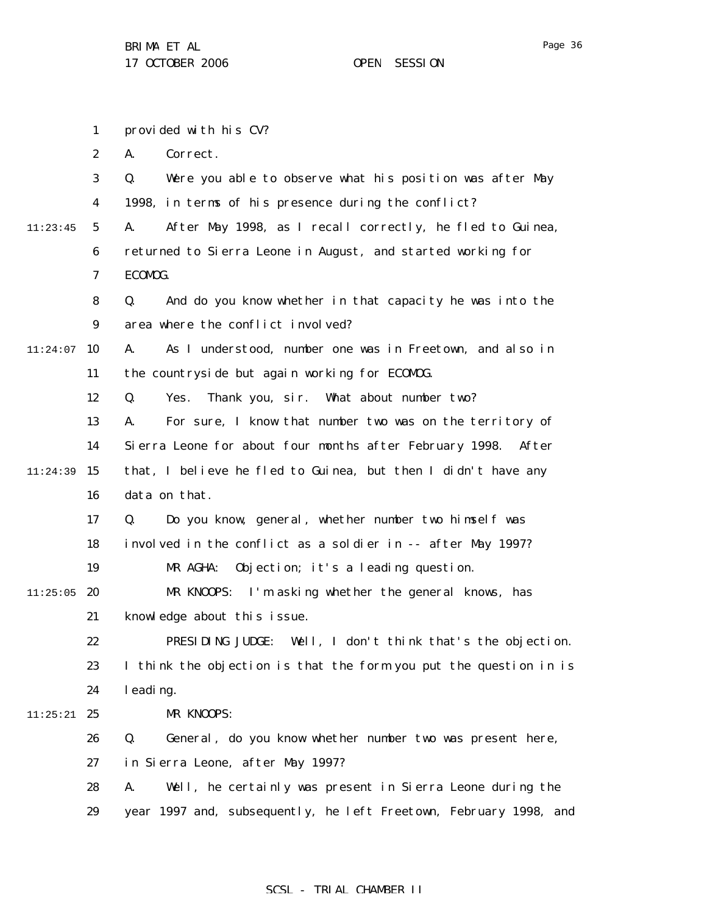provided with his CV?

A. Correct.

Q. Were you able to observe what his position was after May 1998, in terms of his presence during the conflict?

A. After May 1998, as I recall correctly, he fled to Guinea, returned to Sierra Leone in August, and started working for ECOMOG.

Q. And do you know whether in that capacity he was into the area where the conflict involved?

A. As I understood, number one was in Freetown, and also in the countryside but again working for ECOMOG.

Q. Yes. Thank you, sir. What about number two?

A. For sure, I know that number two was on the territory of Sierra Leone for about four months after February 1998. After that, I believe he fled to Guinea, but then I didn't have any data on that.

Q. Do you know, general, whether number two himself was involved in the conflict as a soldier in -- after May 1997?

MR AGHA: Objection; it's a leading question.

MR KNOOPS: I'm asking whether the general knows, has knowledge about this issue.

PRESIDING JUDGE: Well, I don't think that's the objection. I think the objection is that the form you put the question in is leading.

MR KNOOPS:

Q. General, do you know whether number two was present here, in Sierra Leone, after May 1997?

A. Well, he certainly was present in Sierra Leone during the year 1997 and, subsequently, he left Freetown, February 1998, and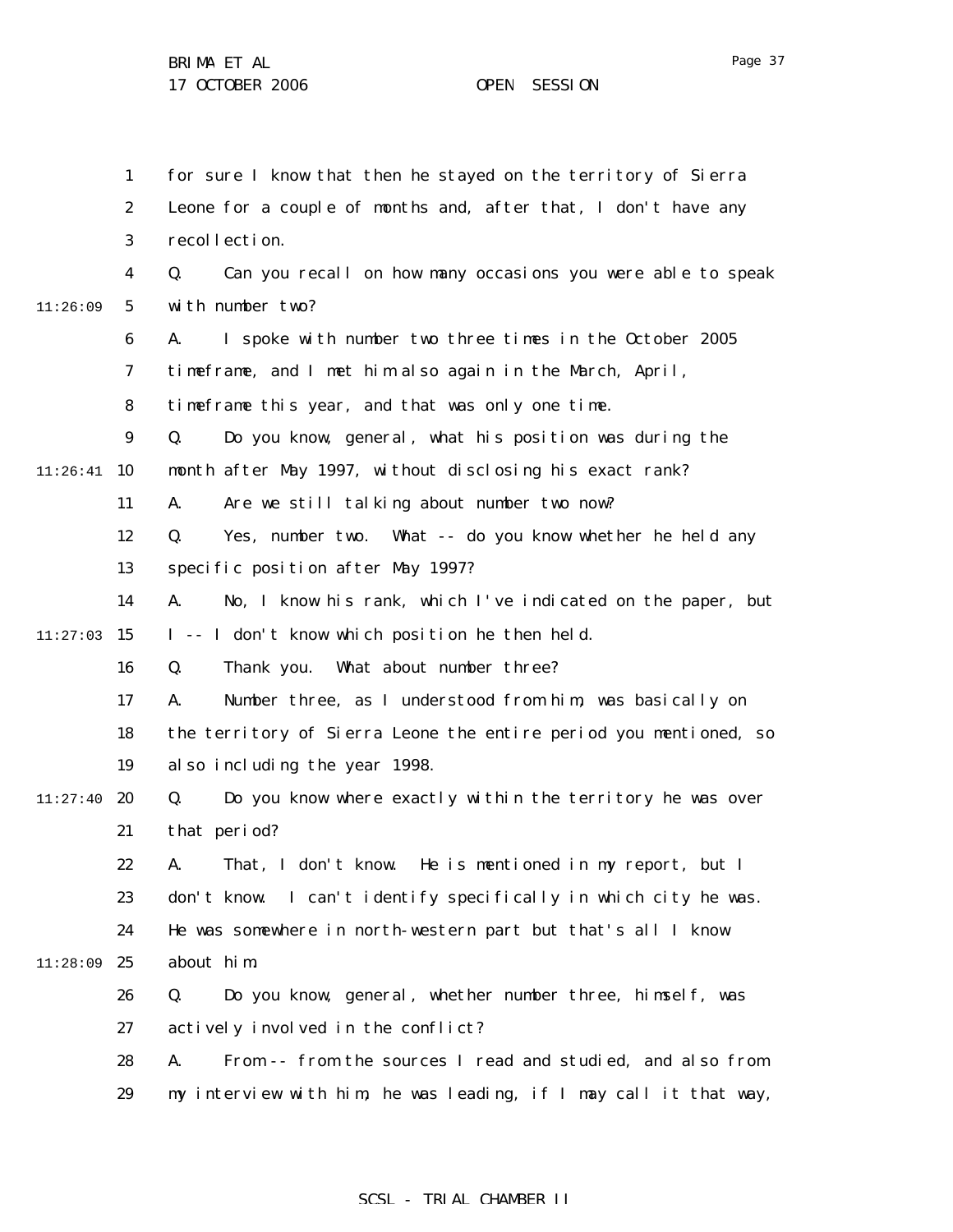for sure I know that then he stayed on the territory of Sierra Leone for a couple of months and, after that, I don't have any recollection.

Q. Can you recall on how many occasions you were able to speak with number two?

A. I spoke with number two three times in the October 2005 timeframe, and I met him also again in the March, April, timeframe this year, and that was only one time.

Q. Do you know, general, what his position was during the month after May 1997, without disclosing his exact rank?

A. Are we still talking about number two now?

Q. Yes, number two. What -- do you know whether he held any specific position after May 1997?

A. No, I know his rank, which I've indicated on the paper, but I -- I don't know which position he then held.

Q. Thank you. What about number three?

A. Number three, as I understood from him, was basically on the territory of Sierra Leone the entire period you mentioned, so also including the year 1998.

Q. Do you know where exactly within the territory he was over that period?

A. That, I don't know. He is mentioned in my report, but I don't know. I can't identify specifically in which city he was. He was somewhere in north-western part but that's all I know about him.

Q. Do you know, general, whether number three, himself, was actively involved in the conflict?

A. From -- from the sources I read and studied, and also from my interview with him, he was leading, if I may call it that way,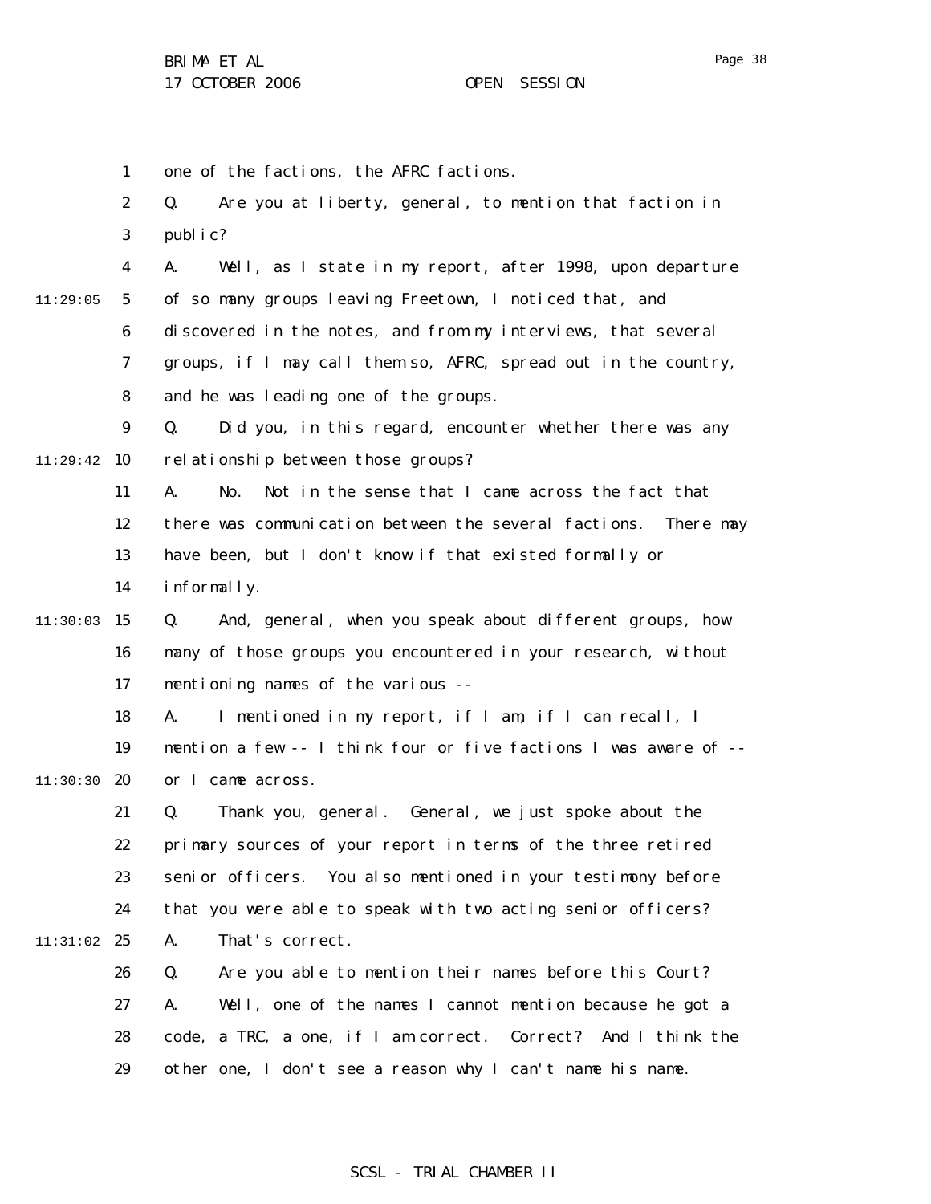1 one of the factions, the AFRC factions.

2 Q. Are you at liberty, general, to mention that faction in

3 public?

4 A. Well, as I state in my report, after 1998, upon departure

11:29:05 5 of so many groups leaving Freetown, I noticed that, and

6 discovered in the notes, and from my interviews, that several

7 groups, if I may call them so, AFRC, spread out in the country,

8 and he was leading one of the groups.

9 Q. Did you, in this regard, encounter whether there was any

11:29:42 10 relationship between those groups?

11 A. No. Not in the sense that I came across the fact that

12 there was communication between the several factions. There may

13 have been, but I don't know if that existed formally or

14 informally.

11:30:03 15 Q. And, general, when you speak about different groups, how

16 many of those groups you encountered in your research, without

17 mentioning names of the various --

18 A. I mentioned in my report, if I am, if I can recall, I

19 mention a few -- I think four or five factions I was aware of --

11:30:30 20 or I came across.

21 Q. Thank you, general. General, we just spoke about the

22 primary sources of your report in terms of the three retired

23 senior officers. You also mentioned in your testimony before

24 that you were able to speak with two acting senior officers?

11:31:02 25 A. That's correct.

26 Q. Are you able to mention their names before this Court?

27 A. Well, one of the names I cannot mention because he got a

28 code, a TRC, a one, if I am correct. Correct? And I think the

29 other one, I don't see a reason why I can't name his name.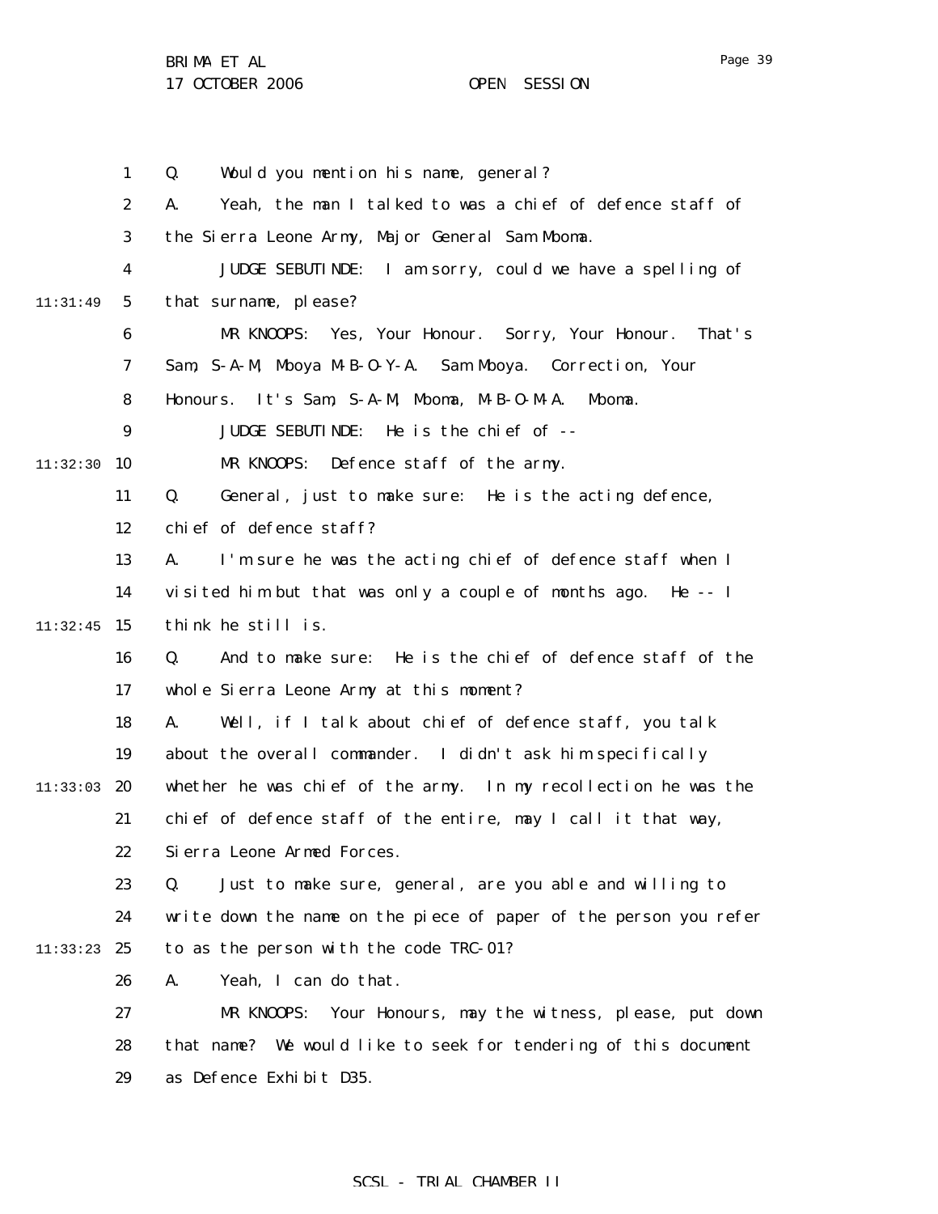Q. Would you mention his name, general?

A. Yeah, the man I talked to was a chief of defence staff of the Sierra Leone Army, Major General Sam Mboma.

JUDGE SEBUTINDE: I am sorry, could we have a spelling of that surname, please?

MR KNOOPS: Yes, Your Honour. Sorry, Your Honour. That's Sam, S-A-M, Mbooya M-B-O-Y-A. Sam Mbooya. Correction, Your Honours. It's Sam, S-A-M, Mboma, M-B-O-M-A. Mboma.

JUDGE SEBUTINDE: He is the chief of --

MR KNOOPS: Defence staff of the army.

Q. General, just to make sure: He is the acting defence, chief of defence staff?

A. I'm sure he was the acting chief of defence staff when I visited him but that was only a couple of months ago. He -- I think he still is.

Q. And to make sure: He is the chief of defence staff of the whole Sierra Leone Army at this moment?

A. Well, if I talk about chief of defence staff, you talk about the overall commander. I didn't ask him specifically whether he was chief of the army. In my recollection he was the chief of defence staff of the entire, may I call it that way, Sierra Leone Armed Forces.

Q. Just to make sure, general, are you able and willing to write down the name on the piece of paper of the person you refer to as the person with the code TRC-01?

A. Yeah, I can do that.

MR KNOOPS: Your Honours, may the witness, please, put down that name? We would like to seek for tendering of this document as Defence Exhibit D35.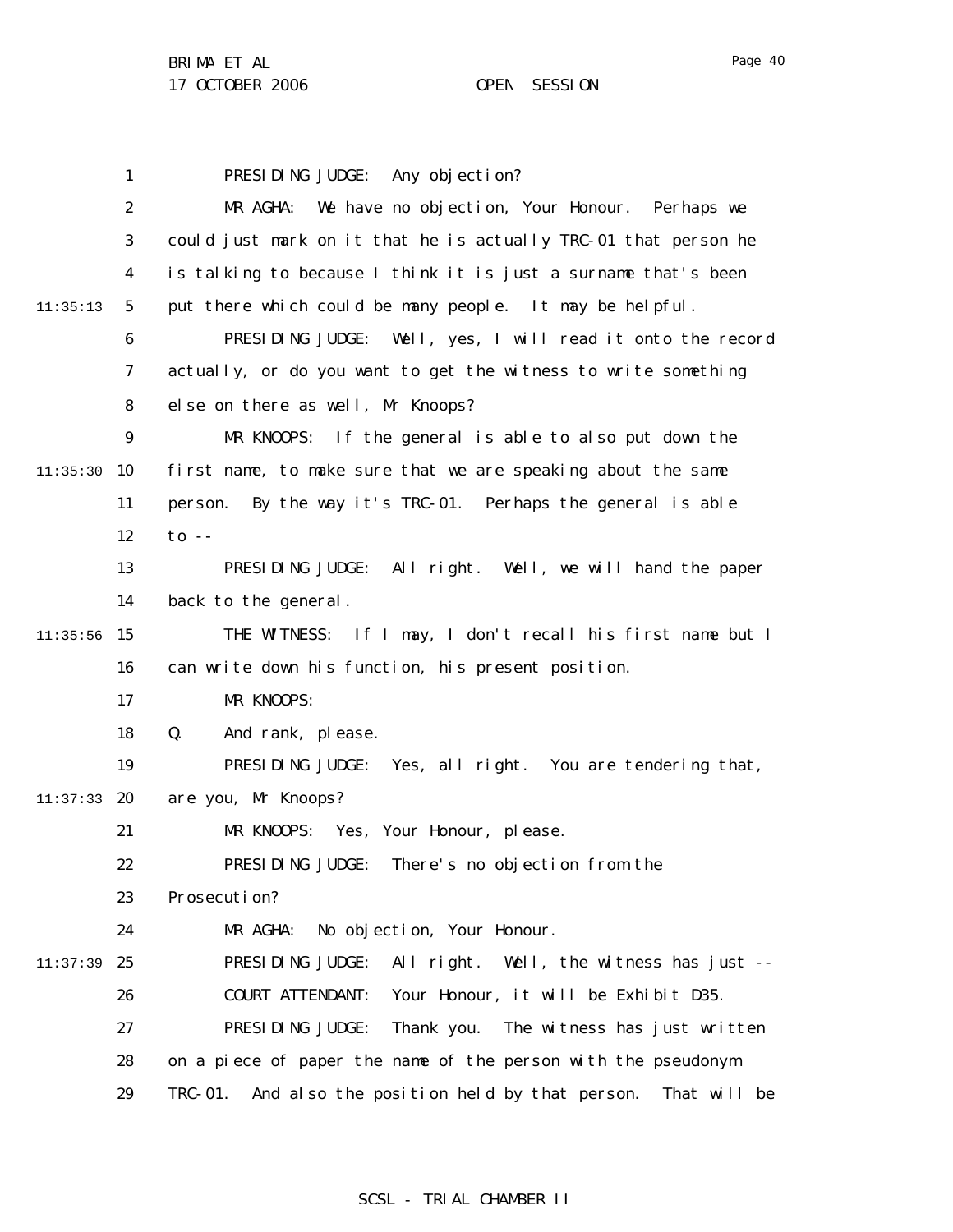PRESIDING JUDGE: Any objection?

MR AGHA: We have no objection, Your Honour. Perhaps we could just mark on it that he is actually TRC-01 that person he is talking to because I think it is just a surname that's been put there which could be many people. It may be helpful.

PRESIDING JUDGE: Well, yes, I will read it onto the record actually, or do you want to get the witness to write something else on there as well, Mr Knoops?

MR KNOOPS: If the general is able to also put down the first name, to make sure that we are speaking about the same person. By the way it's TRC-01. Perhaps the general is able to --

PRESIDING JUDGE: All right. Well, we will hand the paper back to the general.

THE WITNESS: If I may, I don't recall his first name but I can write down his function, his present position.

MR KNOOPS:

Q. And rank, please.

PRESIDING JUDGE: Yes, all right. You are tendering that, are you, Mr Knoops?

MR KNOOPS: Yes, Your Honour, please.

PRESIDING JUDGE: There's no objection from the Prosecution?

MR AGHA: No objection, Your Honour.

PRESIDING JUDGE: All right. Well, the witness has just --

COURT ATTENDANT: Your Honour, it will be Exhibit D35.

PRESIDING JUDGE: Thank you. The witness has just written on a piece of paper the name of the person with the pseudonym TRC-01. And also the position held by that person. That will be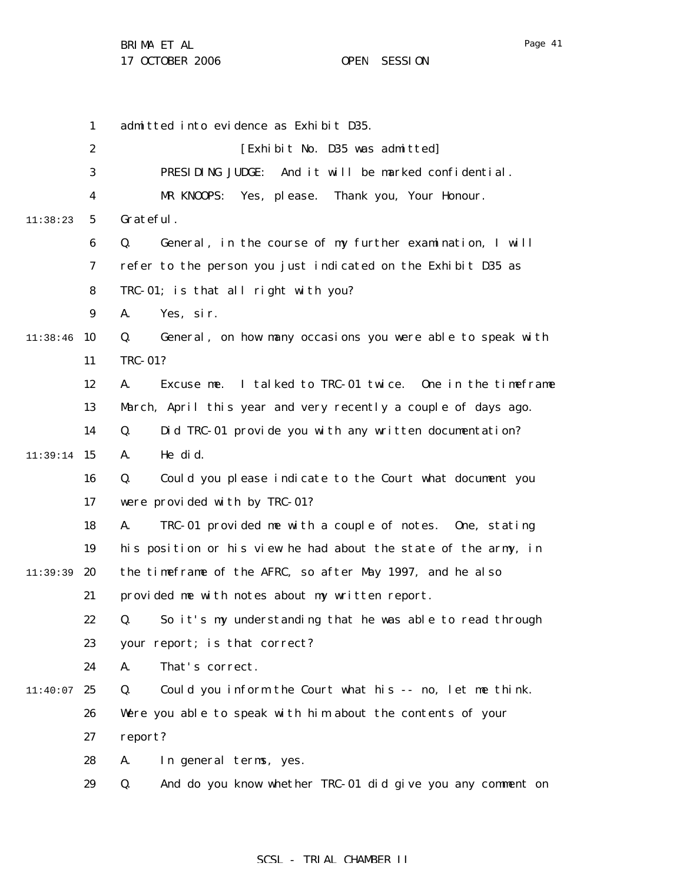admitted into evidence as Exhibit D35.

[Exhibit No. D35 was admitted]

PRESIDING JUDGE: And it will be marked confidential.

MR KNOOPS: Yes, please. Thank you, Your Honour. Grateful.

Q. General, in the course of my further examination, I will refer to the person you just indicated on the Exhibit D35 as TRC-01; is that all right with you?

A. Yes, sir.

Q. General, on how many occasions you were able to speak with TRC-01?

A. Excuse me. I talked to TRC-01 twice. One in the timeframe March, April this year and very recently a couple of days ago.

Q. Did TRC-01 provide you with any written documentation?

A. He did.

Q. Could you please indicate to the Court what document you were provided with by TRC-01?

A. TRC-01 provided me with a couple of notes. One, stating his position or his view he had about the state of the army, in the timeframe of the AFRC, so after May 1997, and he also provided me with notes about my written report.

Q. So it's my understanding that he was able to read through your report; is that correct?

A. That's correct.

Q. Could you inform the Court what his -- no, let me think. Were you able to speak with him about the contents of your report?

A. In general terms, yes.

Q. And do you know whether TRC-01 did give you any comment on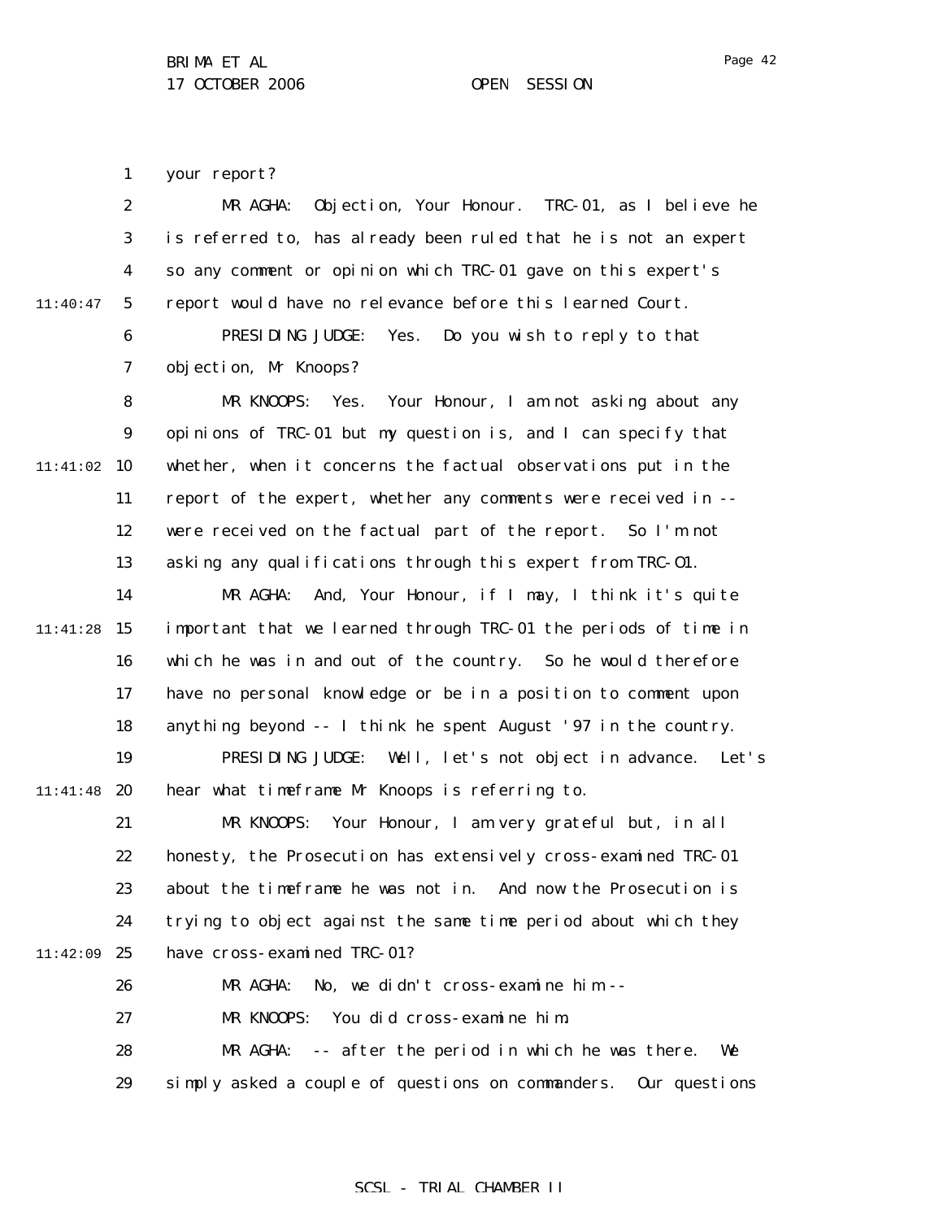your report?

MR AGHA: Objection, Your Honour. TRC-01, as I believe he is referred to, has already been ruled that he is not an expert so any comment or opinion which TRC-01 gave on this expert's report would have no relevance before this learned Court.

PRESIDING JUDGE: Yes. Do you wish to reply to that objection, Mr Knoops?

MR KNOOPS: Yes. Your Honour, I am not asking about any opinions of TRC-01 but my question is, and I can specify that whether, when it concerns the factual observations put in the report of the expert, whether any comments were received in -- were received on the factual part of the report. So I'm not asking any qualifications through this expert from TRC-01.

MR AGHA: And, Your Honour, if I may, I think it's quite important that we learned through TRC-01 the periods of time in which he was in and out of the country. So he would therefore have no personal knowledge or be in a position to comment upon anything beyond -- I think he spent August '97 in the country.

PRESIDING JUDGE: Well, let's not object in advance. Let's hear what timeframe Mr Knoops is referring to.

MR KNOOPS: Your Honour, I am very grateful but, in all honesty, the Prosecution has extensively cross-examined TRC-01 about the timeframe he was not in. And now the Prosecution is trying to object against the same time period about which they have cross-examined TRC-01?

MR AGHA: No, we didn't cross-examine him --

MR KNOOPS: You did cross-examine him.

MR AGHA: -- after the period in which he was there. We simply asked a couple of questions on commanders. Our questions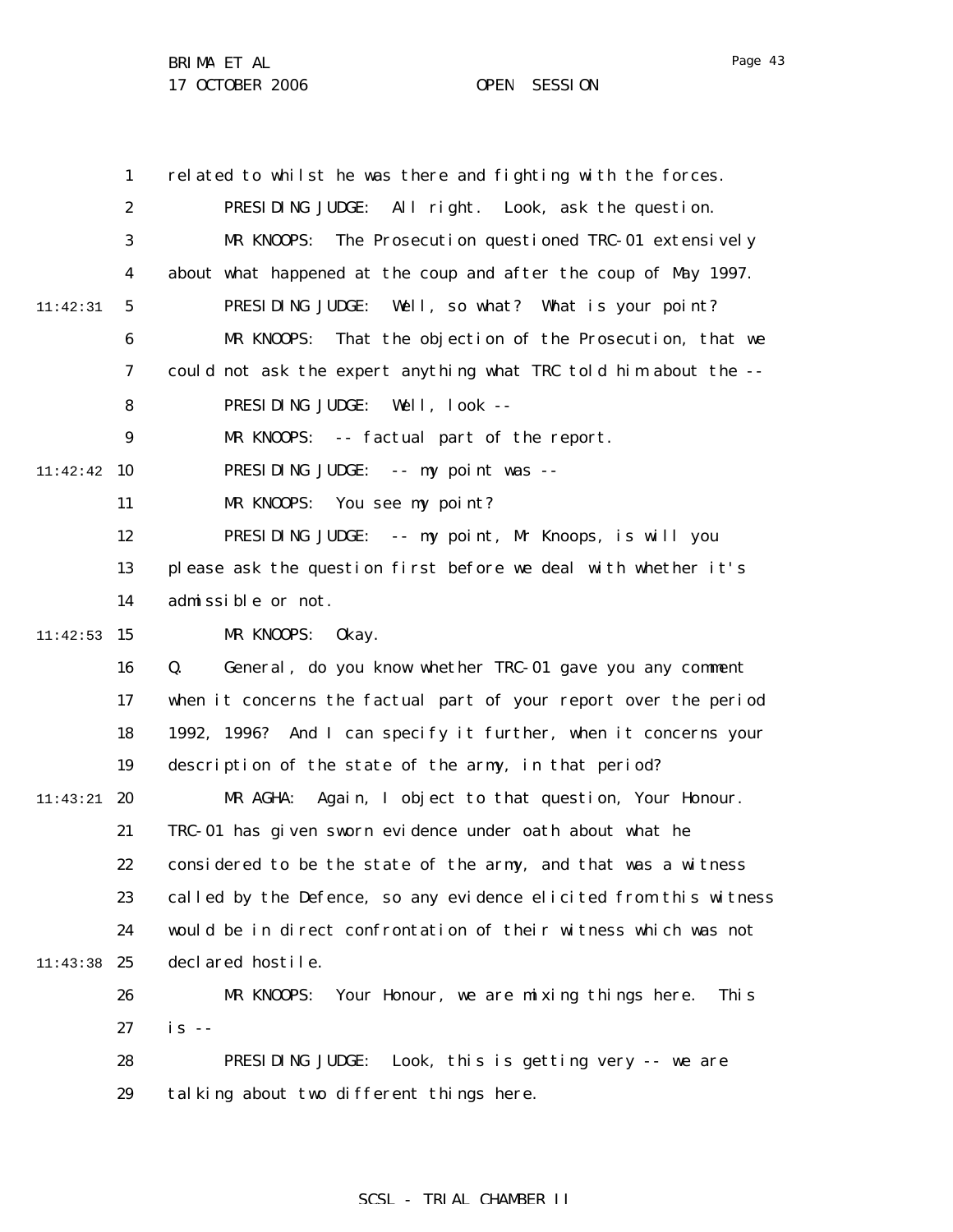related to whilst he was there and fighting with the forces.

PRESIDING JUDGE: All right. Look, ask the question.

MR KNOOPS: The Prosecution questioned TRC-01 extensively about what happened at the coup and after the coup of May 1997.

PRESIDING JUDGE: Well, so what? What is your point?

MR KNOOPS: That the objection of the Prosecution, that we could not ask the expert anything what TRC told him about the --

PRESIDING JUDGE: Well, look --

MR KNOOPS: -- factual part of the report.

PRESIDING JUDGE: -- my point was --

MR KNOOPS: You see my point?

PRESIDING JUDGE: -- my point, Mr Knoops, is will you please ask the question first before we deal with whether it's admissible or not.

MR KNOOPS: Okay.

Q. General, do you know whether TRC-01 gave you any comment when it concerns the factual part of your report over the period 1992, 1996? And I can specify it further, when it concerns your description of the state of the army, in that period?

MR AGHA: Again, I object to that question, Your Honour. TRC-01 has given sworn evidence under oath about what he considered to be the state of the army, and that was a witness called by the Defence, so any evidence elicited from this witness would be in direct confrontation of their witness which was not declared hostile.

MR KNOOPS: Your Honour, we are mixing things here. This is --

PRESIDING JUDGE: Look, this is getting very -- we are talking about two different things here.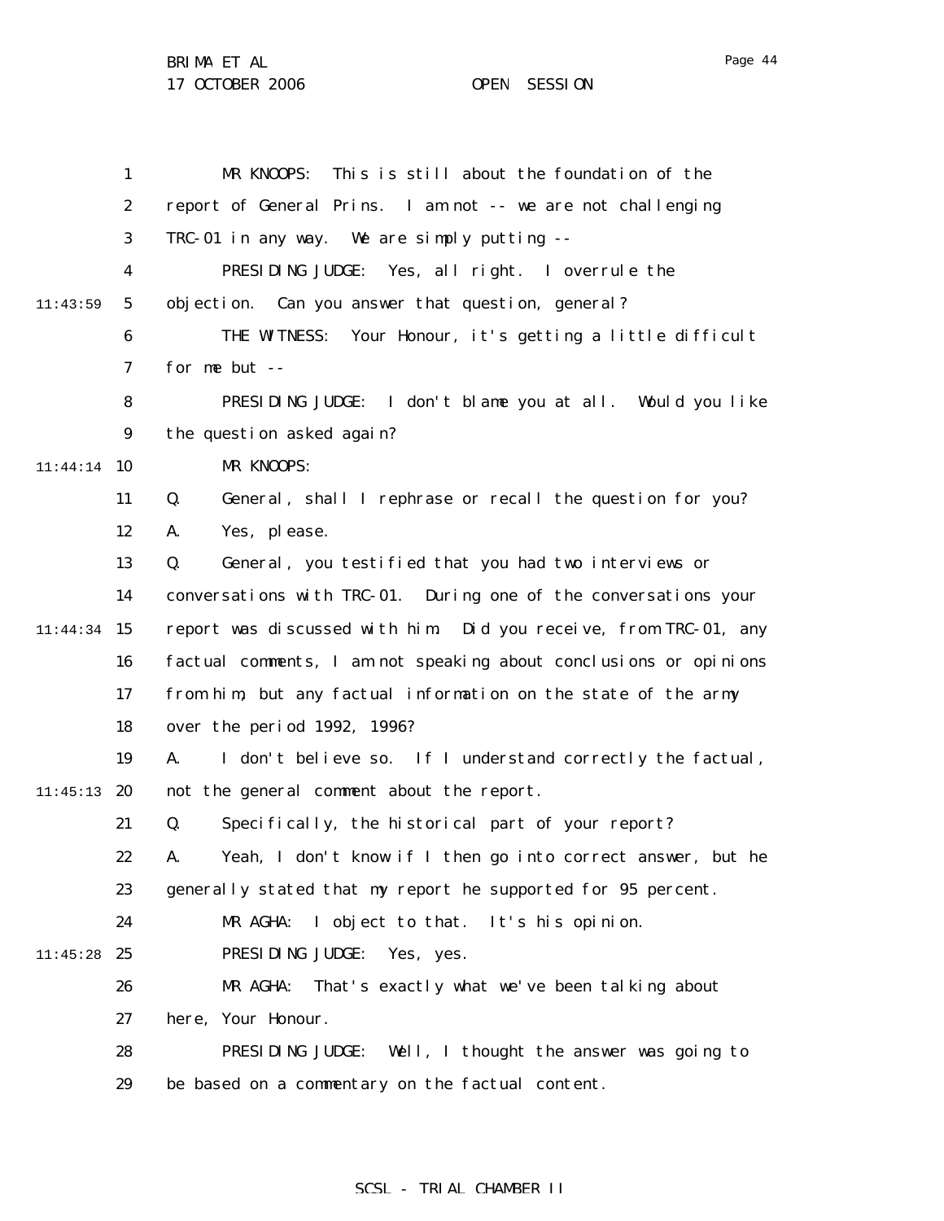MR KNOOPS: This is still about the foundation of the report of General Prins. I am not -- we are not challenging TRC-01 in any way. We are simply putting --

PRESIDING JUDGE: Yes, all right. I overrule the objection. Can you answer that question, general?

THE WITNESS: Your Honour, it's getting a little difficult for me but --

PRESIDING JUDGE: I don't blame you at all. Would you like the question asked again?

MR KNOOPS:

Q. General, shall I rephrase or recall the question for you?

A. Yes, please.

Q. General, you testified that you had two interviews or conversations with TRC-01. During one of the conversations your report was discussed with him. Did you receive, from TRC-01, any factual comments, I am not speaking about conclusions or opinions from him, but any factual information on the state of the army over the period 1992, 1996?

A. I don't believe so. If I understand correctly the factual, not the general comment about the report.

Q. Specifically, the historical part of your report?

A. Yeah, I don't know if I then go into correct answer, but he generally stated that my report he supported for 95 percent.

MR AGHA: I object to that. It's his opinion.

PRESIDING JUDGE: Yes, yes.

MR AGHA: That's exactly what we've been talking about here, Your Honour.

PRESIDING JUDGE: Well, I thought the answer was going to be based on a commentary on the factual content.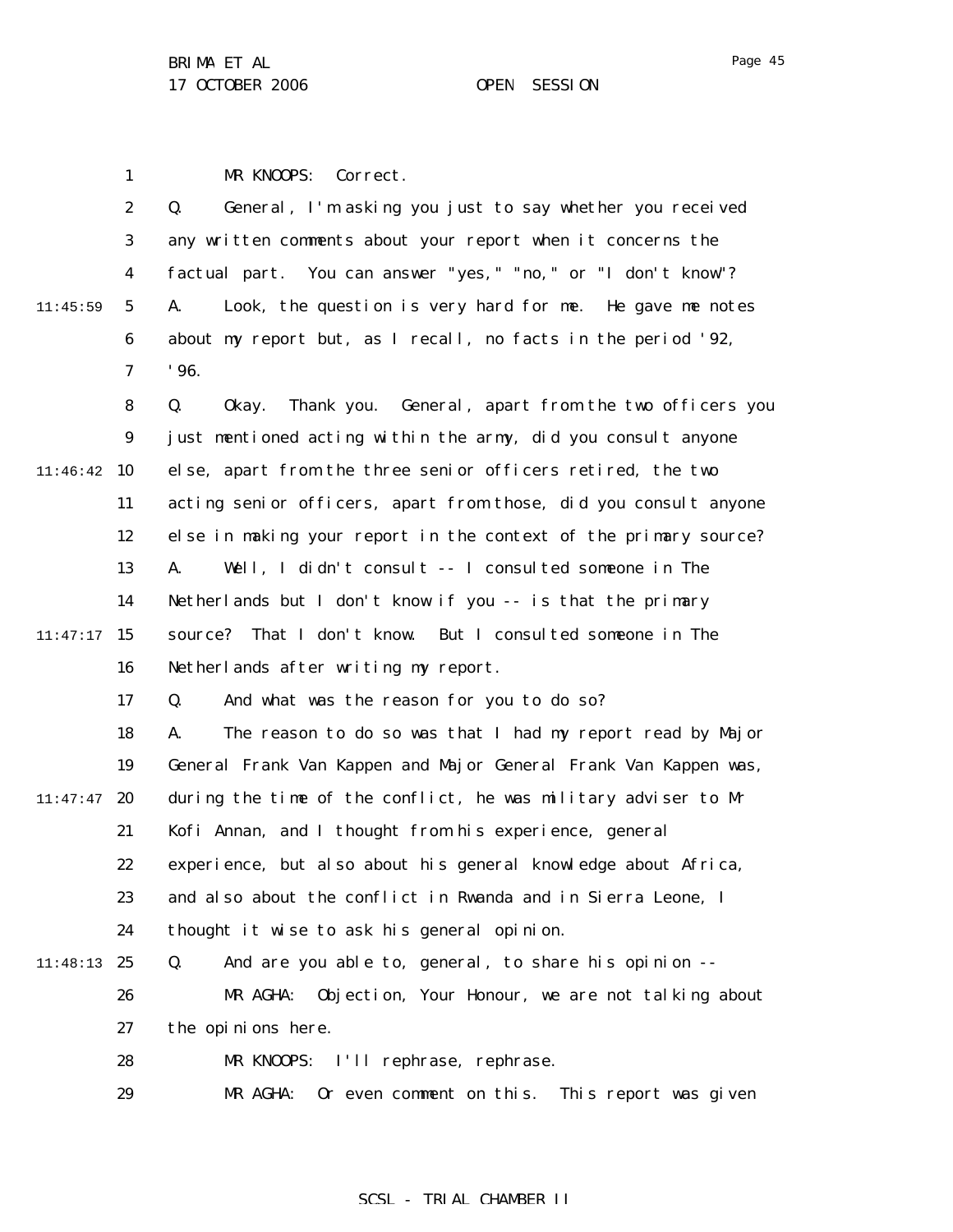MR KNOOPS: Correct.

Q. General, I'm asking you just to say whether you received any written comments about your report when it concerns the factual part. You can answer "yes," "no," or "I don't know"?

A. Look, the question is very hard for me. He gave me notes about my report but, as I recall, no facts in the period '92, '96.

Q. Okay. Thank you. General, apart from the two officers you just mentioned acting within the army, did you consult anyone else, apart from the three senior officers retired, the two acting senior officers, apart from those, did you consult anyone else in making your report in the context of the primary source?

A. Well, I didn't consult -- I consulted someone in The Netherlands but I don't know if you -- is that the primary source? That I don't know. But I consulted someone in The Netherlands after writing my report.

Q. And what was the reason for you to do so?

A. The reason to do so was that I had my report read by Major General Frank Van Kappen and Major General Frank Van Kappen was, during the time of the conflict, he was military adviser to Mr Kofi Annan, and I thought from his experience, general experience, but also about his general knowledge about Africa, and also about the conflict in Rwanda and in Sierra Leone, I thought it wise to ask his general opinion.

Q. And are you able to, general, to share his opinion --

MR AGHA: Objection, Your Honour, we are not talking about the opinions here.

MR KNOOPS: I'll rephrase, rephrase.

MR AGHA: Or even comment on this. This report was given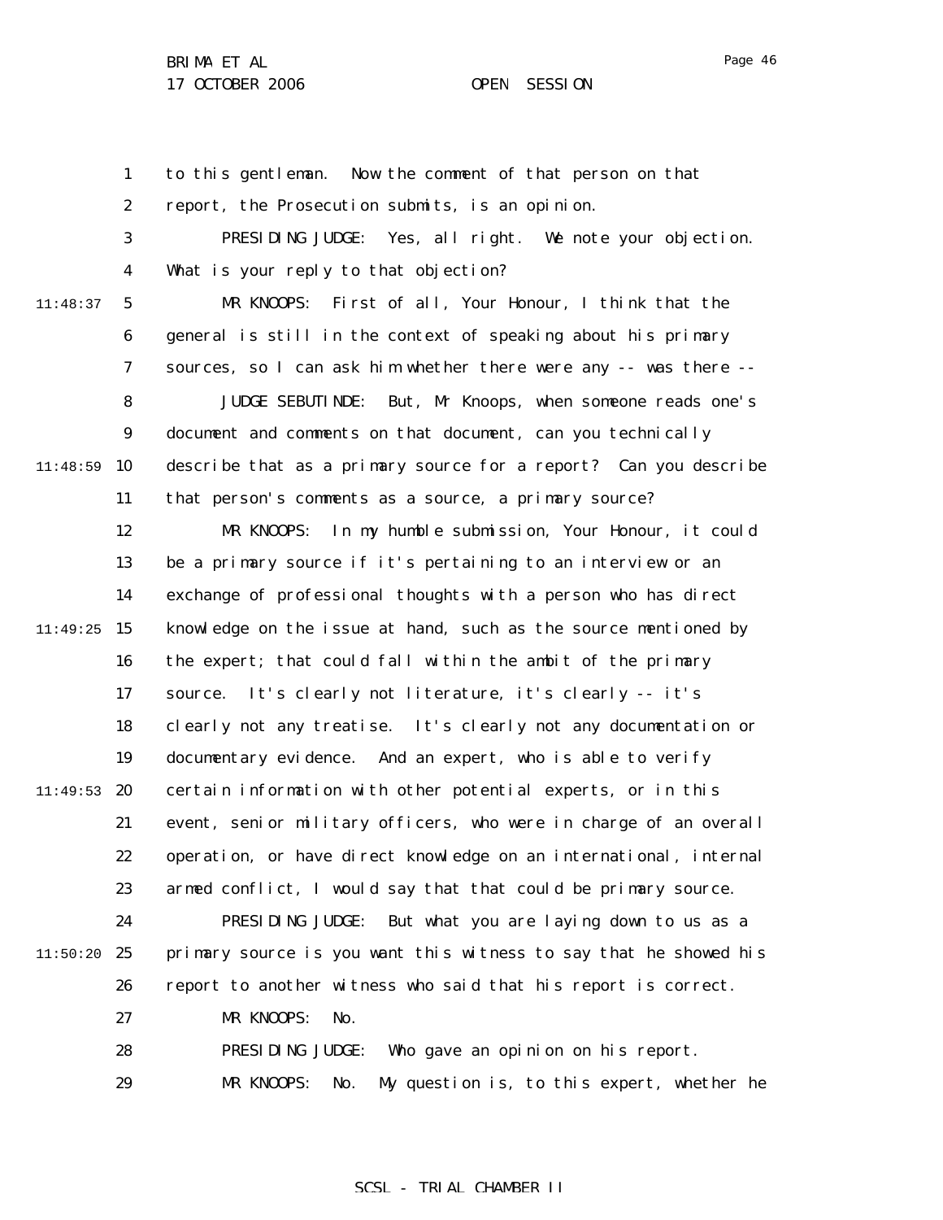to this gentleman. Now the comment of that person on that report, the Prosecution submits, is an opinion.

PRESIDING JUDGE: Yes, all right. We note your objection. What is your reply to that objection?

MR KNOOPS: First of all, Your Honour, I think that the general is still in the context of speaking about his primary sources, so I can ask him whether there were any -- was there --

JUDGE SEBUTINDE: But, Mr Knoops, when someone reads one's document and comments on that document, can you technically describe that as a primary source for a report? Can you describe that person's comments as a source, a primary source?

MR KNOOPS: In my humble submission, Your Honour, it could be a primary source if it's pertaining to an interview or an exchange of professional thoughts with a person who has direct knowledge on the issue at hand, such as the source mentioned by the expert; that could fall within the ambit of the primary source. It's clearly not literature, it's clearly -- it's clearly not any treatise. It's clearly not any documentation or documentary evidence. And an expert, who is able to verify certain information with other potential experts, or in this event, senior military officers, who were in charge of an overall operation, or have direct knowledge on an international, internal armed conflict, I would say that that could be primary source.

PRESIDING JUDGE: But what you are laying down to us as a primary source is you want this witness to say that he showed his report to another witness who said that his report is correct.

MR KNOOPS: No.

PRESIDING JUDGE: Who gave an opinion on his report.

MR KNOOPS: No. My question is, to this expert, whether he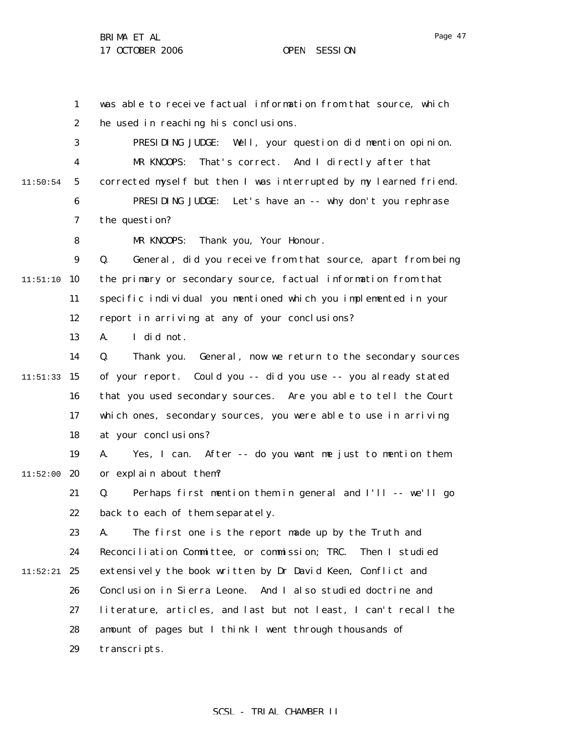was able to receive factual information from that source, which he used in reaching his conclusions.

PRESIDING JUDGE: Well, your question did mention opinion.

MR KNOOPS: That's correct. And I directly after that corrected myself but then I was interrupted by my learned friend.

PRESIDING JUDGE: Let's have an -- why don't you rephrase the question?

MR KNOOPS: Thank you, Your Honour.

Q. General, did you receive from that source, apart from being the primary or secondary source, factual information from that specific individual you mentioned which you implemented in your report in arriving at any of your conclusions?

A. I did not.

Q. Thank you. General, now we return to the secondary sources of your report. Could you -- did you use -- you already stated that you used secondary sources. Are you able to tell the Court which ones, secondary sources, you were able to use in arriving at your conclusions?

A. Yes, I can. After -- do you want me just to mention them or explain about them?

Q. Perhaps first mention them in general and I'll -- we'll go back to each of them separately.

A. The first one is the report made up by the Truth and Reconciliation Committee, or commission; TRC. Then I studied extensively the book written by Dr David Keen, Conflict and Conclusion in Sierra Leone. And I also studied doctrine and literature, articles, and last but not least, I can't recall the amount of pages but I think I went through thousands of transcripts.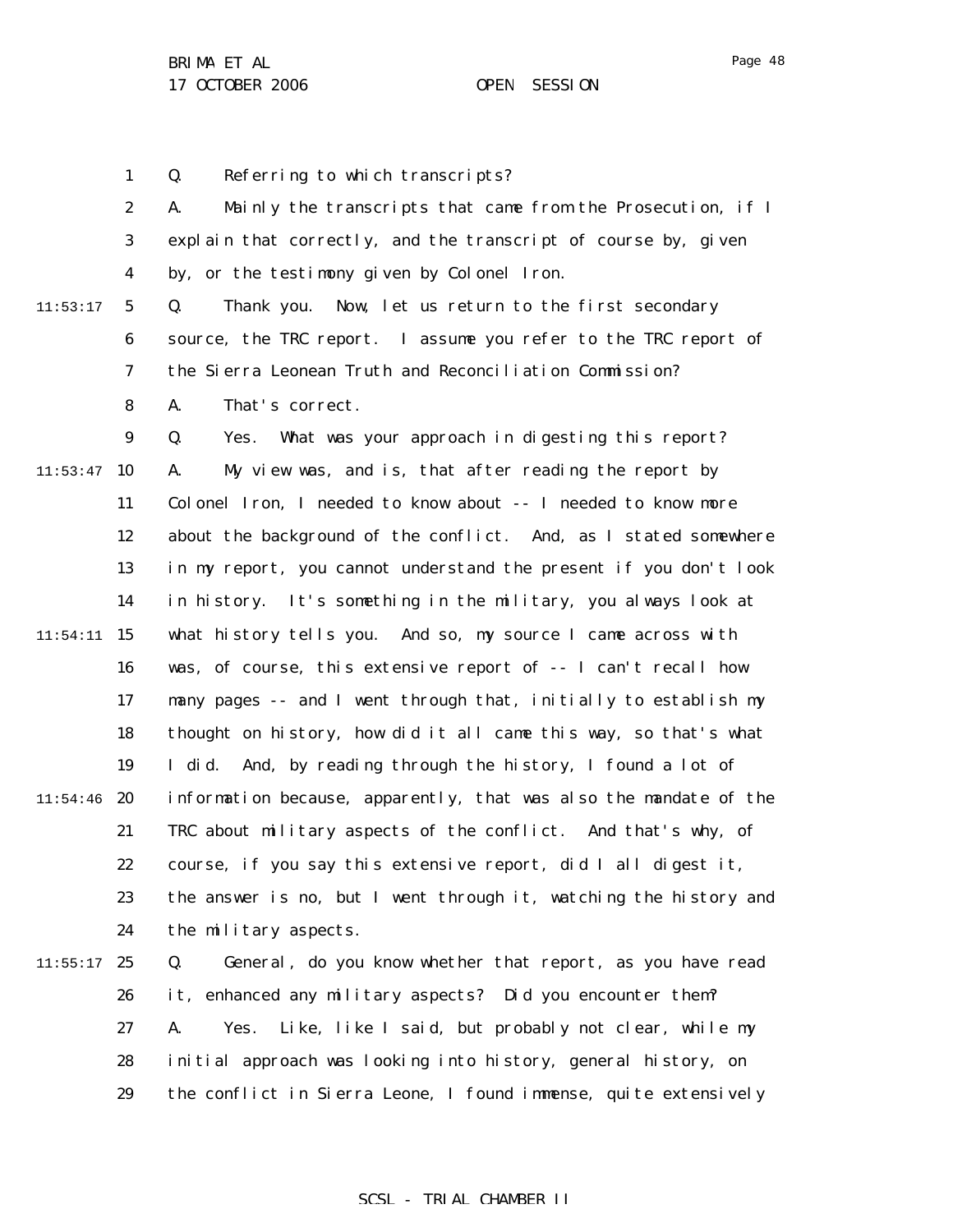Q. Referring to which transcripts?

A. Mainly the transcripts that came from the Prosecution, if I explain that correctly, and the transcript of course by, given by, or the testimony given by Colonel Iron.

Q. Thank you. Now, let us return to the first secondary source, the TRC report. I assume you refer to the TRC report of the Sierra Leonean Truth and Reconciliation Commission?

A. That's correct.

Q. Yes. What was your approach in digesting this report?

A. My view was, and is, that after reading the report by Colonel Iron, I needed to know about -- I needed to know more about the background of the conflict. And, as I stated somewhere in my report, you cannot understand the present if you don't look in history. It's something in the military, you always look at what history tells you. And so, my source I came across with was, of course, this extensive report of -- I can't recall how many pages -- and I went through that, initially to establish my thought on history, how did it all came this way, so that's what I did. And, by reading through the history, I found a lot of information because, apparently, that was also the mandate of the TRC about military aspects of the conflict. And that's why, of course, if you say this extensive report, did I all digest it, the answer is no, but I went through it, watching the history and the military aspects.

Q. General, do you know whether that report, as you have read it, enhanced any military aspects? Did you encounter them?

A. Yes. Like, like I said, but probably not clear, while my initial approach was looking into history, general history, on the conflict in Sierra Leone, I found immense, quite extensively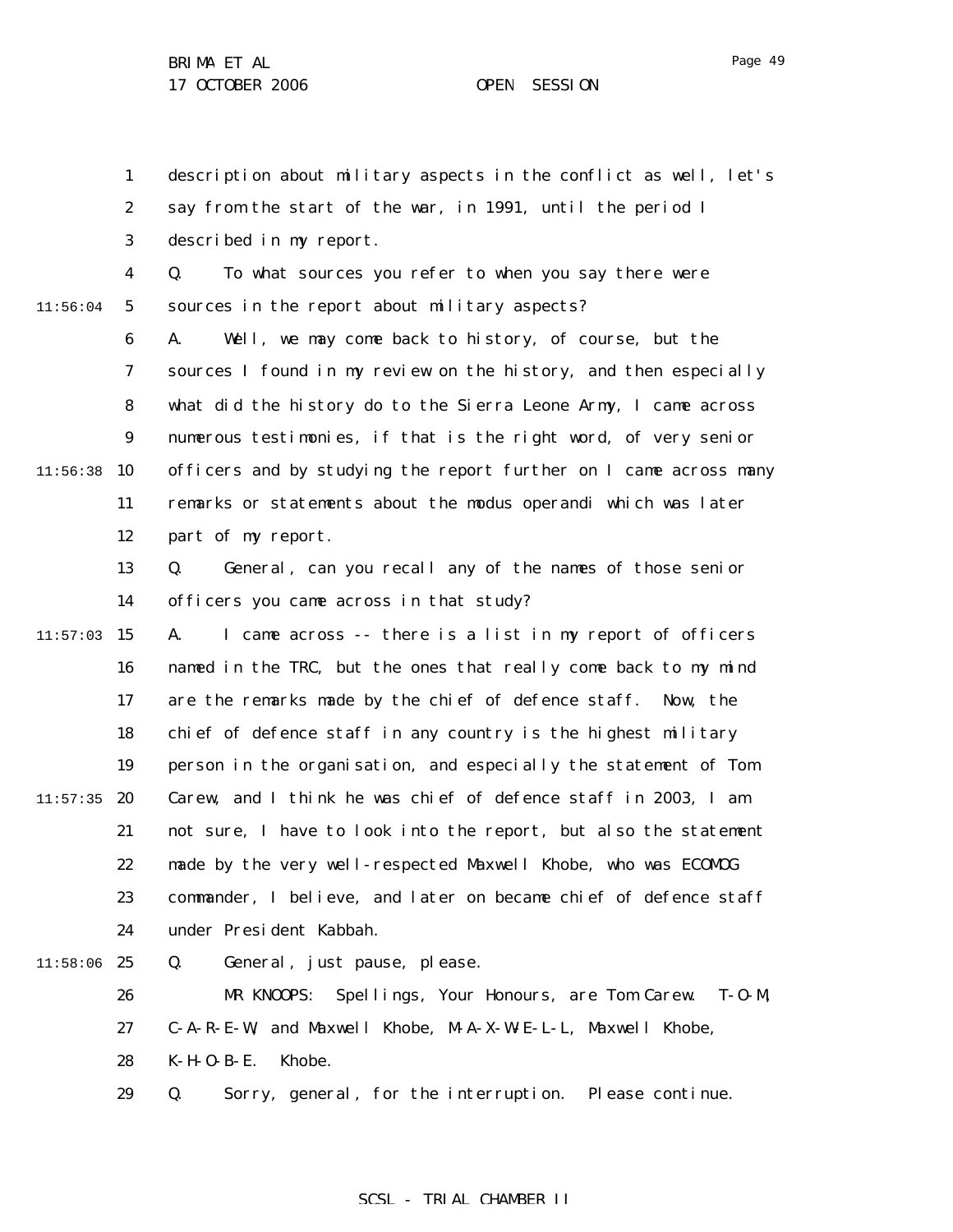description about military aspects in the conflict as well, let's say from the start of the war, in 1991, until the period I described in my report.

Q. To what sources you refer to when you say there were sources in the report about military aspects?

A. Well, we may come back to history, of course, but the sources I found in my review on the history, and then especially what did the history do to the Sierra Leone Army, I came across numerous testimonies, if that is the right word, of very senior officers and by studying the report further on I came across many remarks or statements about the modus operandi which was later part of my report.

Q. General, can you recall any of the names of those senior officers you came across in that study?

A. I came across -- there is a list in my report of officers named in the TRC, but the ones that really come back to my mind are the remarks made by the chief of defence staff. Now, the chief of defence staff in any country is the highest military person in the organisation, and especially the statement of Tom Carew, and I think he was chief of defence staff in 2003, I am not sure, I have to look into the report, but also the statement made by the very well-respected Maxwell Khobe, who was ECOMOG commander, I believe, and later on became chief of defence staff under President Kabbah.

Q. General, just pause, please.

MR KNOOPS: Spellings, Your Honours, are Tom Carew. T-O-M, C-A-R-E-W, and Maxwell Khobe, M-A-X-W-E-L-L, Maxwell Khobe, K-H-O-B-E. Khobe.

Q. Sorry, general, for the interruption. Please continue.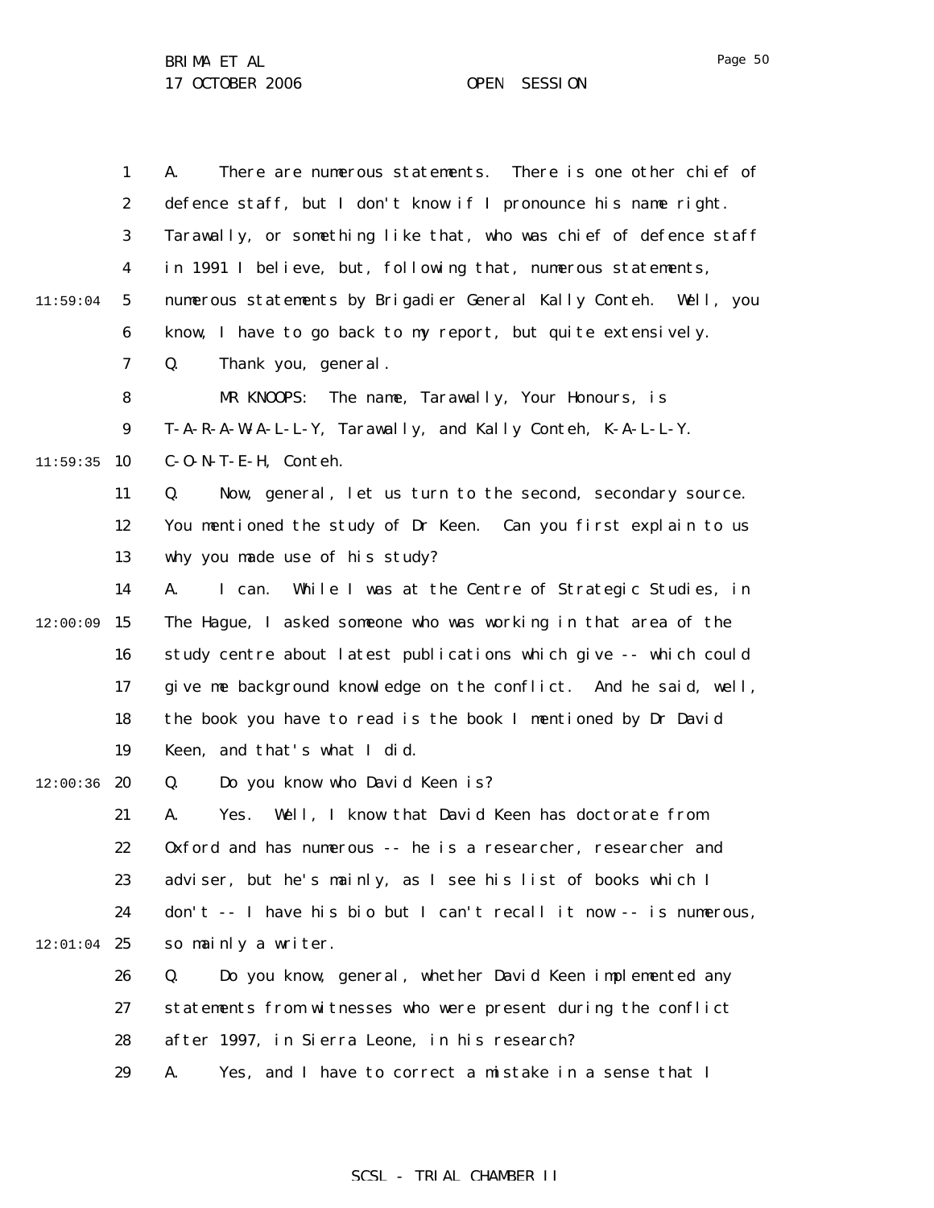A. There are numerous statements. There is one other chief of defence staff, but I don't know if I pronounce his name right. Tarawally, or something like that, who was chief of defence staff in 1991 I believe, but, following that, numerous statements, numerous statements by Brigadier General Kally Conteh. Well, you know, I have to go back to my report, but quite extensively.

Q. Thank you, general.

MR KNOOPS: The name, Tarawally, Your Honours, is T-A-R-A-W-A-L-L-Y, Tarawally, and Kally Conteh, K-A-L-L-Y. C-O-N-T-E-H, Conteh.

Q. Now, general, let us turn to the second, secondary source. You mentioned the study of Dr Keen. Can you first explain to us why you made use of his study?

A. I can. While I was at the Centre of Strategic Studies, in The Hague, I asked someone who was working in that area of the study centre about latest publications which give -- which could give me background knowledge on the conflict. And he said, well, the book you have to read is the book I mentioned by Dr David Keen, and that's what I did.

Q. Do you know who David Keen is?

A. Yes. Well, I know that David Keen has doctorate from Oxford and has numerous -- he is a researcher, researcher and adviser, but he's mainly, as I see his list of books which I don't -- I have his bio but I can't recall it now -- is numerous, so mainly a writer.

Q. Do you know, general, whether David Keen implemented any statements from witnesses who were present during the conflict after 1997, in Sierra Leone, in his research?

A. Yes, and I have to correct a mistake in a sense that I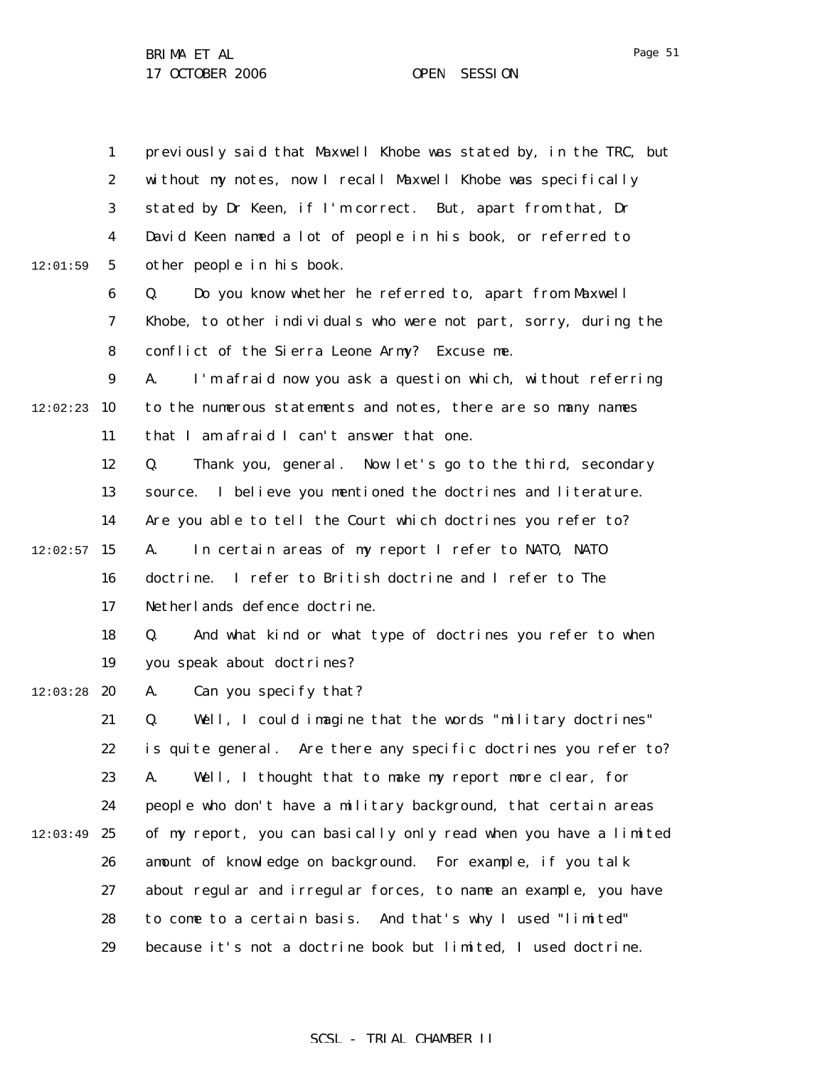previously said that Maxwell Khobe was stated by, in the TRC, but without my notes, now I recall Maxwell Khobe was specifically stated by Dr Keen, if I'm correct. But, apart from that, Dr David Keen named a lot of people in his book, or referred to other people in his book.

Q. Do you know whether he referred to, apart from Maxwell Khobe, to other individuals who were not part, sorry, during the conflict of the Sierra Leone Army? Excuse me.

A. I'm afraid now you ask a question which, without referring to the numerous statements and notes, there are so many names that I am afraid I can't answer that one.

Q. Thank you, general. Now let's go to the third, secondary source. I believe you mentioned the doctrines and literature. Are you able to tell the Court which doctrines you refer to?

A. In certain areas of my report I refer to NATO, NATO doctrine. I refer to British doctrine and I refer to The Netherlands defence doctrine.

Q. And what kind or what type of doctrines you refer to when you speak about doctrines?

A. Can you specify that?

Q. Well, I could imagine that the words "military doctrines" is quite general. Are there any specific doctrines you refer to?

A. Well, I thought that to make my report more clear, for people who don't have a military background, that certain areas of my report, you can basically only read when you have a limited amount of knowledge on background. For example, if you talk about regular and irregular forces, to name an example, you have to come to a certain basis. And that's why I used "limited" because it's not a doctrine book but limited, I used doctrine.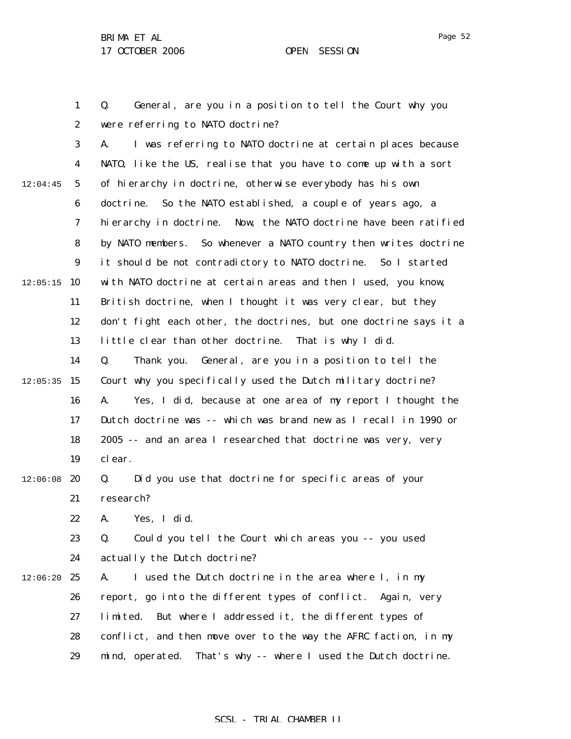Q. General, are you in a position to tell the Court why you were referring to NATO doctrine?

A. I was referring to NATO doctrine at certain places because NATO, like the US, realise that you have to come up with a sort of hierarchy in doctrine, otherwise everybody has his own doctrine. So the NATO established, a couple of years ago, a hierarchy in doctrine. Now, the NATO doctrine have been ratified by NATO members. So whenever a NATO country then writes doctrine it should be not contradictory to NATO doctrine. So I started with NATO doctrine at certain areas and then I used, you know, British doctrine, when I thought it was very clear, but they don't fight each other, the doctrines, but one doctrine says it a little clear than other doctrine. That is why I did.

Q. Thank you. General, are you in a position to tell the Court why you specifically used the Dutch military doctrine?

A. Yes, I did, because at one area of my report I thought the Dutch doctrine was -- which was brand new as I recall in 1990 or 2005 -- and an area I researched that doctrine was very, very clear.

Q. Did you use that doctrine for specific areas of your research?

A. Yes, I did.

Q. Could you tell the Court which areas you -- you used actually the Dutch doctrine?

A. I used the Dutch doctrine in the area where I, in my report, go into the different types of conflict. Again, very limited. But where I addressed it, the different types of conflict, and then move over to the way the AFRC faction, in my mind, operated. That's why -- where I used the Dutch doctrine.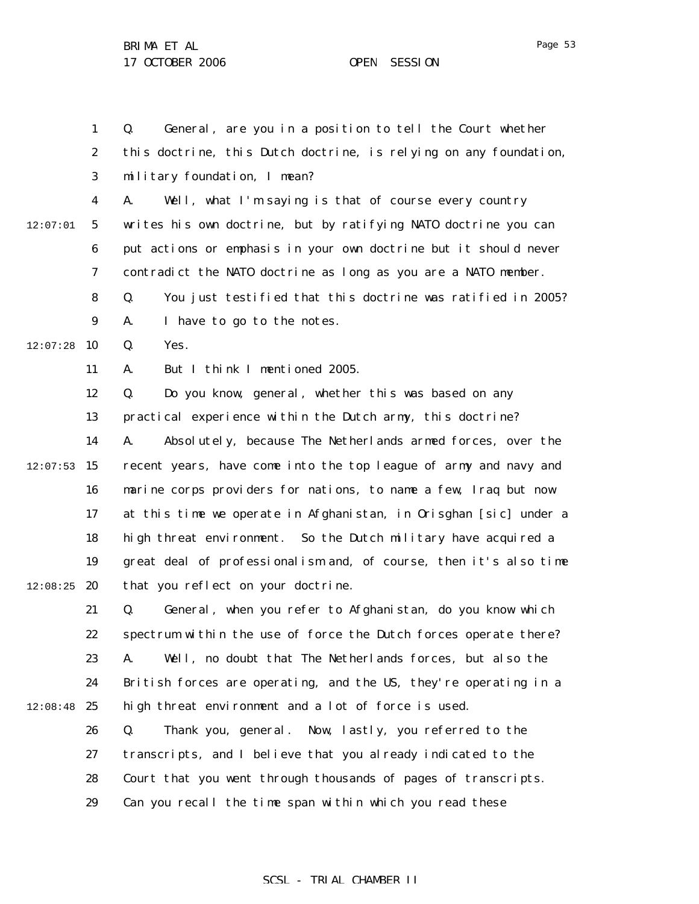Q. General, are you in a position to tell the Court whether this doctrine, this Dutch doctrine, is relying on any foundation, military foundation, I mean?

A. Well, what I'm saying is that of course every country writes his own doctrine, but by ratifying NATO doctrine you can put actions or emphasis in your own doctrine but it should never contradict the NATO doctrine as long as you are a NATO member.

Q. You just testified that this doctrine was ratified in 2005?

A. I have to go to the notes.

Q. Yes.

A. But I think I mentioned 2005.

Q. Do you know, general, whether this was based on any practical experience within the Dutch army, this doctrine?

A. Absolutely, because The Netherlands armed forces, over the recent years, have come into the top league of army and navy and marine corps providers for nations, to name a few, Iraq but now at this time we operate in Afghanistan, in Orisghan [sic] under a high threat environment. So the Dutch military have acquired a great deal of professionalism and, of course, then it's also time that you reflect on your doctrine.

Q. General, when you refer to Afghanistan, do you know which spectrum within the use of force the Dutch forces operate there?

A. Well, no doubt that The Netherlands forces, but also the British forces are operating, and the US, they're operating in a high threat environment and a lot of force is used.

Q. Thank you, general. Now, lastly, you referred to the transcripts, and I believe that you already indicated to the Court that you went through thousands of pages of transcripts. Can you recall the time span within which you read these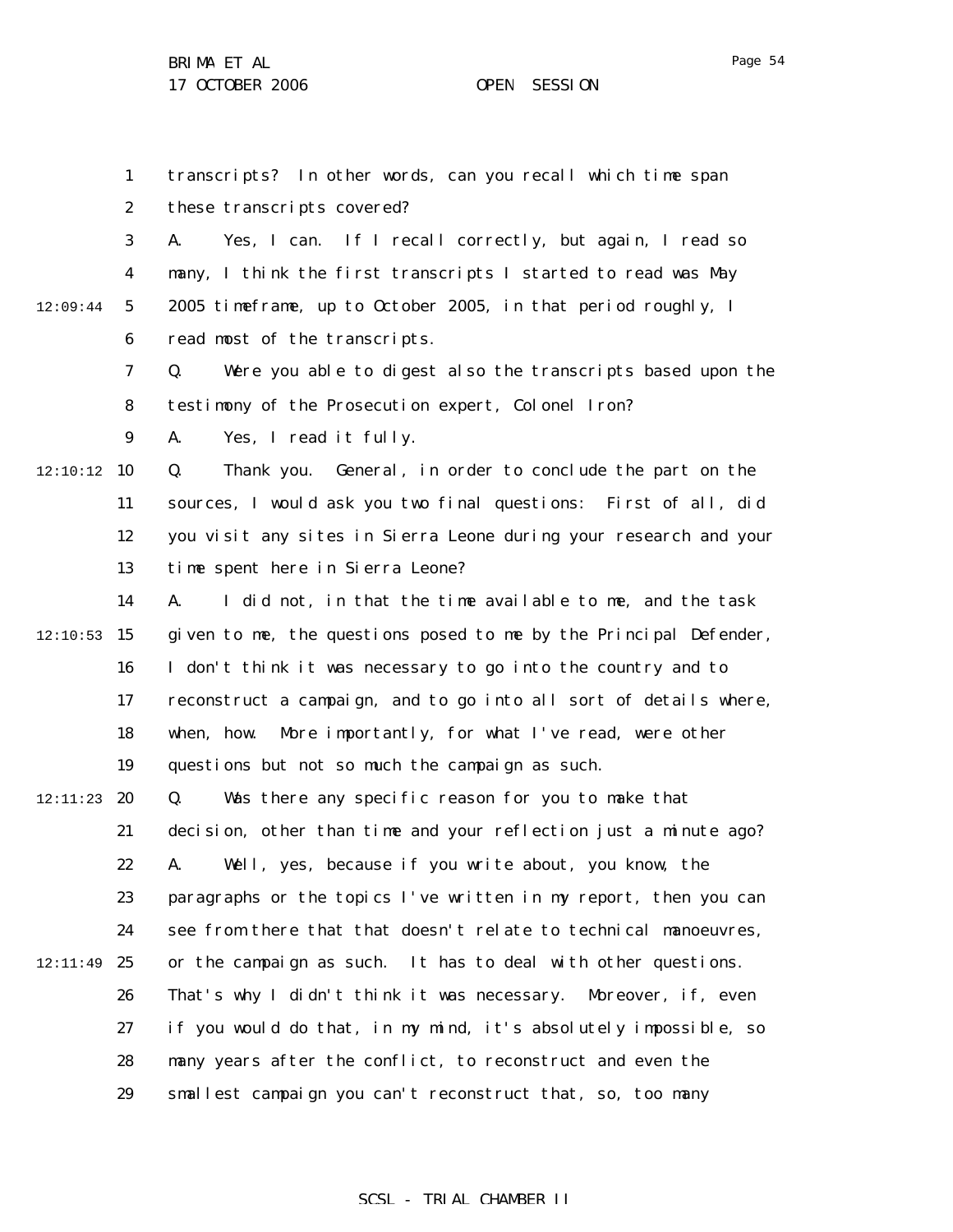transcripts? In other words, can you recall which time span these transcripts covered?

A. Yes, I can. If I recall correctly, but again, I read so many, I think the first transcripts I started to read was May 2005 timeframe, up to October 2005, in that period roughly, I read most of the transcripts.

Q. Were you able to digest also the transcripts based upon the testimony of the Prosecution expert, Colonel Iron?

A. Yes, I read it fully.

Q. Thank you. General, in order to conclude the part on the sources, I would ask you two final questions: First of all, did you visit any sites in Sierra Leone during your research and your time spent here in Sierra Leone?

A. I did not, in that the time available to me, and the task given to me, the questions posed to me by the Principal Defender, I don't think it was necessary to go into the country and to reconstruct a campaign, and to go into all sort of details where, when, how. More importantly, for what I've read, were other questions but not so much the campaign as such.

Q. Was there any specific reason for you to make that decision, other than time and your reflection just a minute ago?

A. Well, yes, because if you write about, you know, the paragraphs or the topics I've written in my report, then you can see from there that that doesn't relate to technical manoeuvres, or the campaign as such. It has to deal with other questions. That's why I didn't think it was necessary. Moreover, if, even if you would do that, in my mind, it's absolutely impossible, so many years after the conflict, to reconstruct and even the smallest campaign you can't reconstruct that, so, too many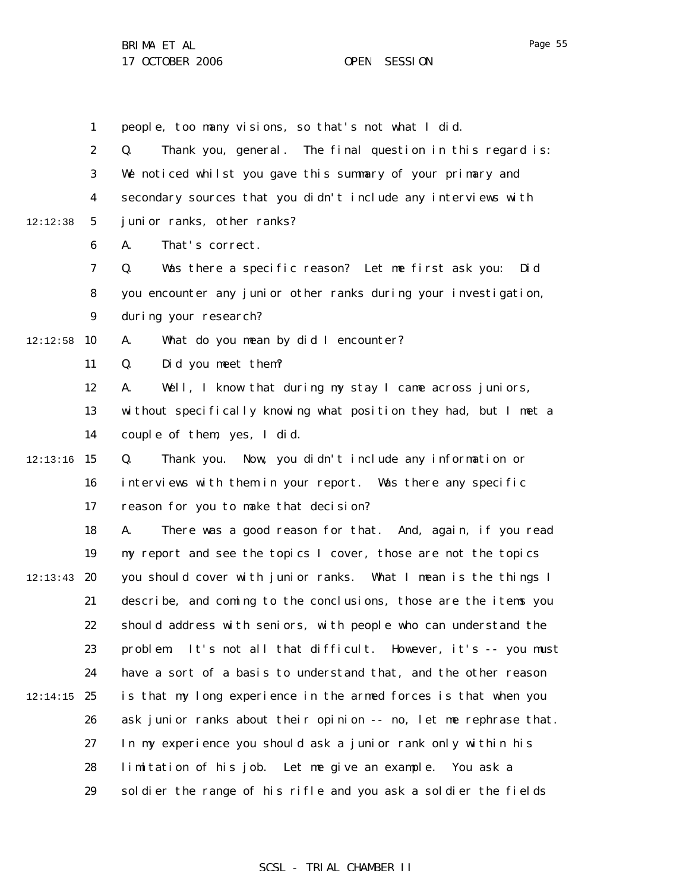people, too many visions, so that's not what I did.

Q. Thank you, general. The final question in this regard is: We noticed whilst you gave this summary of your primary and secondary sources that you didn't include any interviews with junior ranks, other ranks?

A. That's correct.

Q. Was there a specific reason? Let me first ask you: Did you encounter any junior other ranks during your investigation, during your research?

A. What do you mean by did I encounter?

Q. Did you meet them?

A. Well, I know that during my stay I came across juniors, without specifically knowing what position they had, but I met a couple of them, yes, I did.

Q. Thank you. Now, you didn't include any information or interviews with them in your report. Was there any specific reason for you to make that decision?

A. There was a good reason for that. And, again, if you read my report and see the topics I cover, those are not the topics you should cover with junior ranks. What I mean is the things I describe, and coming to the conclusions, those are the items you should address with seniors, with people who can understand the problem. It's not all that difficult. However, it's -- you must have a sort of a basis to understand that, and the other reason is that my long experience in the armed forces is that when you ask junior ranks about their opinion -- no, let me rephrase that. In my experience you should ask a junior rank only within his limitation of his job. Let me give an example. You ask a soldier the range of his rifle and you ask a soldier the fields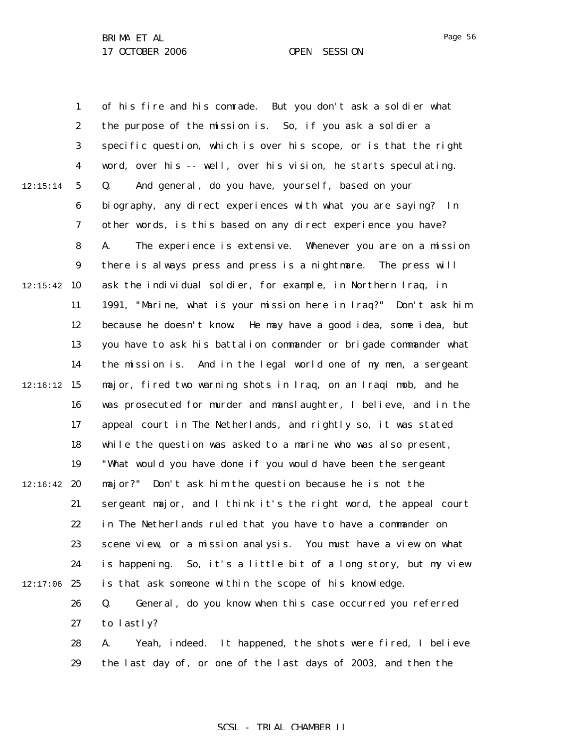of his fire and his comrade. But you don't ask a soldier what the purpose of the mission is. So, if you ask a soldier a specific question, which is over his scope, or is that the right word, over his -- well, over his vision, he starts speculating.

Q. And general, do you have, yourself, based on your biography, any direct experiences with what you are saying? In other words, is this based on any direct experience you have?

A. The experience is extensive. Whenever you are on a mission there is always press and press is a nightmare. The press will ask the individual soldier, for example, in Northern Iraq, in 1991, "Marine, what is your mission here in Iraq?" Don't ask him because he doesn't know. He may have a good idea, some idea, but you have to ask his battalion commander or brigade commander what the mission is. And in the legal world one of my men, a sergeant major, fired two warning shots in Iraq, on an Iraqi mob, and he was prosecuted for murder and manslaughter, I believe, and in the appeal court in The Netherlands, and rightly so, it was stated while the question was asked to a marine who was also present, "What would you have done if you would have been the sergeant major?" Don't ask him the question because he is not the sergeant major, and I think it's the right word, the appeal court in The Netherlands ruled that you have to have a commander on scene view, or a mission analysis. You must have a view on what is happening. So, it's a little bit of a long story, but my view is that ask someone within the scope of his knowledge.

Q. General, do you know when this case occurred you referred to lastly?

A. Yeah, indeed. It happened, the shots were fired, I believe the last day of, or one of the last days of 2003, and then the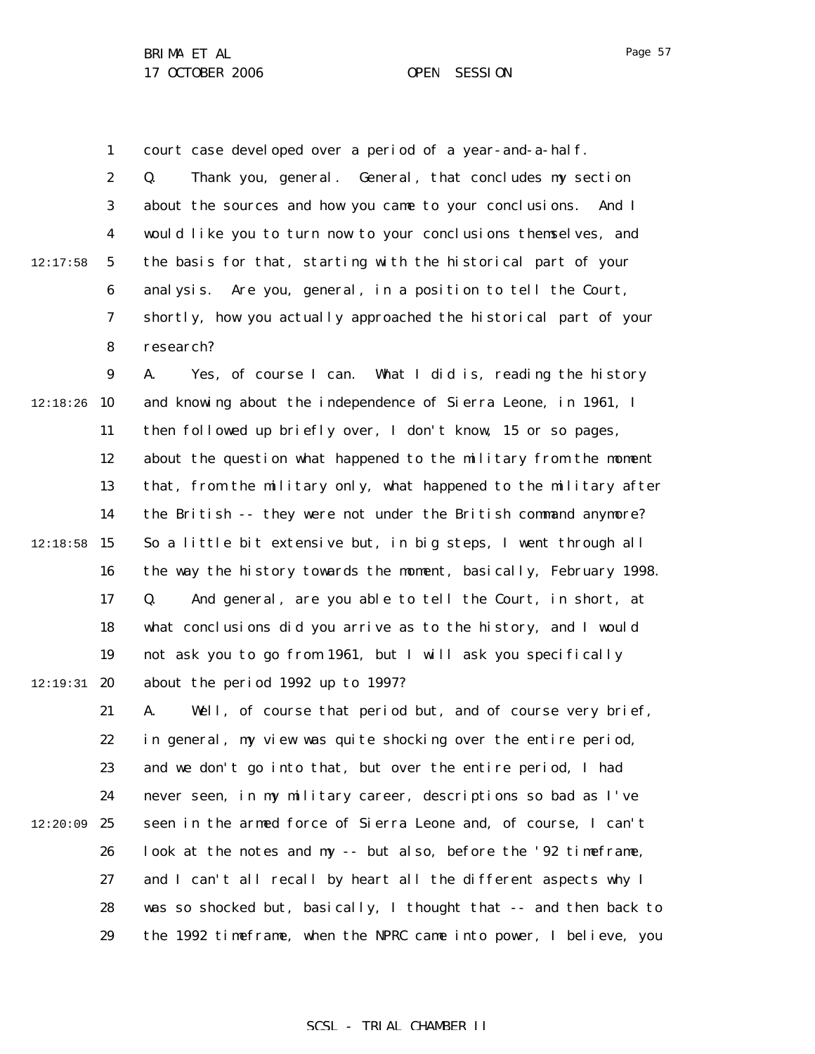court case developed over a period of a year-and-a-half.

Q. Thank you, general. General, that concludes my section about the sources and how you came to your conclusions. And I would like you to turn now to your conclusions themselves, and the basis for that, starting with the historical part of your analysis. Are you, general, in a position to tell the Court, shortly, how you actually approached the historical part of your research?

A. Yes, of course I can. What I did is, reading the history and knowing about the independence of Sierra Leone, in 1961, I then followed up briefly over, I don't know, 15 or so pages, about the question what happened to the military from the moment that, from the military only, what happened to the military after the British -- they were not under the British command anymore? So a little bit extensive but, in big steps, I went through all the way the history towards the moment, basically, February 1998.

Q. And general, are you able to tell the Court, in short, at what conclusions did you arrive as to the history, and I would not ask you to go from 1961, but I will ask you specifically about the period 1992 up to 1997?

A. Well, of course that period but, and of course very brief, in general, my view was quite shocking over the entire period, and we don't go into that, but over the entire period, I had never seen, in my military career, descriptions so bad as I've seen in the armed force of Sierra Leone and, of course, I can't look at the notes and my -- but also, before the '92 timeframe, and I can't all recall by heart all the different aspects why I was so shocked but, basically, I thought that -- and then back to the 1992 timeframe, when the NPRC came into power, I believe, you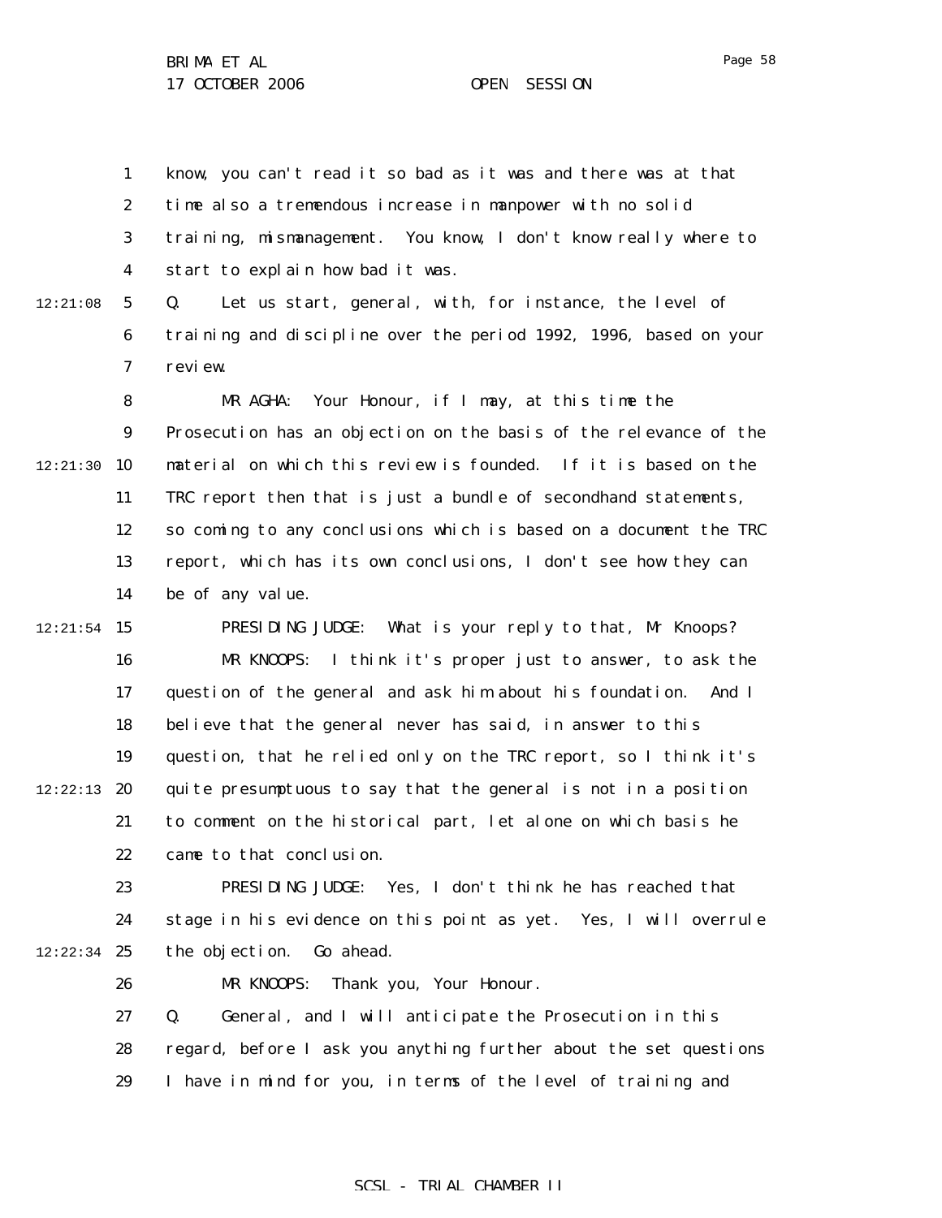know, you can't read it so bad as it was and there was at that time also a tremendous increase in manpower with no solid training, mismanagement. You know, I don't know really where to start to explain how bad it was.

Q. Let us start, general, with, for instance, the level of training and discipline over the period 1992, 1996, based on your review.

MR AGHA: Your Honour, if I may, at this time the Prosecution has an objection on the basis of the relevance of the material on which this review is founded. If it is based on the TRC report then that is just a bundle of secondhand statements, so coming to any conclusions which is based on a document the TRC report, which has its own conclusions, I don't see how they can be of any value.

PRESIDING JUDGE: What is your reply to that, Mr Knoops?

MR KNOOPS: I think it's proper just to answer, to ask the question of the general and ask him about his foundation. And I believe that the general never has said, in answer to this question, that he relied only on the TRC report, so I think it's quite presumptuous to say that the general is not in a position to comment on the historical part, let alone on which basis he came to that conclusion.

PRESIDING JUDGE: Yes, I don't think he has reached that stage in his evidence on this point as yet. Yes, I will overrule the objection. Go ahead.

MR KNOOPS: Thank you, Your Honour.

Q. General, and I will anticipate the Prosecution in this regard, before I ask you anything further about the set questions I have in mind for you, in terms of the level of training and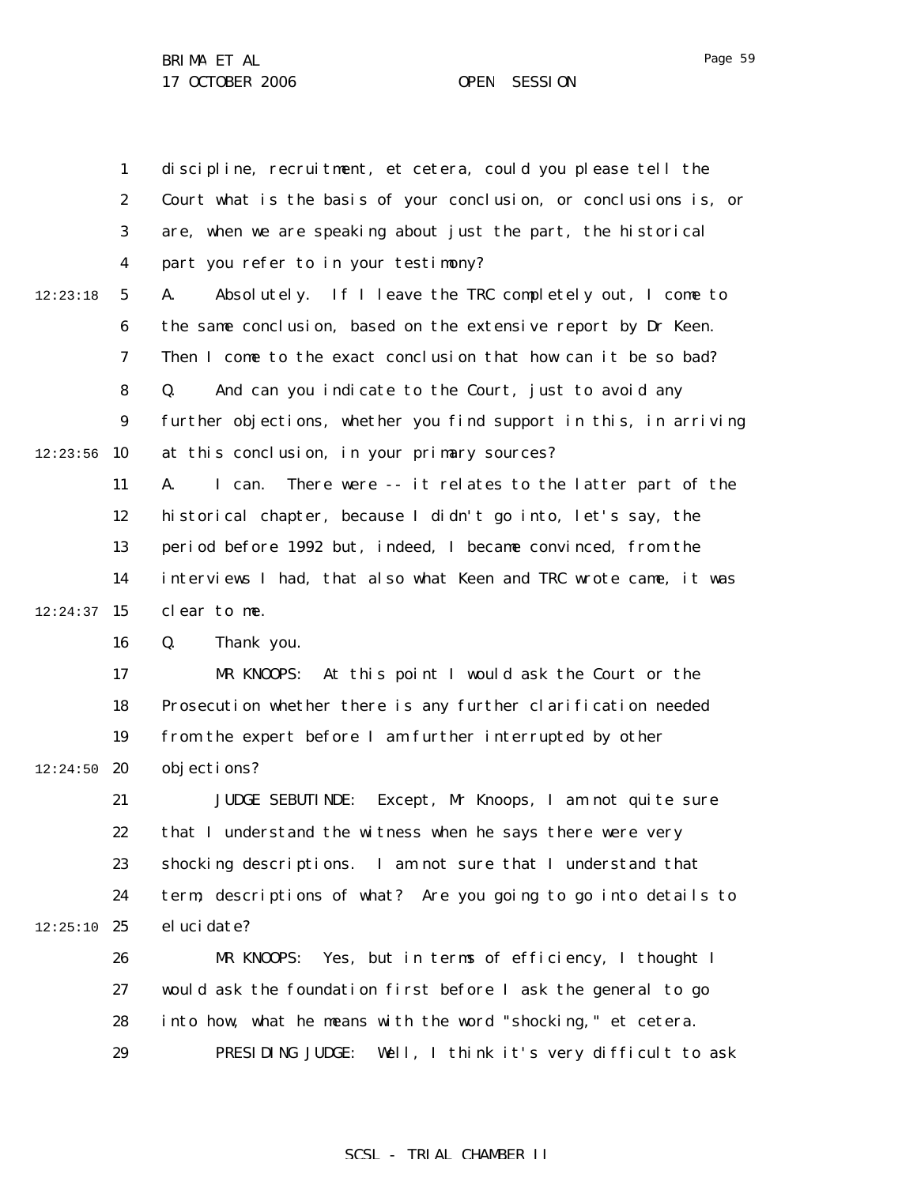discipline, recruitment, et cetera, could you please tell the Court what is the basis of your conclusion, or conclusions is, or are, when we are speaking about just the part, the historical part you refer to in your testimony?

A. Absolutely. If I leave the TRC completely out, I come to the same conclusion, based on the extensive report by Dr Keen. Then I come to the exact conclusion that how can it be so bad?

Q. And can you indicate to the Court, just to avoid any further objections, whether you find support in this, in arriving at this conclusion, in your primary sources?

A. I can. There were -- it relates to the latter part of the historical chapter, because I didn't go into, let's say, the period before 1992 but, indeed, I became convinced, from the interviews I had, that also what Keen and TRC wrote came, it was clear to me.

Q. Thank you.

MR KNOOPS: At this point I would ask the Court or the Prosecution whether there is any further clarification needed from the expert before I am further interrupted by other objections?

JUDGE SEBUTINDE: Except, Mr Knoops, I am not quite sure that I understand the witness when he says there were very shocking descriptions. I am not sure that I understand that term, descriptions of what? Are you going to go into details to elucidate?

MR KNOOPS: Yes, but in terms of efficiency, I thought I would ask the foundation first before I ask the general to go into how, what he means with the word "shocking," et cetera.

PRESIDING JUDGE: Well, I think it's very difficult to ask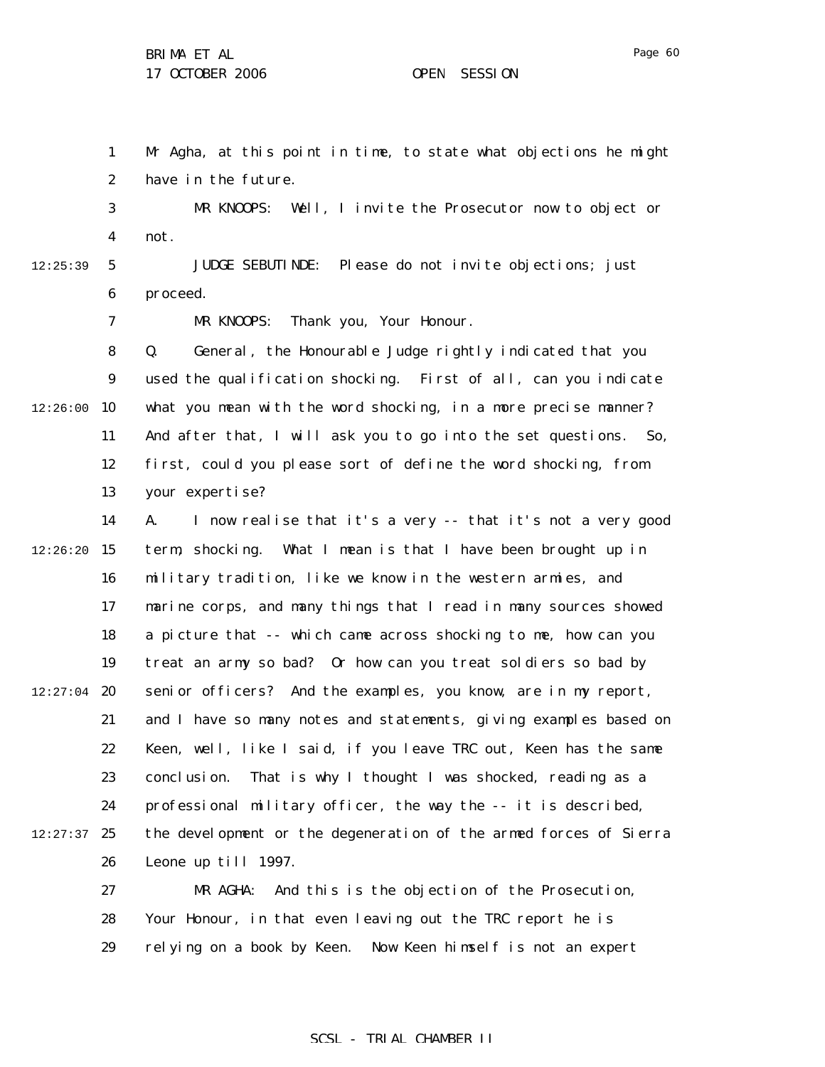Mr Agha, at this point in time, to state what objections he might have in the future.

MR KNOOPS: Well, I invite the Prosecutor now to object or not.

JUDGE SEBUTINDE: Please do not invite objections; just proceed.

MR KNOOPS: Thank you, Your Honour.

Q. General, the Honourable Judge rightly indicated that you used the qualification shocking. First of all, can you indicate what you mean with the word shocking, in a more precise manner? And after that, I will ask you to go into the set questions. So, first, could you please sort of define the word shocking, from your expertise?

A. I now realise that it's a very -- that it's not a very good term, shocking. What I mean is that I have been brought up in military tradition, like we know in the western armies, and marine corps, and many things that I read in many sources showed a picture that -- which came across shocking to me, how can you treat an army so bad? Or how can you treat soldiers so bad by senior officers? And the examples, you know, are in my report, and I have so many notes and statements, giving examples based on Keen, well, like I said, if you leave TRC out, Keen has the same conclusion. That is why I thought I was shocked, reading as a professional military officer, the way the -- it is described, the development or the degeneration of the armed forces of Sierra Leone up till 1997.

MR AGHA: And this is the objection of the Prosecution, Your Honour, in that even leaving out the TRC report he is relying on a book by Keen. Now Keen himself is not an expert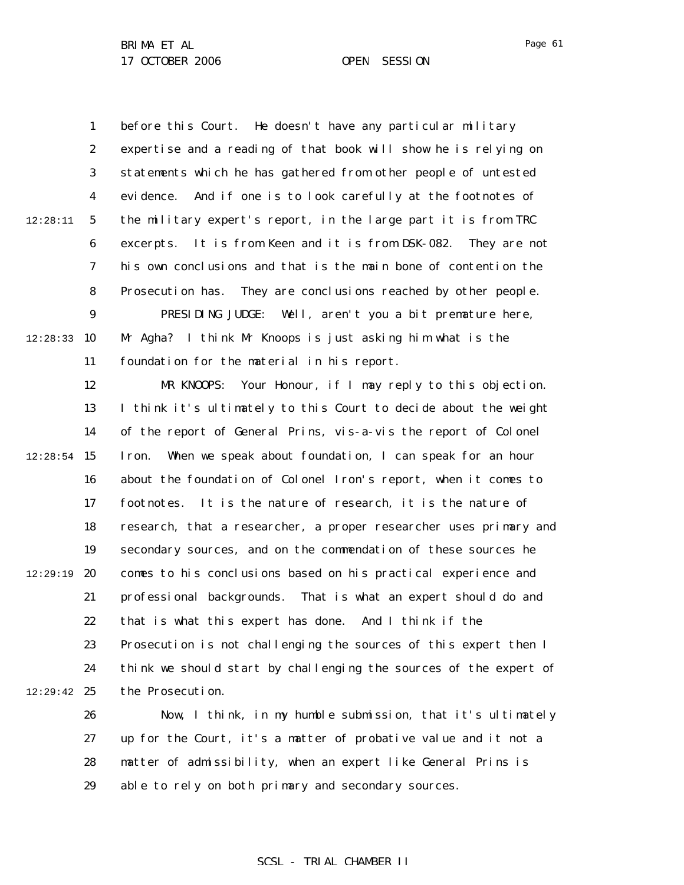before this Court. He doesn't have any particular military expertise and a reading of that book will show he is relying on statements which he has gathered from other people of untested evidence. And if one is to look carefully at the footnotes of the military expert's report, in the large part it is from TRC excerpts. It is from Keen and it is from DSK-082. They are not his own conclusions and that is the main bone of contention the Prosecution has. They are conclusions reached by other people.

PRESIDING JUDGE: Well, aren't you a bit premature here, Mr Agha? I think Mr Knoops is just asking him what is the foundation for the material in his report.

MR KNOOPS: Your Honour, if I may reply to this objection. I think it's ultimately to this Court to decide about the weight of the report of General Prins, vis-a-vis the report of Colonel Iron. When we speak about foundation, I can speak for an hour about the foundation of Colonel Iron's report, when it comes to footnotes. It is the nature of research, it is the nature of research, that a researcher, a proper researcher uses primary and secondary sources, and on the commendation of these sources he comes to his conclusions based on his practical experience and professional backgrounds. That is what an expert should do and that is what this expert has done. And I think if the Prosecution is not challenging the sources of this expert then I think we should start by challenging the sources of the expert of the Prosecution.

Now, I think, in my humble submission, that it's ultimately up for the Court, it's a matter of probative value and it not a matter of admissibility, when an expert like General Prins is able to rely on both primary and secondary sources.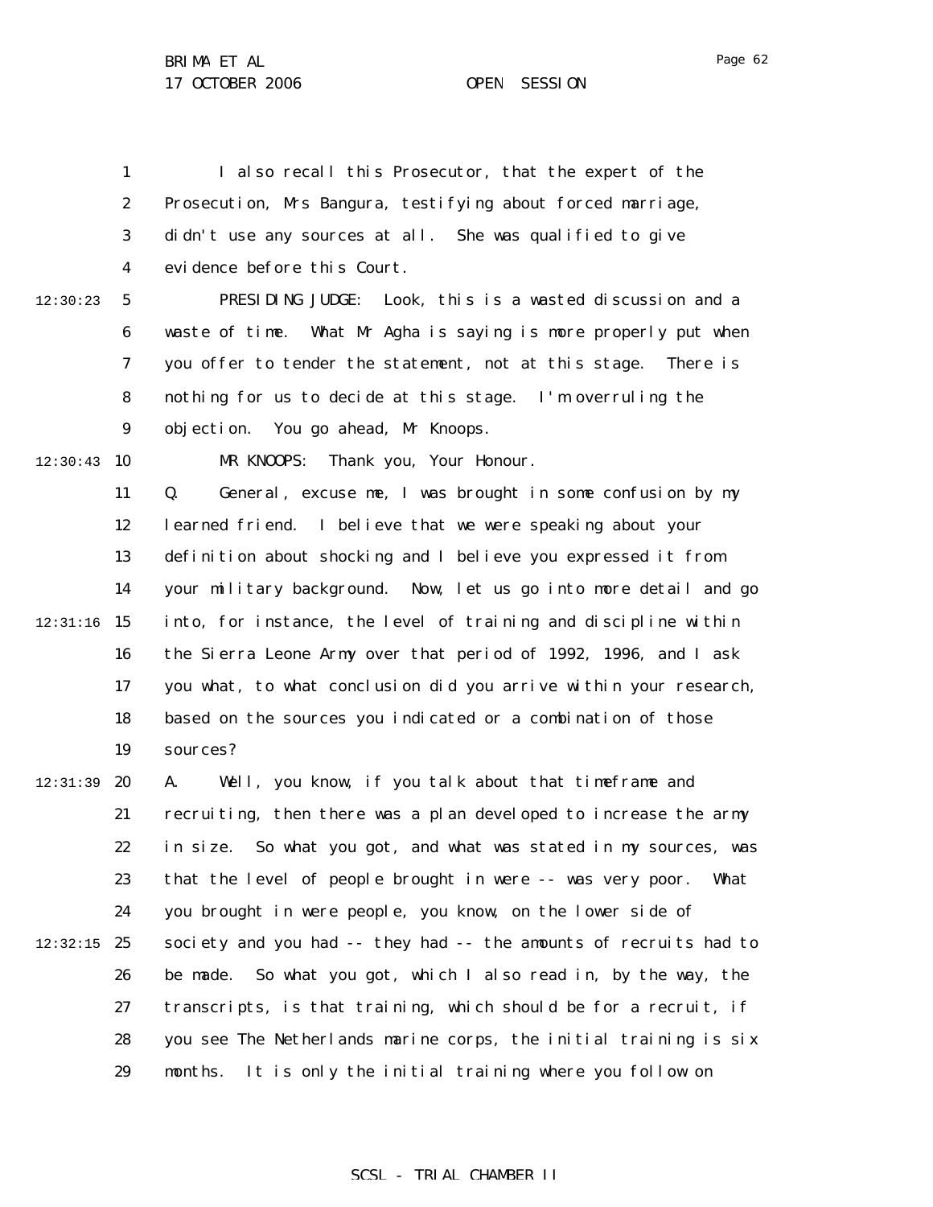I also recall this Prosecutor, that the expert of the Prosecution, Mrs Bangura, testifying about forced marriage, didn't use any sources at all. She was qualified to give evidence before this Court.

PRESIDING JUDGE: Look, this is a wasted discussion and a waste of time. What Mr Agha is saying is more properly put when you offer to tender the statement, not at this stage. There is nothing for us to decide at this stage. I'm overruling the objection. You go ahead, Mr Knoops.

MR KNOOPS: Thank you, Your Honour.

Q. General, excuse me, I was brought in some confusion by my learned friend. I believe that we were speaking about your definition about shocking and I believe you expressed it from your military background. Now, let us go into more detail and go into, for instance, the level of training and discipline within the Sierra Leone Army over that period of 1992, 1996, and I ask you what, to what conclusion did you arrive within your research, based on the sources you indicated or a combination of those sources?

A. Well, you know, if you talk about that timeframe and recruiting, then there was a plan developed to increase the army in size. So what you got, and what was stated in my sources, was that the level of people brought in were -- was very poor. What you brought in were people, you know, on the lower side of society and you had -- they had -- the amounts of recruits had to be made. So what you got, which I also read in, by the way, the transcripts, is that training, which should be for a recruit, if you see The Netherlands marine corps, the initial training is six months. It is only the initial training where you follow on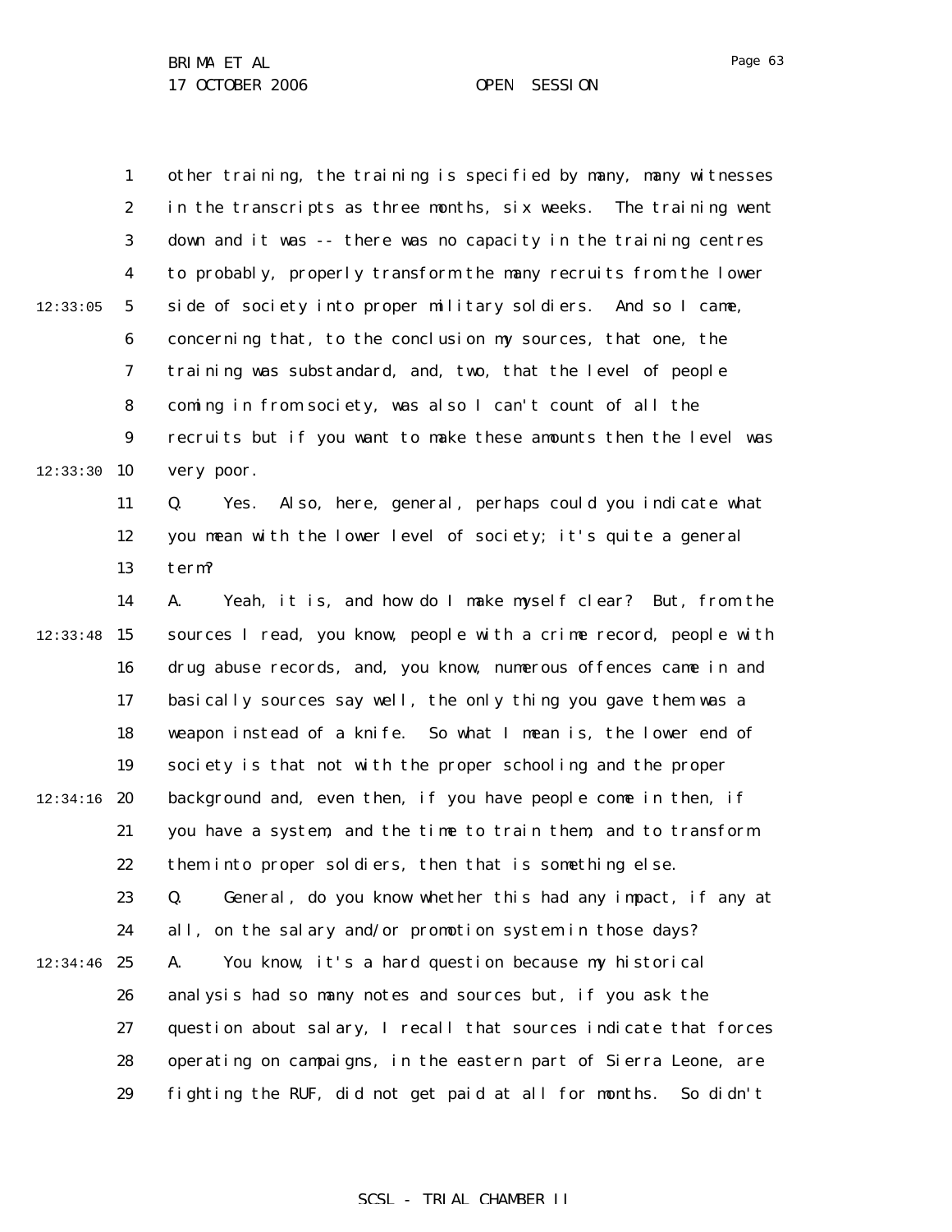other training, the training is specified by many, many witnesses in the transcripts as three months, six weeks. The training went down and it was -- there was no capacity in the training centres to probably, properly transform the many recruits from the lower side of society into proper military soldiers. And so I came, concerning that, to the conclusion my sources, that one, the training was substandard, and, two, that the level of people coming in from society, was also I can't count of all the recruits but if you want to make these amounts then the level was very poor.

Q. Yes. Also, here, general, perhaps could you indicate what you mean with the lower level of society; it's quite a general term?

A. Yeah, it is, and how do I make myself clear? But, from the sources I read, you know, people with a crime record, people with drug abuse records, and, you know, numerous offences came in and basically sources say well, the only thing you gave them was a weapon instead of a knife. So what I mean is, the lower end of society is that not with the proper schooling and the proper background and, even then, if you have people come in then, if you have a system, and the time to train them, and to transform them into proper soldiers, then that is something else.

Q. General, do you know whether this had any impact, if any at all, on the salary and/or promotion system in those days?

A. You know, it's a hard question because my historical analysis had so many notes and sources but, if you ask the question about salary, I recall that sources indicate that forces operating on campaigns, in the eastern part of Sierra Leone, are fighting the RUF, did not get paid at all for months. So didn't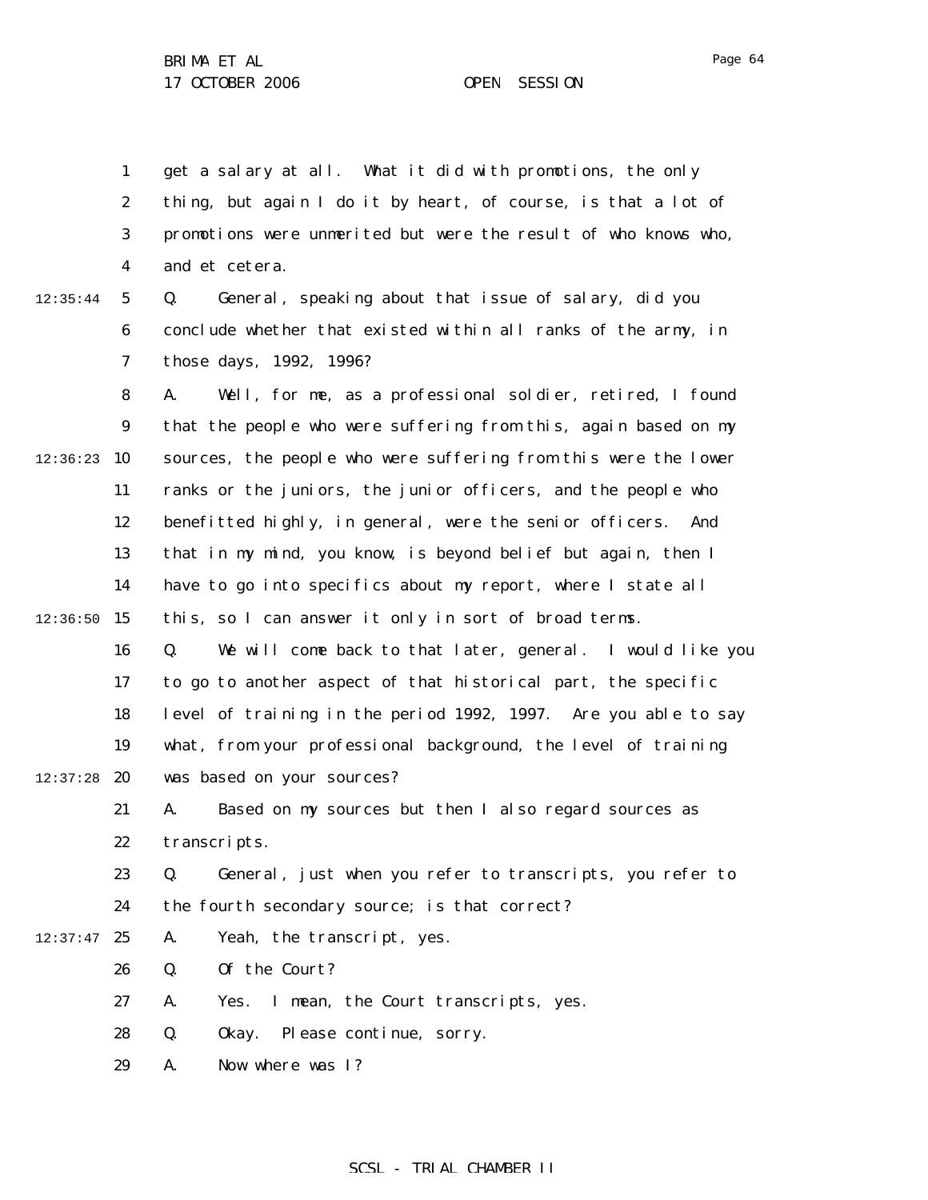get a salary at all. What it did with promotions, the only thing, but again I do it by heart, of course, is that a lot of promotions were unmerited but were the result of who knows who, and et cetera.

Q. General, speaking about that issue of salary, did you conclude whether that existed within all ranks of the army, in those days, 1992, 1996?

A. Well, for me, as a professional soldier, retired, I found that the people who were suffering from this, again based on my sources, the people who were suffering from this were the lower ranks or the juniors, the junior officers, and the people who benefitted highly, in general, were the senior officers. And that in my mind, you know, is beyond belief but again, then I have to go into specifics about my report, where I state all this, so I can answer it only in sort of broad terms.

Q. We will come back to that later, general. I would like you to go to another aspect of that historical part, the specific level of training in the period 1992, 1997. Are you able to say what, from your professional background, the level of training was based on your sources?

A. Based on my sources but then I also regard sources as transcripts.

Q. General, just when you refer to transcripts, you refer to the fourth secondary source; is that correct?

A. Yeah, the transcript, yes.

Q. Of the Court?

A. Yes. I mean, the Court transcripts, yes.

Q. Okay. Please continue, sorry.

A. Now where was I?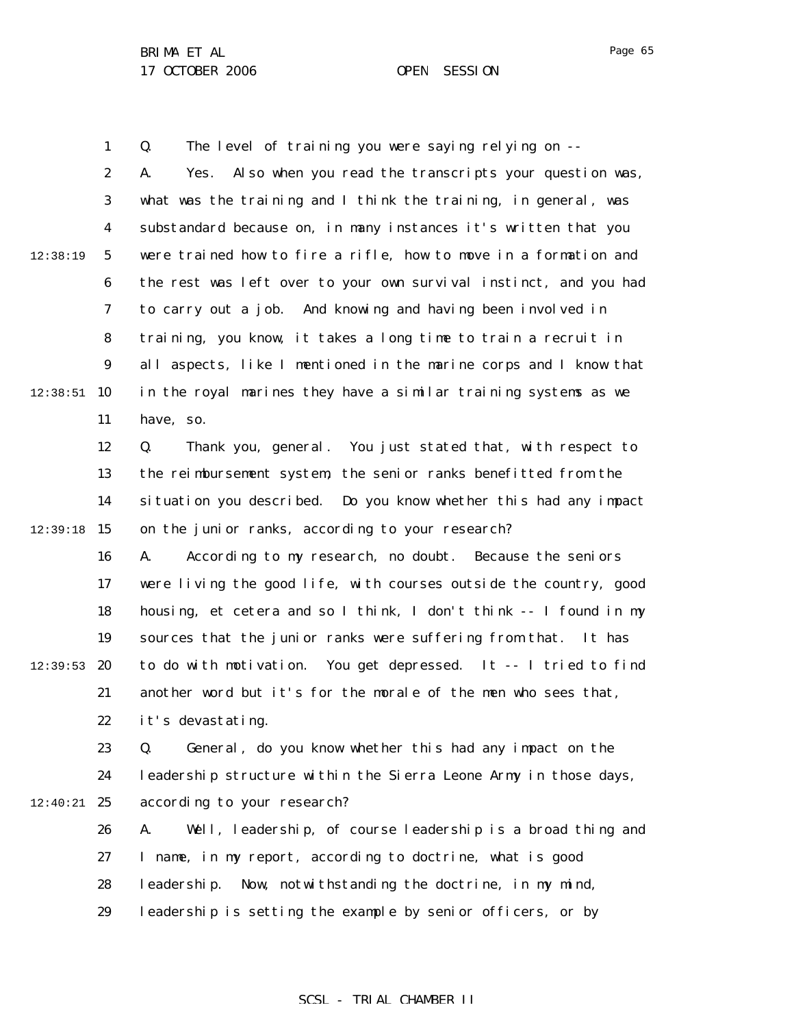Q. The level of training you were saying relying on --

A. Yes. Also when you read the transcripts your question was, what was the training and I think the training, in general, was substandard because on, in many instances it's written that you were trained how to fire a rifle, how to move in a formation and the rest was left over to your own survival instinct, and you had to carry out a job. And knowing and having been involved in training, you know, it takes a long time to train a recruit in all aspects, like I mentioned in the marine corps and I know that in the royal marines they have a similar training systems as we have, so.

Q. Thank you, general. You just stated that, with respect to the reimbursement system, the senior ranks benefitted from the situation you described. Do you know whether this had any impact on the junior ranks, according to your research?

A. According to my research, no doubt. Because the seniors were living the good life, with courses outside the country, good housing, et cetera and so I think, I don't think -- I found in my sources that the junior ranks were suffering from that. It has to do with motivation. You get depressed. It -- I tried to find another word but it's for the morale of the men who sees that, it's devastating.

Q. General, do you know whether this had any impact on the leadership structure within the Sierra Leone Army in those days, according to your research?

A. Well, leadership, of course leadership is a broad thing and I name, in my report, according to doctrine, what is good leadership. Now, notwithstanding the doctrine, in my mind, leadership is setting the example by senior officers, or by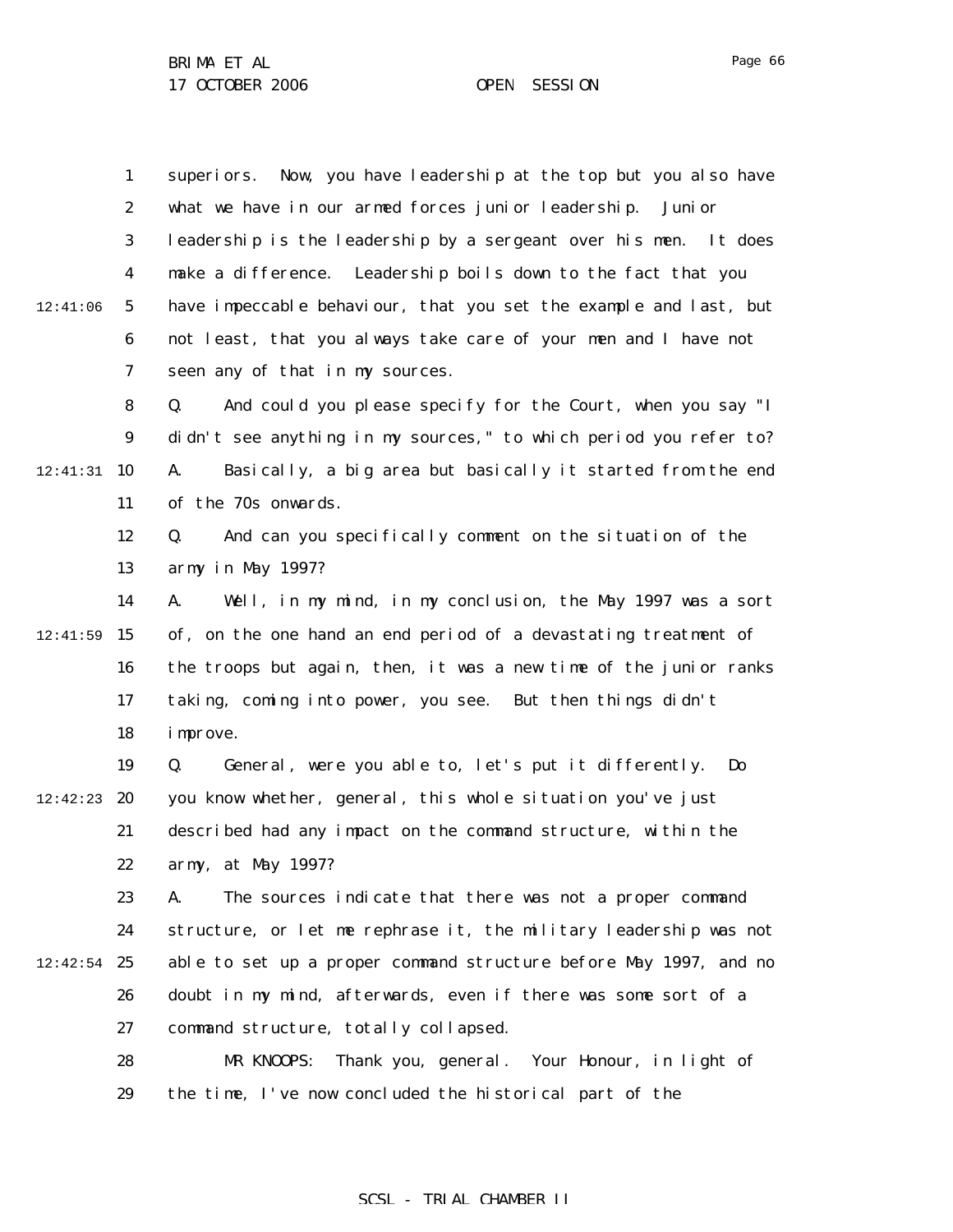superiors. Now, you have leadership at the top but you also have what we have in our armed forces junior leadership. Junior leadership is the leadership by a sergeant over his men. It does make a difference. Leadership boils down to the fact that you have impeccable behaviour, that you set the example and last, but not least, that you always take care of your men and I have not seen any of that in my sources.

Q. And could you please specify for the Court, when you say "I didn't see anything in my sources," to which period you refer to?

A. Basically, a big area but basically it started from the end of the 70s onwards.

Q. And can you specifically comment on the situation of the army in May 1997?

A. Well, in my mind, in my conclusion, the May 1997 was a sort of, on the one hand an end period of a devastating treatment of the troops but again, then, it was a new time of the junior ranks taking, coming into power, you see. But then things didn't improve.

Q. General, were you able to, let's put it differently. Do you know whether, general, this whole situation you've just described had any impact on the command structure, within the army, at May 1997?

A. The sources indicate that there was not a proper command structure, or let me rephrase it, the military leadership was not able to set up a proper command structure before May 1997, and no doubt in my mind, afterwards, even if there was some sort of a command structure, totally collapsed.

MR KNOOPS: Thank you, general. Your Honour, in light of the time, I've now concluded the historical part of the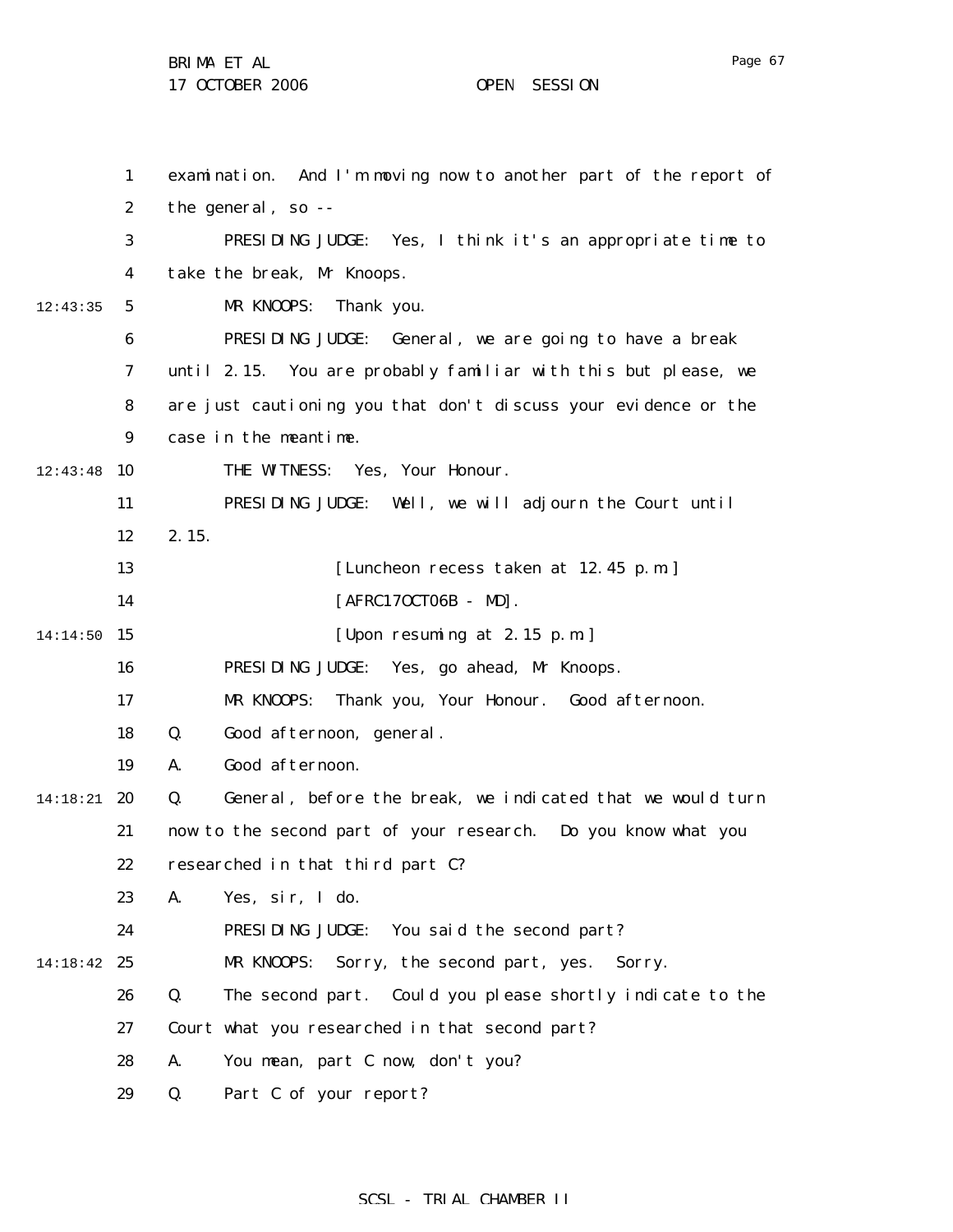examination. And I'm moving now to another part of the report of the general, so --

PRESIDING JUDGE: Yes, I think it's an appropriate time to take the break, Mr Knoops.

MR KNOOPS: Thank you.

PRESIDING JUDGE: General, we are going to have a break until 2.15. You are probably familiar with this but please, we are just cautioning you that don't discuss your evidence or the case in the meantime.

THE WITNESS: Yes, Your Honour.

PRESIDING JUDGE: Well, we will adjourn the Court until 2.15.

[Luncheon recess taken at 12.45 p.m.]

[AFRC17OCT06B - MD].

[Upon resuming at 2.15 p.m.]

PRESIDING JUDGE: Yes, go ahead, Mr Knoops.

MR KNOOPS: Thank you, Your Honour. Good afternoon.

Q. Good afternoon, general.

A. Good afternoon.

Q. General, before the break, we indicated that we would turn now to the second part of your research. Do you know what you researched in that third part C?

A. Yes, sir, I do.

PRESIDING JUDGE: You said the second part?

MR KNOOPS: Sorry, the second part, yes. Sorry.

Q. The second part. Could you please shortly indicate to the Court what you researched in that second part?

A. You mean, part C now, don't you?

Q. Part C of your report?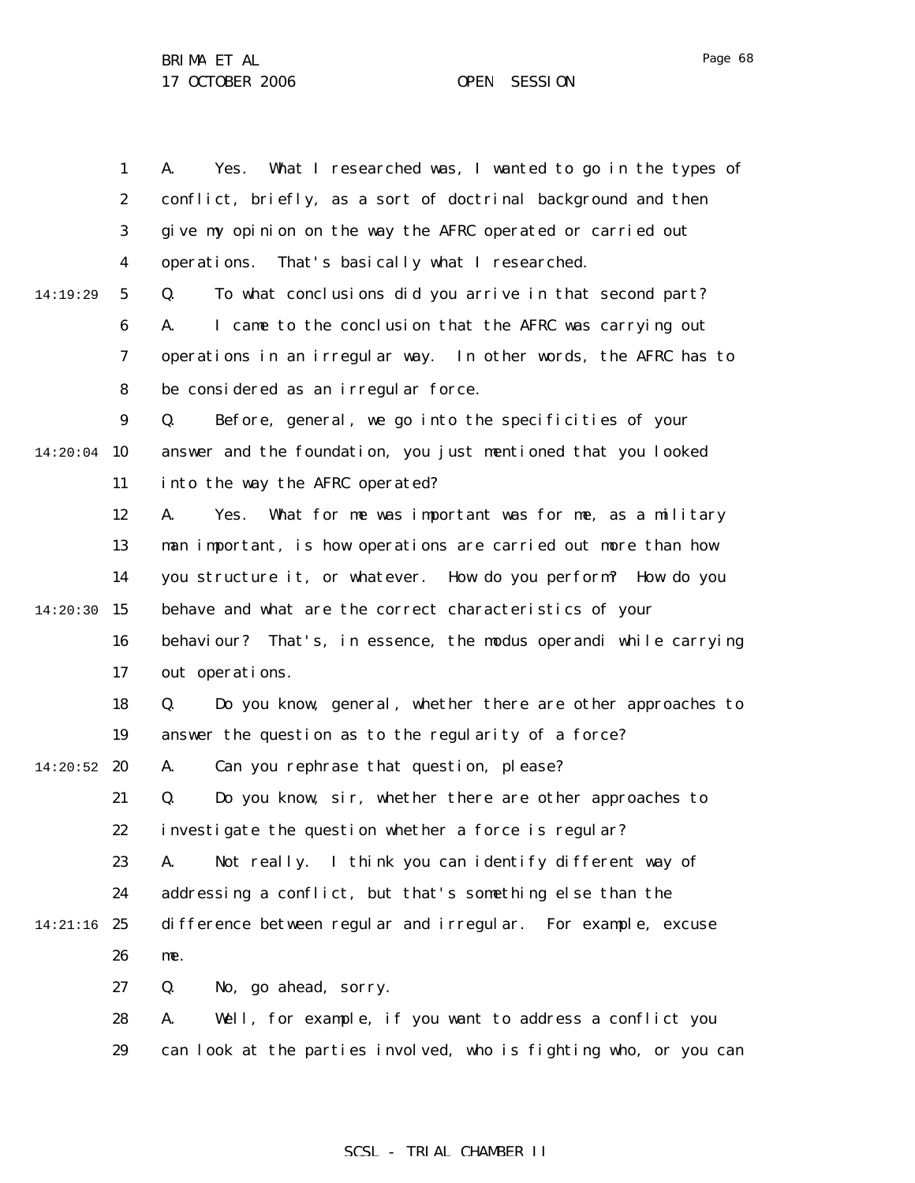A. Yes. What I researched was, I wanted to go in the types of conflict, briefly, as a sort of doctrinal background and then give my opinion on the way the AFRC operated or carried out operations. That's basically what I researched.

Q. To what conclusions did you arrive in that second part?

A. I came to the conclusion that the AFRC was carrying out operations in an irregular way. In other words, the AFRC has to be considered as an irregular force.

Q. Before, general, we go into the specificities of your answer and the foundation, you just mentioned that you looked into the way the AFRC operated?

A. Yes. What for me was important was for me, as a military man important, is how operations are carried out more than how you structure it, or whatever. How do you perform? How do you behave and what are the correct characteristics of your behaviour? That's, in essence, the modus operandi while carrying out operations.

Q. Do you know, general, whether there are other approaches to answer the question as to the regularity of a force?

A. Can you rephrase that question, please?

Q. Do you know, sir, whether there are other approaches to investigate the question whether a force is regular?

A. Not really. I think you can identify different way of addressing a conflict, but that's something else than the difference between regular and irregular. For example, excuse me.

Q. No, go ahead, sorry.

A. Well, for example, if you want to address a conflict you can look at the parties involved, who is fighting who, or you can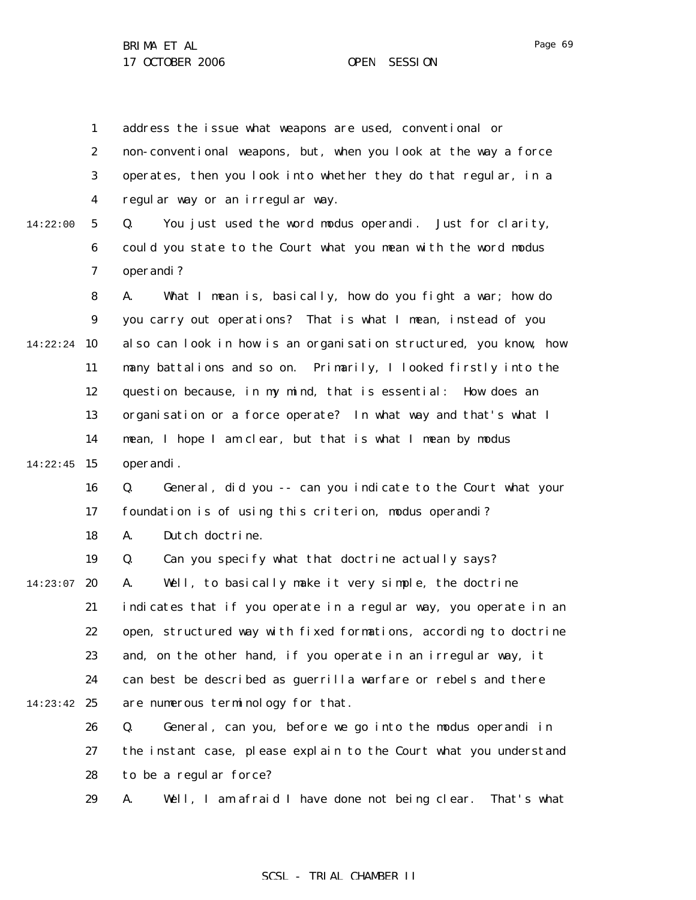address the issue what weapons are used, conventional or non-conventional weapons, but, when you look at the way a force operates, then you look into whether they do that regular, in a regular way or an irregular way.

Q. You just used the word modus operandi. Just for clarity, could you state to the Court what you mean with the word modus operandi?

A. What I mean is, basically, how do you fight a war; how do you carry out operations? That is what I mean, instead of you also can look in how is an organisation structured, you know, how many battalions and so on. Primarily, I looked firstly into the question because, in my mind, that is essential: How does an organisation or a force operate? In what way and that's what I mean, I hope I am clear, but that is what I mean by modus operandi.

Q. General, did you -- can you indicate to the Court what your foundation is of using this criterion, modus operandi?

A. Dutch doctrine.

Q. Can you specify what that doctrine actually says?

A. Well, to basically make it very simple, the doctrine indicates that if you operate in a regular way, you operate in an open, structured way with fixed formations, according to doctrine and, on the other hand, if you operate in an irregular way, it can best be described as guerrilla warfare or rebels and there are numerous terminology for that.

Q. General, can you, before we go into the modus operandi in the instant case, please explain to the Court what you understand to be a regular force?

A. Well, I am afraid I have done not being clear. That's what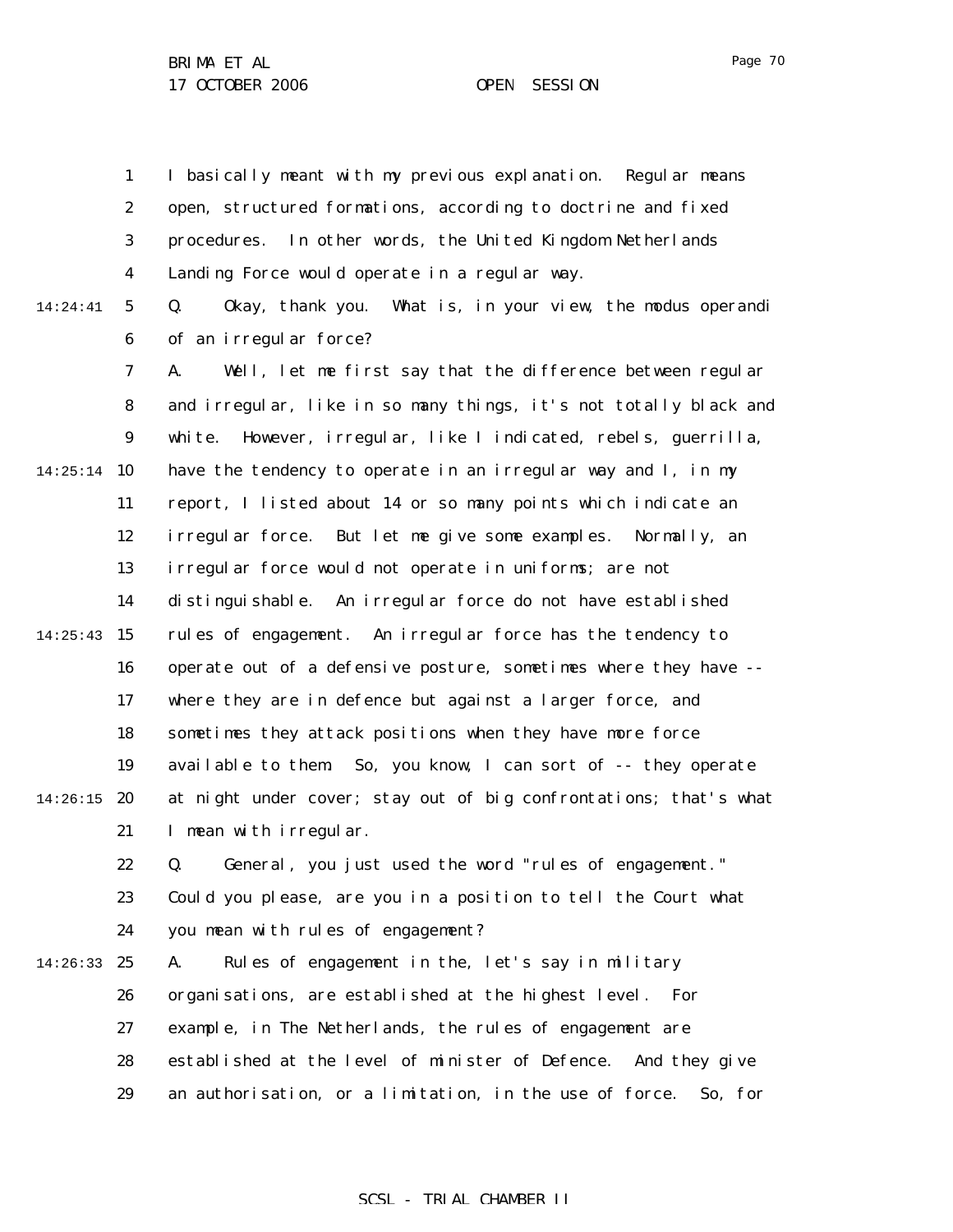I basically meant with my previous explanation. Regular means open, structured formations, according to doctrine and fixed procedures. In other words, the United Kingdom Netherlands Landing Force would operate in a regular way.

Q. Okay, thank you. What is, in your view, the modus operandi of an irregular force?

A. Well, let me first say that the difference between regular and irregular, like in so many things, it's not totally black and white. However, irregular, like I indicated, rebels, guerrilla, have the tendency to operate in an irregular way and I, in my report, I listed about 14 or so many points which indicate an irregular force. But let me give some examples. Normally, an irregular force would not operate in uniforms; are not distinguishable. An irregular force do not have established rules of engagement. An irregular force has the tendency to operate out of a defensive posture, sometimes where they have -- where they are in defence but against a larger force, and sometimes they attack positions when they have more force available to them. So, you know, I can sort of -- they operate at night under cover; stay out of big confrontations; that's what I mean with irregular.

Q. General, you just used the word "rules of engagement." Could you please, are you in a position to tell the Court what you mean with rules of engagement?

A. Rules of engagement in the, let's say in military organisations, are established at the highest level. For example, in The Netherlands, the rules of engagement are established at the level of minister of Defence. And they give an authorisation, or a limitation, in the use of force. So, for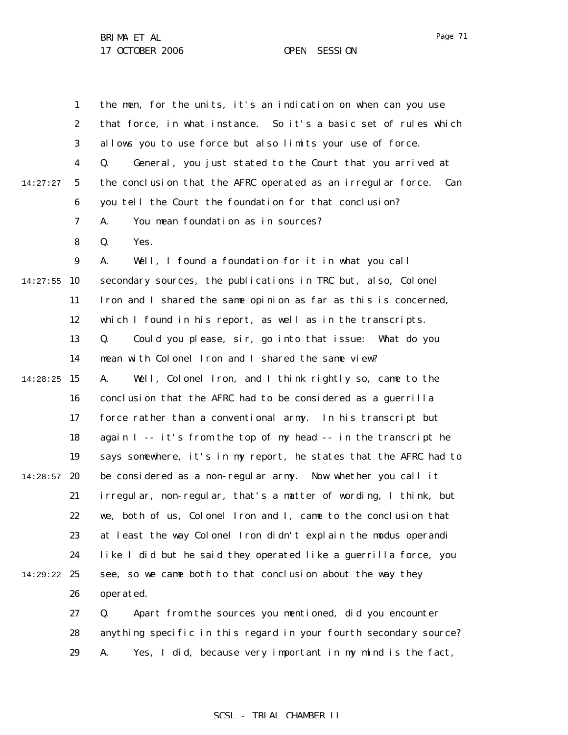the men, for the units, it's an indication on when can you use that force, in what instance. So it's a basic set of rules which allows you to use force but also limits your use of force.

Q. General, you just stated to the Court that you arrived at the conclusion that the AFRC operated as an irregular force. Can you tell the Court the foundation for that conclusion?

A. You mean foundation as in sources?

Q. Yes.

A. Well, I found a foundation for it in what you call secondary sources, the publications in TRC but, also, Colonel Iron and I shared the same opinion as far as this is concerned, which I found in his report, as well as in the transcripts.

Q. Could you please, sir, go into that issue: What do you mean with Colonel Iron and I shared the same view?

A. Well, Colonel Iron, and I think rightly so, came to the conclusion that the AFRC had to be considered as a guerrilla force rather than a conventional army. In his transcript but again I -- it's from the top of my head -- in the transcript he says somewhere, it's in my report, he states that the AFRC had to be considered as a non-regular army. Now whether you call it irregular, non-regular, that's a matter of wording, I think, but we, both of us, Colonel Iron and I, came to the conclusion that at least the way Colonel Iron didn't explain the modus operandi like I did but he said they operated like a guerrilla force, you see, so we came both to that conclusion about the way they operated.

Q. Apart from the sources you mentioned, did you encounter anything specific in this regard in your fourth secondary source?

A. Yes, I did, because very important in my mind is the fact,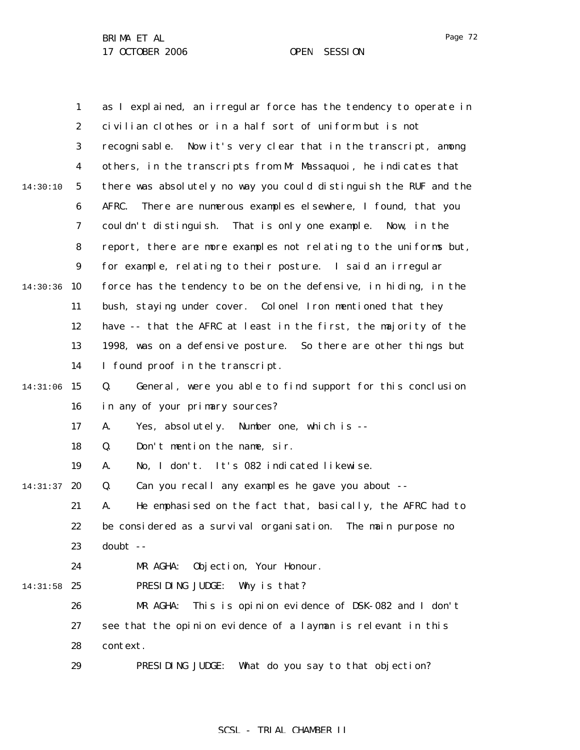as I explained, an irregular force has the tendency to operate in civilian clothes or in a half sort of uniform but is not recognisable. Now it's very clear that in the transcript, among others, in the transcripts from Mr Massaquoi, he indicates that there was absolutely no way you could distinguish the RUF and the AFRC. There are numerous examples elsewhere, I found, that you couldn't distinguish. That is only one example. Now, in the report, there are more examples not relating to the uniforms but, for example, relating to their posture. I said an irregular force has the tendency to be on the defensive, in hiding, in the bush, staying under cover. Colonel Iron mentioned that they have -- that the AFRC at least in the first, the majority of the 1998, was on a defensive posture. So there are other things but I found proof in the transcript.

Q. General, were you able to find support for this conclusion in any of your primary sources?

A. Yes, absolutely. Number one, which is --

Q. Don't mention the name, sir.

A. No, I don't. It's 082 indicated likewise.

Q. Can you recall any examples he gave you about --

A. He emphasised on the fact that, basically, the AFRC had to be considered as a survival organisation. The main purpose no doubt --

MR AGHA: Objection, Your Honour.

PRESIDING JUDGE: Why is that?

MR AGHA: This is opinion evidence of DSK-082 and I don't see that the opinion evidence of a layman is relevant in this context.

PRESIDING JUDGE: What do you say to that objection?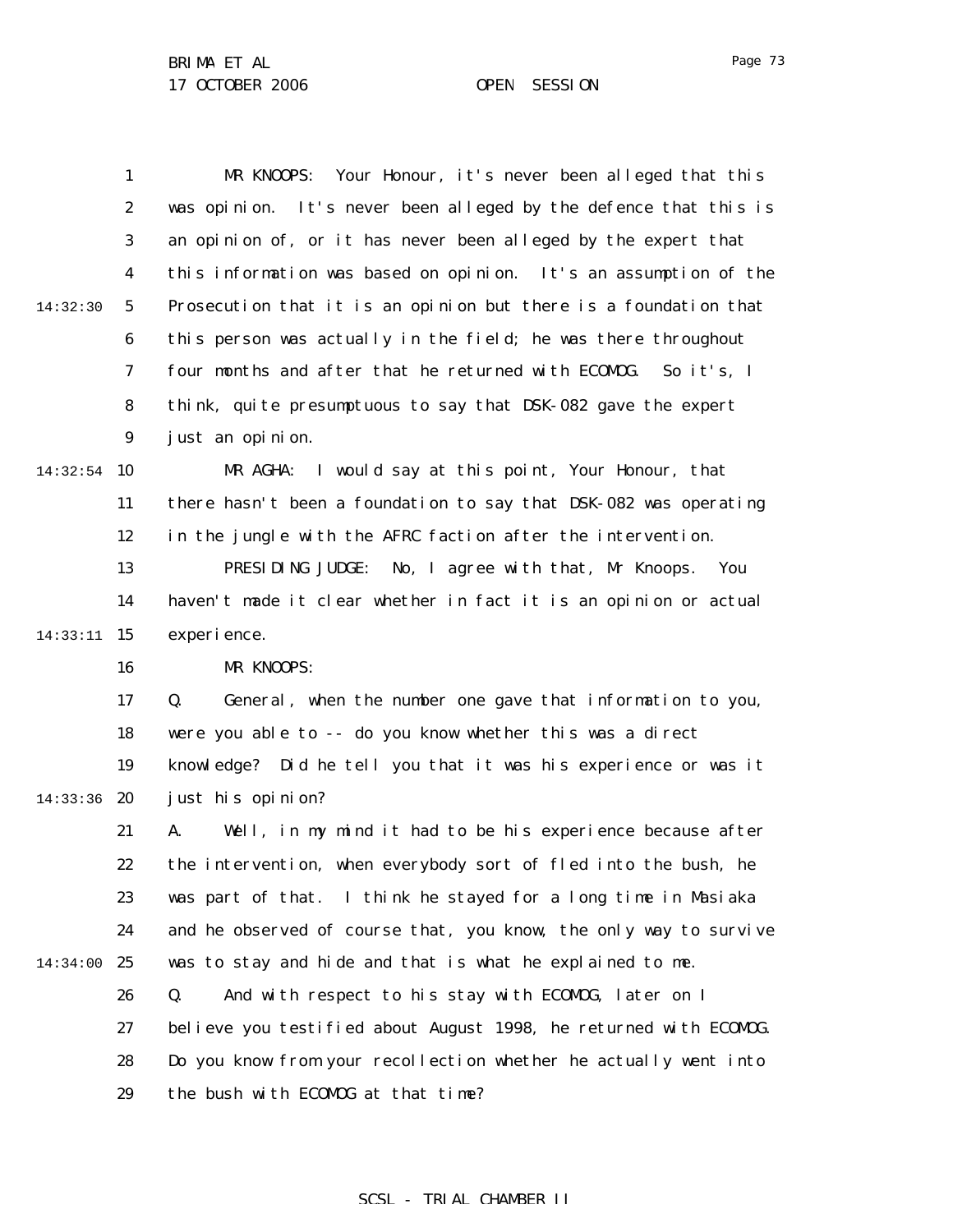MR KNOOPS: Your Honour, it's never been alleged that this was opinion. It's never been alleged by the defence that this is an opinion of, or it has never been alleged by the expert that this information was based on opinion. It's an assumption of the Prosecution that it is an opinion but there is a foundation that this person was actually in the field; he was there throughout four months and after that he returned with ECOMOG. So it's, I think, quite presumptuous to say that DSK-082 gave the expert just an opinion.

MR AGHA: I would say at this point, Your Honour, that there hasn't been a foundation to say that DSK-082 was operating in the jungle with the AFRC faction after the intervention.

PRESIDING JUDGE: No, I agree with that, Mr Knoops. You haven't made it clear whether in fact it is an opinion or actual experience.

MR KNOOPS:

Q. General, when the number one gave that information to you, were you able to -- do you know whether this was a direct knowledge? Did he tell you that it was his experience or was it just his opinion?

A. Well, in my mind it had to be his experience because after the intervention, when everybody sort of fled into the bush, he was part of that. I think he stayed for a long time in Masiaka and he observed of course that, you know, the only way to survive was to stay and hide and that is what he explained to me.

Q. And with respect to his stay with ECOMOG, later on I believe you testified about August 1998, he returned with ECOMOG. Do you know from your recollection whether he actually went into the bush with ECOMOG at that time?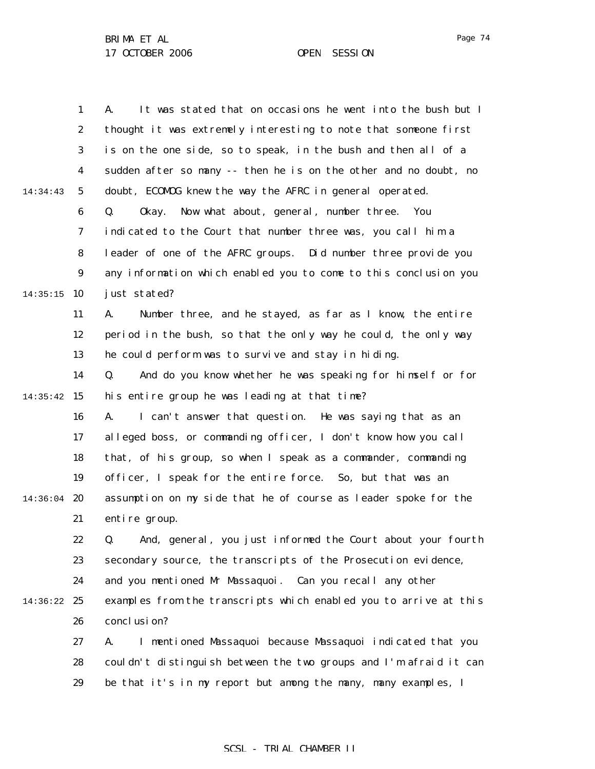A. It was stated that on occasions he went into the bush but I thought it was extremely interesting to note that someone first is on the one side, so to speak, in the bush and then all of a sudden after so many -- then he is on the other and no doubt, no doubt, ECOMOG knew the way the AFRC in general operated.

Q. Okay. Now what about, general, number three. You indicated to the Court that number three was, you call him a leader of one of the AFRC groups. Did number three provide you any information which enabled you to come to this conclusion you just stated?

A. Number three, and he stayed, as far as I know, the entire period in the bush, so that the only way he could, the only way he could perform was to survive and stay in hiding.

Q. And do you know whether he was speaking for himself or for his entire group he was leading at that time?

A. I can't answer that question. He was saying that as an alleged boss, or commanding officer, I don't know how you call that, of his group, so when I speak as a commander, commanding officer, I speak for the entire force. So, but that was an assumption on my side that he of course as leader spoke for the entire group.

Q. And, general, you just informed the Court about your fourth secondary source, the transcripts of the Prosecution evidence, and you mentioned Mr Massaquoi. Can you recall any other examples from the transcripts which enabled you to arrive at this conclusion?

A. I mentioned Massaquoi because Massaquoi indicated that you couldn't distinguish between the two groups and I'm afraid it can be that it's in my report but among the many, many examples, I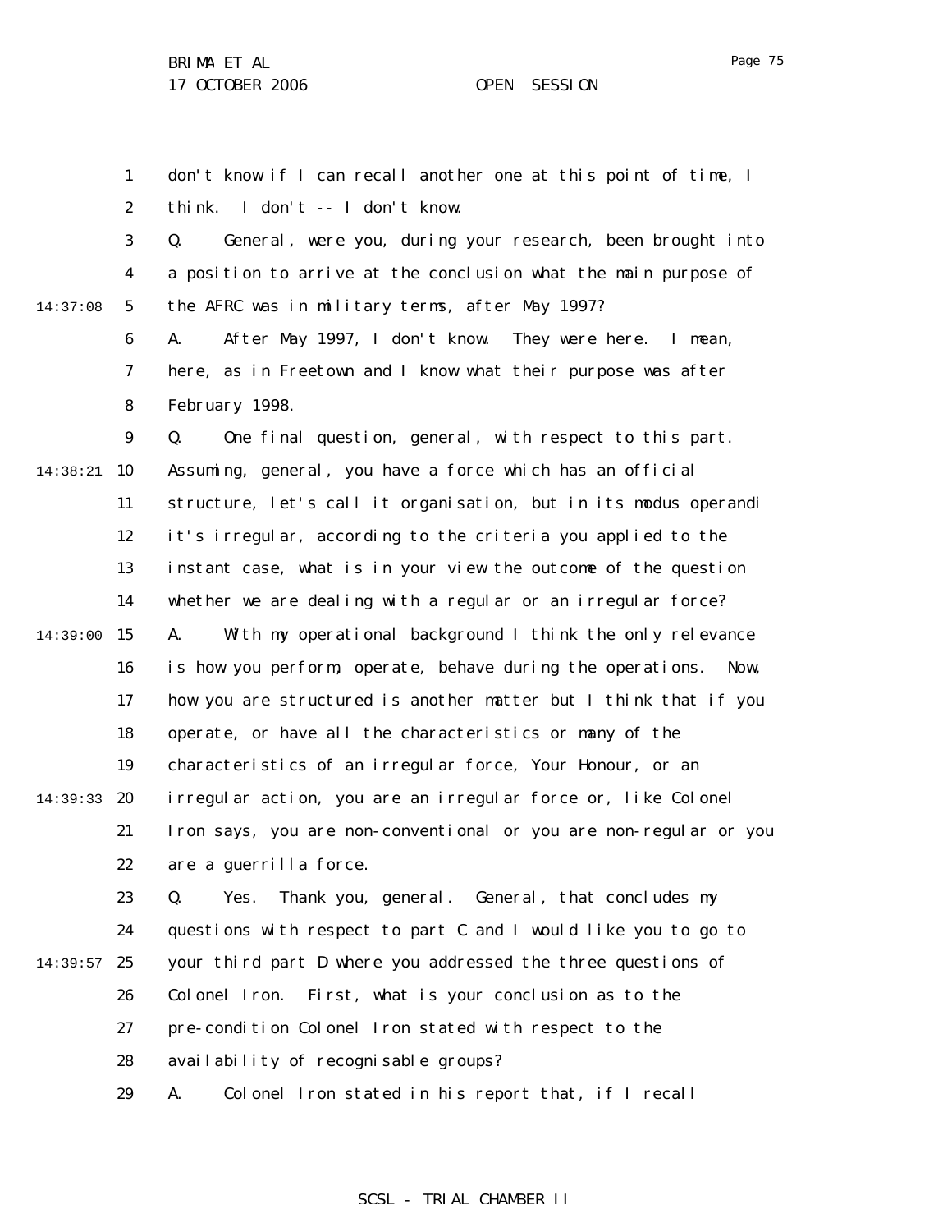don't know if I can recall another one at this point of time, I think. I don't -- I don't know.

Q. General, were you, during your research, been brought into a position to arrive at the conclusion what the main purpose of the AFRC was in military terms, after May 1997?

A. After May 1997, I don't know. They were here. I mean, here, as in Freetown and I know what their purpose was after February 1998.

Q. One final question, general, with respect to this part. Assuming, general, you have a force which has an official structure, let's call it organisation, but in its modus operandi it's irregular, according to the criteria you applied to the instant case, what is in your view the outcome of the question whether we are dealing with a regular or an irregular force?

A. With my operational background I think the only relevance is how you perform, operate, behave during the operations. Now, how you are structured is another matter but I think that if you operate, or have all the characteristics or many of the characteristics of an irregular force, Your Honour, or an irregular action, you are an irregular force or, like Colonel Iron says, you are non-conventional or you are non-regular or you are a guerrilla force.

Q. Yes. Thank you, general. General, that concludes my questions with respect to part C and I would like you to go to your third part D where you addressed the three questions of Colonel Iron. First, what is your conclusion as to the pre-condition Colonel Iron stated with respect to the availability of recognisable groups?

A. Colonel Iron stated in his report that, if I recall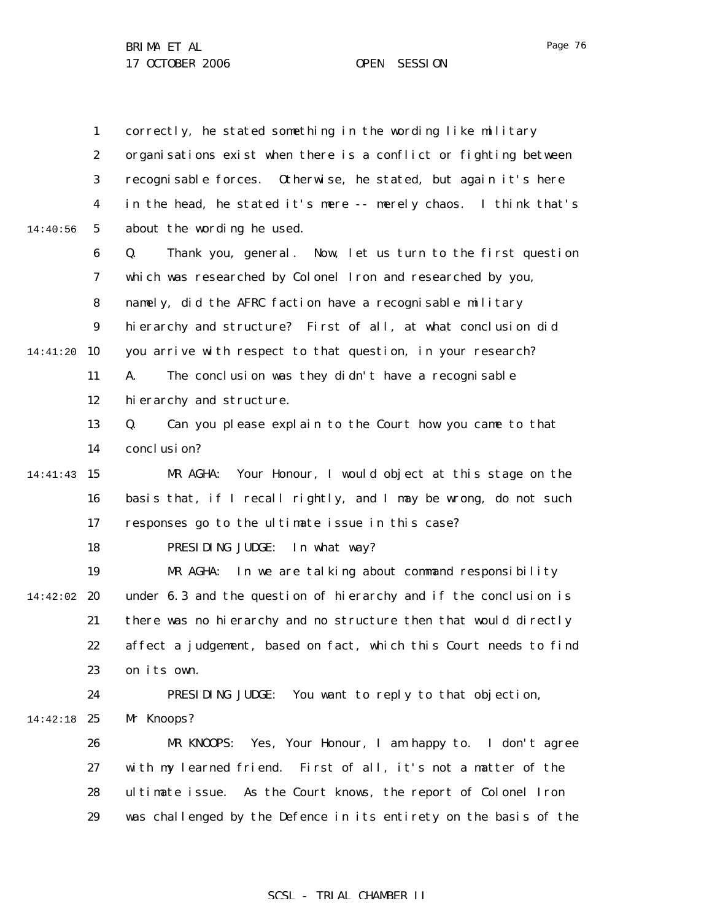correctly, he stated something in the wording like military organisations exist when there is a conflict or fighting between recognisable forces. Otherwise, he stated, but again it's here in the head, he stated it's mere -- merely chaos. I think that's about the wording he used.

Q. Thank you, general. Now, let us turn to the first question which was researched by Colonel Iron and researched by you, namely, did the AFRC faction have a recognisable military hierarchy and structure? First of all, at what conclusion did you arrive with respect to that question, in your research?

A. The conclusion was they didn't have a recognisable hierarchy and structure.

Q. Can you please explain to the Court how you came to that conclusion?

MR AGHA: Your Honour, I would object at this stage on the basis that, if I recall rightly, and I may be wrong, do not such responses go to the ultimate issue in this case?

PRESIDING JUDGE: In what way?

MR AGHA: In we are talking about command responsibility under 6.3 and the question of hierarchy and if the conclusion is there was no hierarchy and no structure then that would directly affect a judgement, based on fact, which this Court needs to find on its own.

PRESIDING JUDGE: You want to reply to that objection, Mr Knoops?

MR KNOOPS: Yes, Your Honour, I am happy to. I don't agree with my learned friend. First of all, it's not a matter of the ultimate issue. As the Court knows, the report of Colonel Iron was challenged by the Defence in its entirety on the basis of the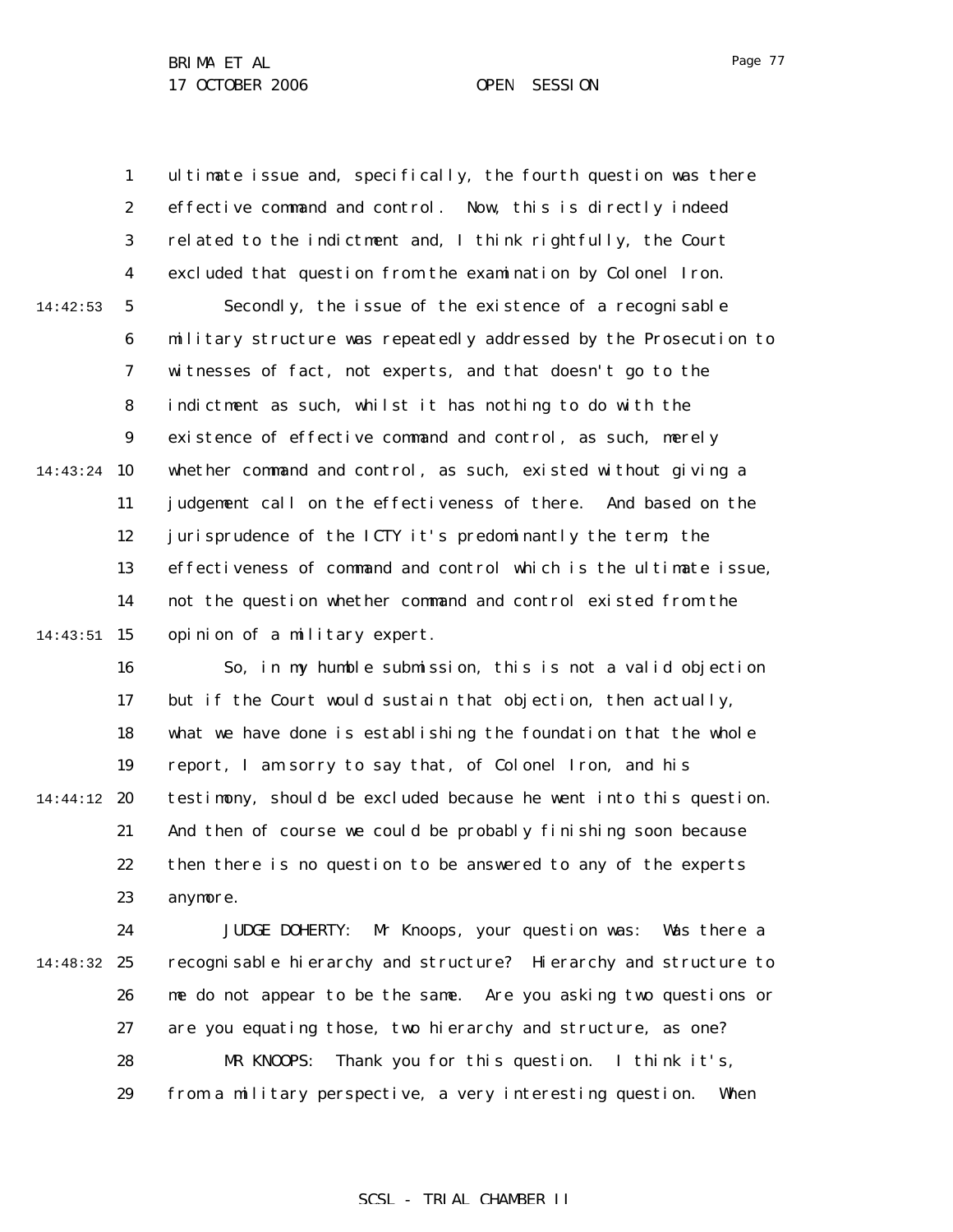ultimate issue and, specifically, the fourth question was there effective command and control. Now, this is directly indeed related to the indictment and, I think rightfully, the Court excluded that question from the examination by Colonel Iron.

Secondly, the issue of the existence of a recognisable military structure was repeatedly addressed by the Prosecution to witnesses of fact, not experts, and that doesn't go to the indictment as such, whilst it has nothing to do with the existence of effective command and control, as such, merely whether command and control, as such, existed without giving a judgement call on the effectiveness of there. And based on the jurisprudence of the ICTY it's predominantly the term, the effectiveness of command and control which is the ultimate issue, not the question whether command and control existed from the opinion of a military expert.

So, in my humble submission, this is not a valid objection but if the Court would sustain that objection, then actually, what we have done is establishing the foundation that the whole report, I am sorry to say that, of Colonel Iron, and his testimony, should be excluded because he went into this question. And then of course we could be probably finishing soon because then there is no question to be answered to any of the experts anymore.

JUDGE DOHERTY: Mr Knoops, your question was: Was there a recognisable hierarchy and structure? Hierarchy and structure to me do not appear to be the same. Are you asking two questions or are you equating those, two hierarchy and structure, as one?

MR KNOOPS: Thank you for this question. I think it's, from a military perspective, a very interesting question. When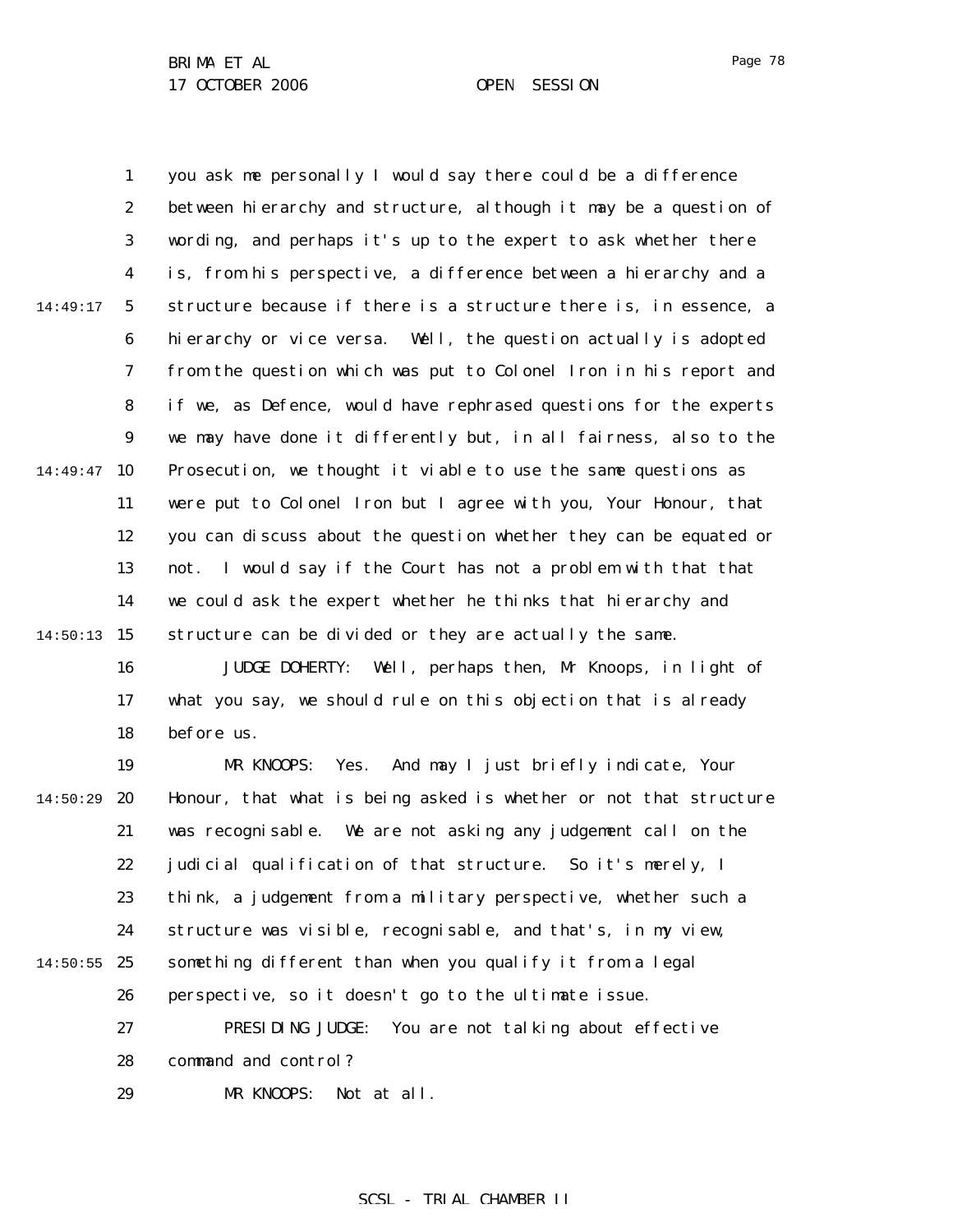you ask me personally I would say there could be a difference between hierarchy and structure, although it may be a question of wording, and perhaps it's up to the expert to ask whether there is, from his perspective, a difference between a hierarchy and a structure because if there is a structure there is, in essence, a hierarchy or vice versa. Well, the question actually is adopted from the question which was put to Colonel Iron in his report and if we, as Defence, would have rephrased questions for the experts we may have done it differently but, in all fairness, also to the Prosecution, we thought it viable to use the same questions as were put to Colonel Iron but I agree with you, Your Honour, that you can discuss about the question whether they can be equated or not. I would say if the Court has not a problem with that that we could ask the expert whether he thinks that hierarchy and structure can be divided or they are actually the same.

JUDGE DOHERTY: Well, perhaps then, Mr Knoops, in light of what you say, we should rule on this objection that is already before us.

MR KNOOPS: Yes. And may I just briefly indicate, Your Honour, that what is being asked is whether or not that structure was recognisable. We are not asking any judgement call on the judicial qualification of that structure. So it's merely, I think, a judgement from a military perspective, whether such a structure was visible, recognisable, and that's, in my view, something different than when you qualify it from a legal perspective, so it doesn't go to the ultimate issue.

PRESIDING JUDGE: You are not talking about effective command and control?

MR KNOOPS: Not at all.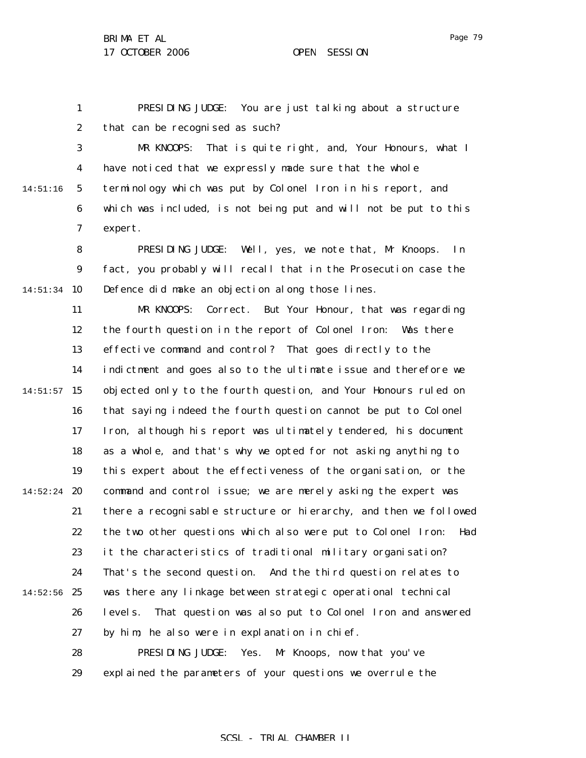PRESIDING JUDGE: You are just talking about a structure that can be recognised as such?

MR KNOOPS: That is quite right, and, Your Honours, what I have noticed that we expressly made sure that the whole terminology which was put by Colonel Iron in his report, and which was included, is not being put and will not be put to this expert.

PRESIDING JUDGE: Well, yes, we note that, Mr Knoops. In fact, you probably will recall that in the Prosecution case the Defence did make an objection along those lines.

MR KNOOPS: Correct. But Your Honour, that was regarding the fourth question in the report of Colonel Iron: Was there effective command and control? That goes directly to the indictment and goes also to the ultimate issue and therefore we objected only to the fourth question, and Your Honours ruled on that saying indeed the fourth question cannot be put to Colonel Iron, although his report was ultimately tendered, his document as a whole, and that's why we opted for not asking anything to this expert about the effectiveness of the organisation, or the command and control issue; we are merely asking the expert was there a recognisable structure or hierarchy, and then we followed the two other questions which also were put to Colonel Iron: Had it the characteristics of traditional military organisation? That's the second question. And the third question relates to was there any linkage between strategic operational technical levels. That question was also put to Colonel Iron and answered by him; he also were in explanation in chief.

PRESIDING JUDGE: Yes. Mr Knoops, now that you've explained the parameters of your questions we overrule the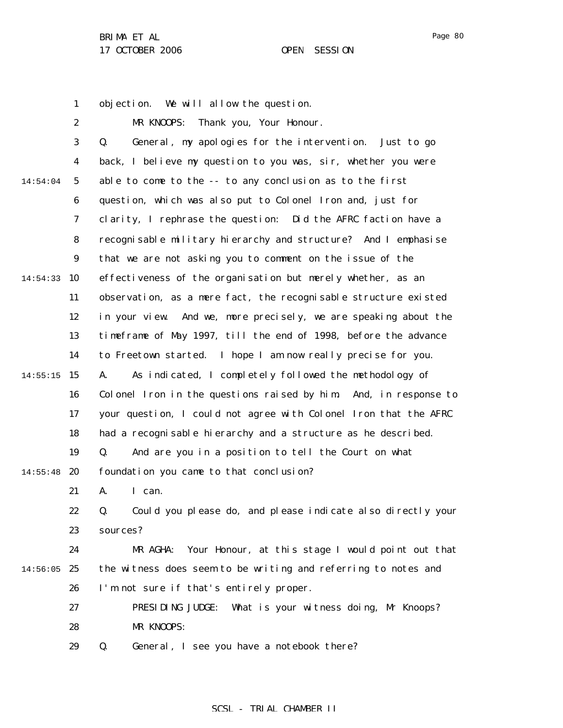objection. We will allow the question.

MR KNOOPS: Thank you, Your Honour.

Q. General, my apologies for the intervention. Just to go back, I believe my question to you was, sir, whether you were able to come to the -- to any conclusion as to the first question, which was also put to Colonel Iron and, just for clarity, I rephrase the question: Did the AFRC faction have a recognisable military hierarchy and structure? And I emphasise that we are not asking you to comment on the issue of the effectiveness of the organisation but merely whether, as an observation, as a mere fact, the recognisable structure existed in your view. And we, more precisely, we are speaking about the timeframe of May 1997, till the end of 1998, before the advance to Freetown started. I hope I am now really precise for you.

A. As indicated, I completely followed the methodology of Colonel Iron in the questions raised by him. And, in response to your question, I could not agree with Colonel Iron that the AFRC had a recognisable hierarchy and a structure as he described.

Q. And are you in a position to tell the Court on what foundation you came to that conclusion?

A. I can.

Q. Could you please do, and please indicate also directly your sources?

MR AGHA: Your Honour, at this stage I would point out that the witness does seem to be writing and referring to notes and I'm not sure if that's entirely proper.

PRESIDING JUDGE: What is your witness doing, Mr Knoops?

MR KNOOPS:

Q. General, I see you have a notebook there?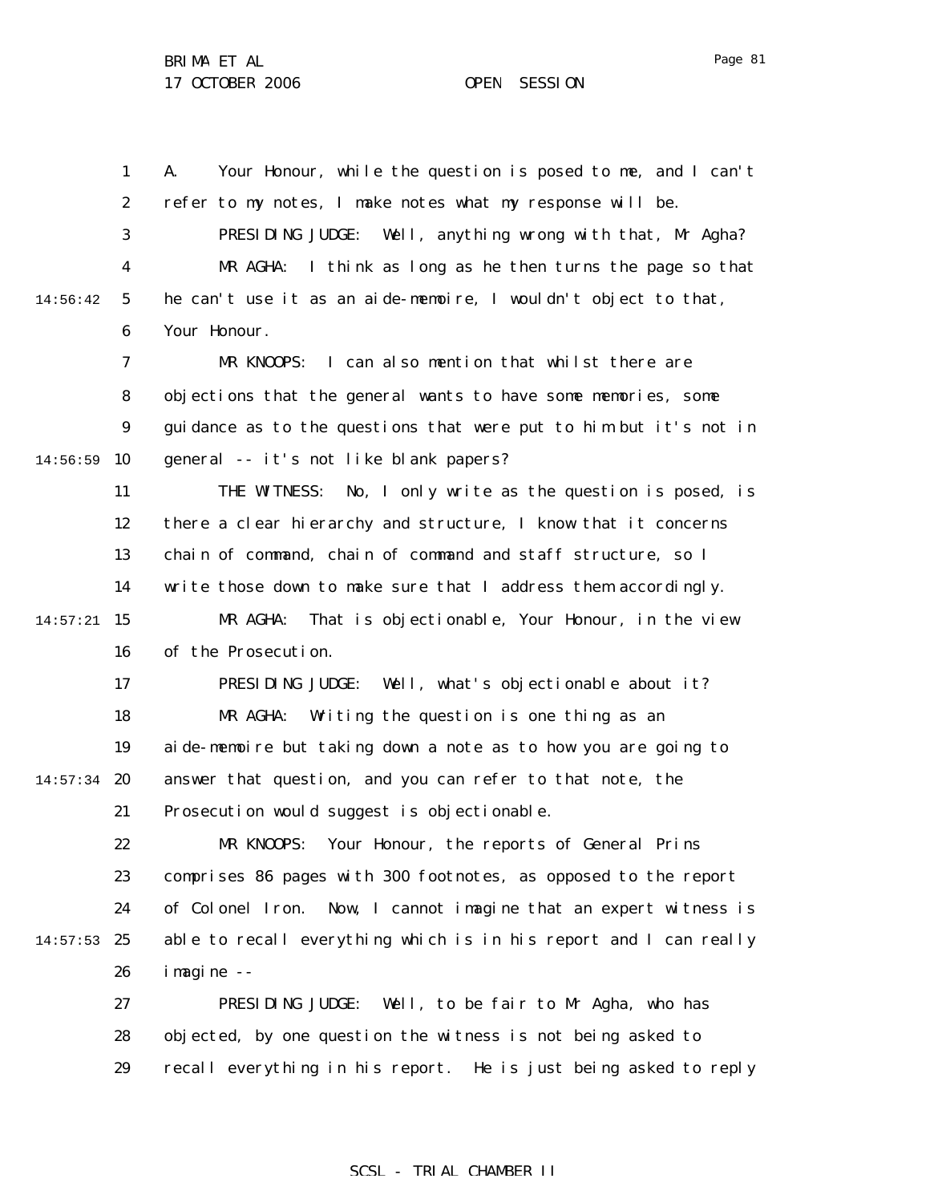A. Your Honour, while the question is posed to me, and I can't refer to my notes, I make notes what my response will be.

PRESIDING JUDGE: Well, anything wrong with that, Mr Agha?

MR AGHA: I think as long as he then turns the page so that he can't use it as an aide-memoire, I wouldn't object to that, Your Honour.

MR KNOOPS: I can also mention that whilst there are objections that the general wants to have some memories, some guidance as to the questions that were put to him but it's not in general -- it's not like blank papers?

THE WITNESS: No, I only write as the question is posed, is there a clear hierarchy and structure, I know that it concerns chain of command, chain of command and staff structure, so I write those down to make sure that I address them accordingly.

MR AGHA: That is objectionable, Your Honour, in the view of the Prosecution.

PRESIDING JUDGE: Well, what's objectionable about it?

MR AGHA: Writing the question is one thing as an aide-memoire but taking down a note as to how you are going to answer that question, and you can refer to that note, the Prosecution would suggest is objectionable.

MR KNOOPS: Your Honour, the reports of General Prins comprises 86 pages with 300 footnotes, as opposed to the report of Colonel Iron. Now, I cannot imagine that an expert witness is able to recall everything which is in his report and I can really imagine --

PRESIDING JUDGE: Well, to be fair to Mr Agha, who has objected, by one question the witness is not being asked to recall everything in his report. He is just being asked to reply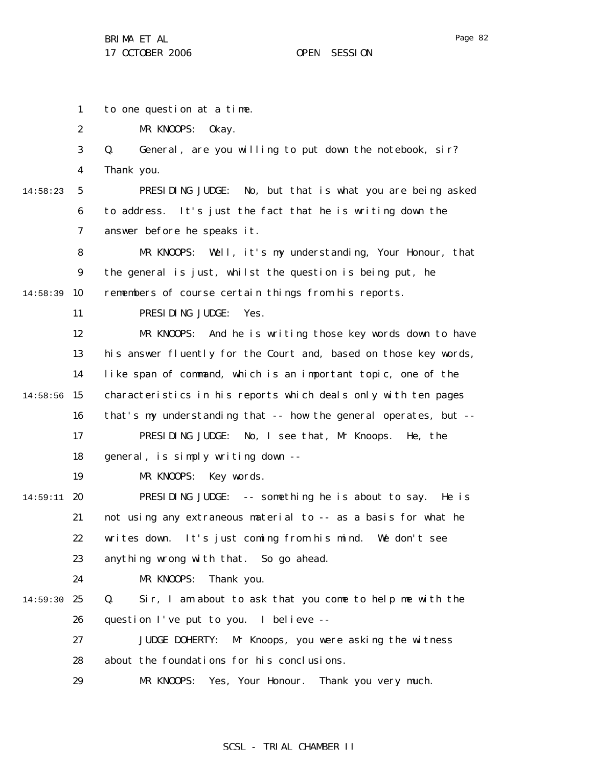to one question at a time.

MR KNOOPS: Okay.

Q. General, are you willing to put down the notebook, sir? Thank you.

PRESIDING JUDGE: No, but that is what you are being asked to address. It's just the fact that he is writing down the answer before he speaks it.

MR KNOOPS: Well, it's my understanding, Your Honour, that the general is just, whilst the question is being put, he remembers of course certain things from his reports.

PRESIDING JUDGE: Yes.

MR KNOOPS: And he is writing those key words down to have his answer fluently for the Court and, based on those key words, like span of command, which is an important topic, one of the characteristics in his reports which deals only with ten pages that's my understanding that -- how the general operates, but --

PRESIDING JUDGE: No, I see that, Mr Knoops. He, the general, is simply writing down --

MR KNOOPS: Key words.

PRESIDING JUDGE: -- something he is about to say. He is not using any extraneous material to -- as a basis for what he writes down. It's just coming from his mind. We don't see anything wrong with that. So go ahead.

MR KNOOPS: Thank you.

Q. Sir, I am about to ask that you come to help me with the question I've put to you. I believe --

JUDGE DOHERTY: Mr Knoops, you were asking the witness about the foundations for his conclusions.

MR KNOOPS: Yes, Your Honour. Thank you very much.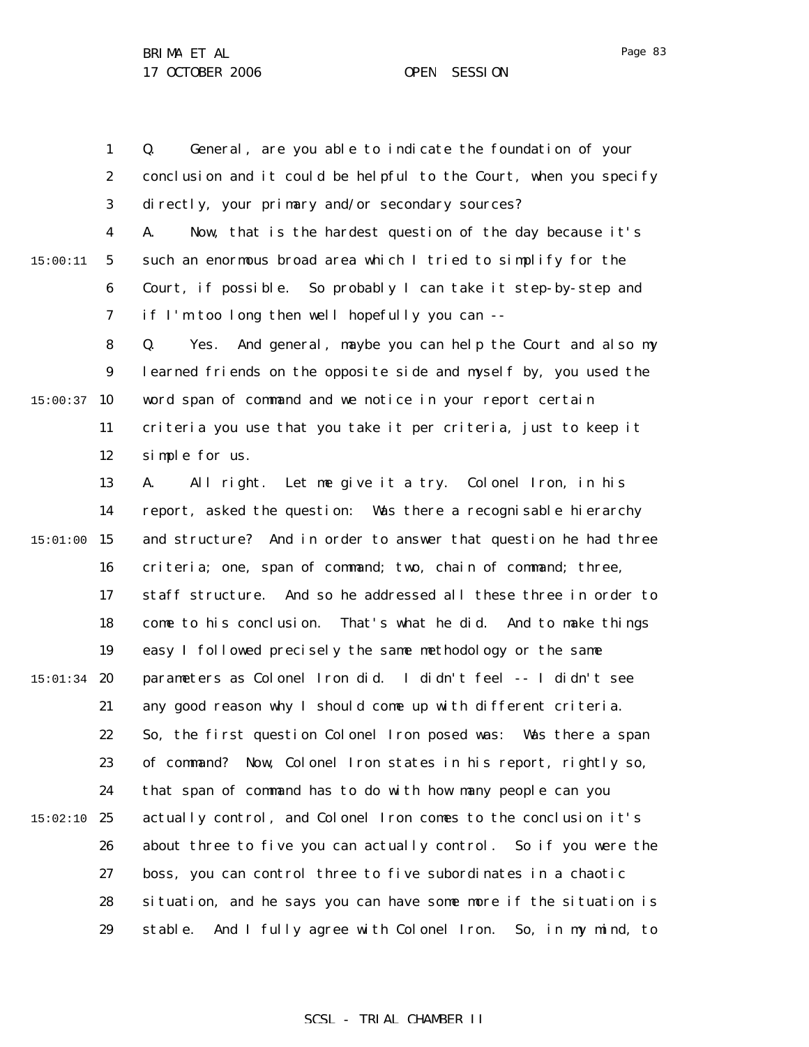Q. General, are you able to indicate the foundation of your conclusion and it could be helpful to the Court, when you specify directly, your primary and/or secondary sources?

A. Now, that is the hardest question of the day because it's such an enormous broad area which I tried to simplify for the Court, if possible. So probably I can take it step-by-step and if I'm too long then well hopefully you can --

Q. Yes. And general, maybe you can help the Court and also my learned friends on the opposite side and myself by, you used the word span of command and we notice in your report certain criteria you use that you take it per criteria, just to keep it simple for us.

A. All right. Let me give it a try. Colonel Iron, in his report, asked the question: Was there a recognisable hierarchy and structure? And in order to answer that question he had three criteria; one, span of command; two, chain of command; three, staff structure. And so he addressed all these three in order to come to his conclusion. That's what he did. And to make things easy I followed precisely the same methodology or the same parameters as Colonel Iron did. I didn't feel -- I didn't see any good reason why I should come up with different criteria. So, the first question Colonel Iron posed was: Was there a span of command? Now, Colonel Iron states in his report, rightly so, that span of command has to do with how many people can you actually control, and Colonel Iron comes to the conclusion it's about three to five you can actually control. So if you were the boss, you can control three to five subordinates in a chaotic situation, and he says you can have some more if the situation is stable. And I fully agree with Colonel Iron. So, in my mind, to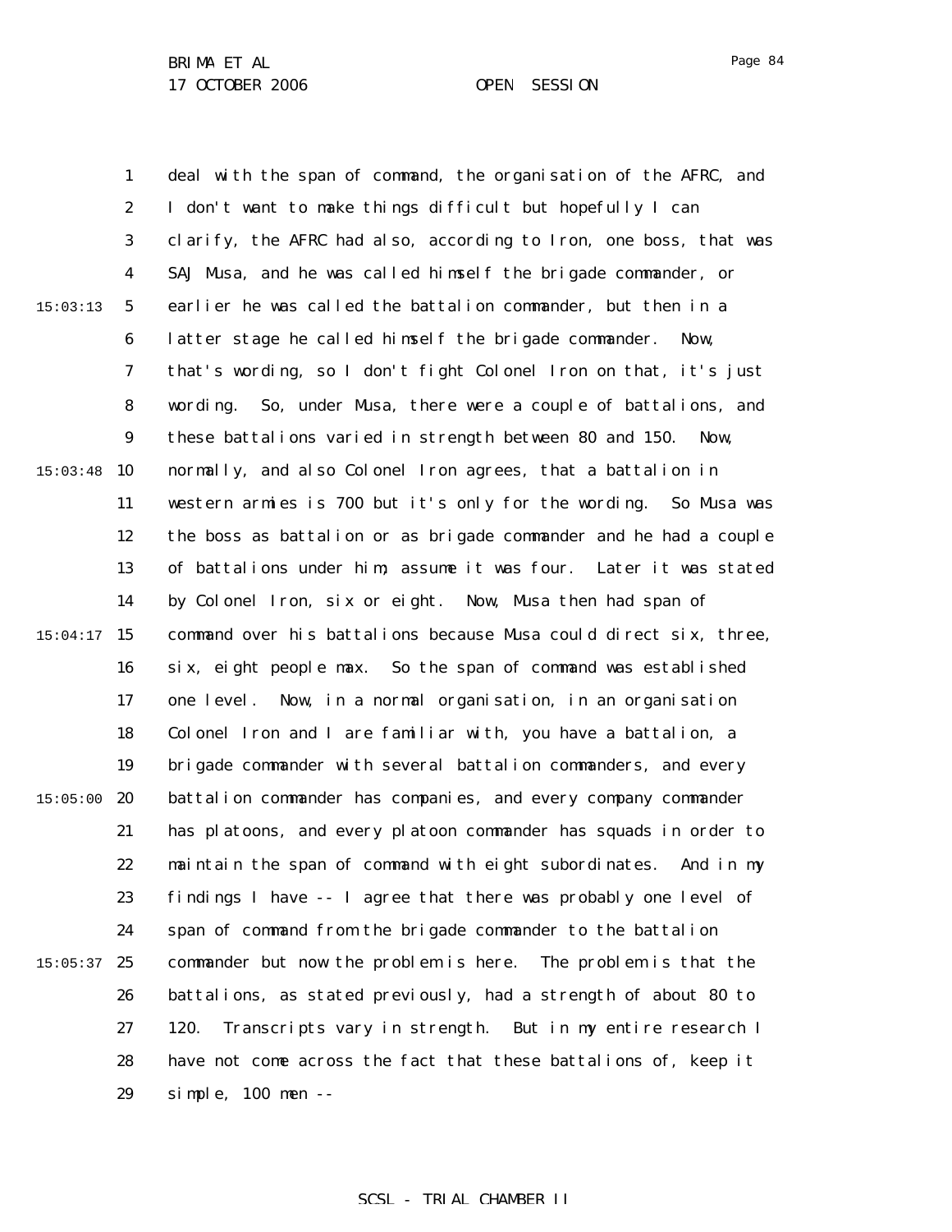deal with the span of command, the organisation of the AFRC, and I don't want to make things difficult but hopefully I can clarify, the AFRC had also, according to Iron, one boss, that was SAJ Musa, and he was called himself the brigade commander, or earlier he was called the battalion commander, but then in a latter stage he called himself the brigade commander. Now, that's wording, so I don't fight Colonel Iron on that, it's just wording. So, under Musa, there were a couple of battalions, and these battalions varied in strength between 80 and 150. Now, normally, and also Colonel Iron agrees, that a battalion in western armies is 700 but it's only for the wording. So Musa was the boss as battalion or as brigade commander and he had a couple of battalions under him; assume it was four. Later it was stated by Colonel Iron, six or eight. Now, Musa then had span of command over his battalions because Musa could direct six, three, six, eight people max. So the span of command was established one level. Now, in a normal organisation, in an organisation Colonel Iron and I are familiar with, you have a battalion, a brigade commander with several battalion commanders, and every battalion commander has companies, and every company commander has platoons, and every platoon commander has squads in order to maintain the span of command with eight subordinates. And in my findings I have -- I agree that there was probably one level of span of command from the brigade commander to the battalion commander but now the problem is here. The problem is that the battalions, as stated previously, had a strength of about 80 to 120. Transcripts vary in strength. But in my entire research I have not come across the fact that these battalions of, keep it simple, 100 men --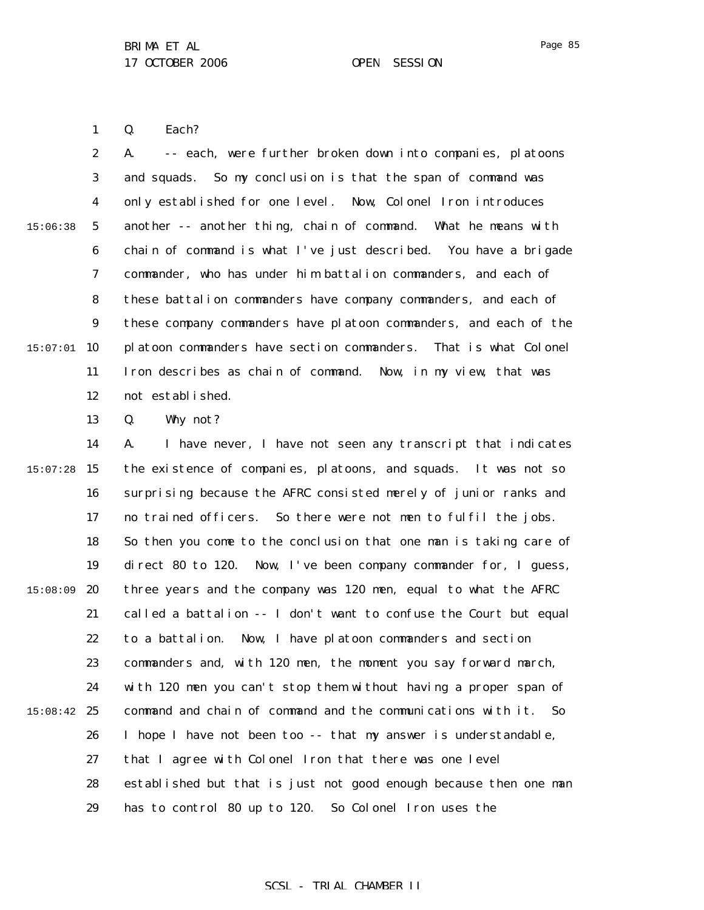Q. Each?

A. -- each, were further broken down into companies, platoons and squads. So my conclusion is that the span of command was only established for one level. Now, Colonel Iron introduces another -- another thing, chain of command. What he means with chain of command is what I've just described. You have a brigade commander, who has under him battalion commanders, and each of these battalion commanders have company commanders, and each of these company commanders have platoon commanders, and each of the platoon commanders have section commanders. That is what Colonel Iron describes as chain of command. Now, in my view, that was not established.

Q. Why not?

A. I have never, I have not seen any transcript that indicates the existence of companies, platoons, and squads. It was not so surprising because the AFRC consisted merely of junior ranks and no trained officers. So there were not men to fulfil the jobs. So then you come to the conclusion that one man is taking care of direct 80 to 120. Now, I've been company commander for, I guess, three years and the company was 120 men, equal to what the AFRC called a battalion -- I don't want to confuse the Court but equal to a battalion. Now, I have platoon commanders and section commanders and, with 120 men, the moment you say forward march, with 120 men you can't stop them without having a proper span of command and chain of command and the communications with it. So I hope I have not been too -- that my answer is understandable, that I agree with Colonel Iron that there was one level established but that is just not good enough because then one man has to control 80 up to 120. So Colonel Iron uses the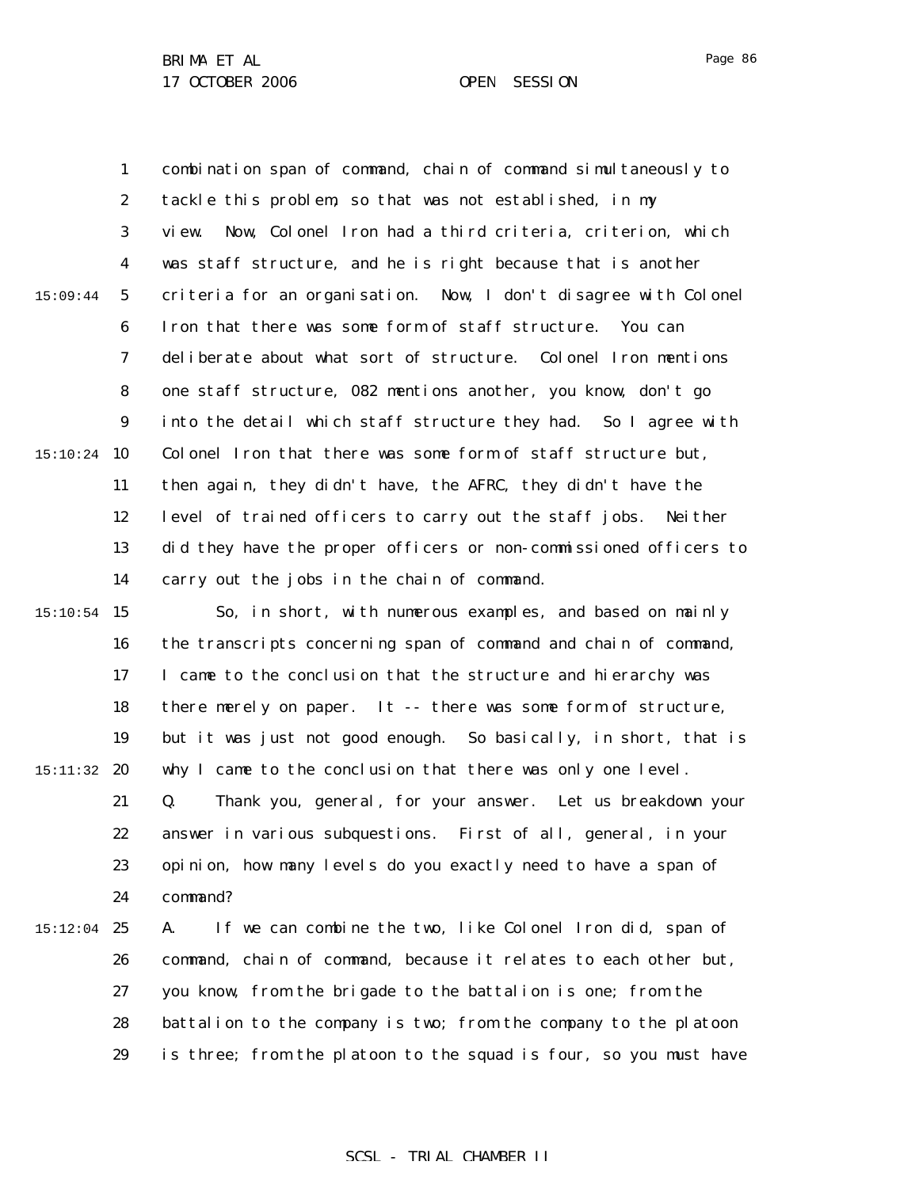combination span of command, chain of command simultaneously to tackle this problem, so that was not established, in my view. Now, Colonel Iron had a third criteria, criterion, which was staff structure, and he is right because that is another criteria for an organisation. Now, I don't disagree with Colonel Iron that there was some form of staff structure. You can deliberate about what sort of structure. Colonel Iron mentions one staff structure, 082 mentions another, you know, don't go into the detail which staff structure they had. So I agree with Colonel Iron that there was some form of staff structure but, then again, they didn't have, the AFRC, they didn't have the level of trained officers to carry out the staff jobs. Neither did they have the proper officers or non-commissioned officers to carry out the jobs in the chain of command.

So, in short, with numerous examples, and based on mainly the transcripts concerning span of command and chain of command, I came to the conclusion that the structure and hierarchy was there merely on paper. It -- there was some form of structure, but it was just not good enough. So basically, in short, that is why I came to the conclusion that there was only one level.

Q. Thank you, general, for your answer. Let us breakdown your answer in various subquestions. First of all, general, in your opinion, how many levels do you exactly need to have a span of command?

A. If we can combine the two, like Colonel Iron did, span of command, chain of command, because it relates to each other but, you know, from the brigade to the battalion is one; from the battalion to the company is two; from the company to the platoon is three; from the platoon to the squad is four, so you must have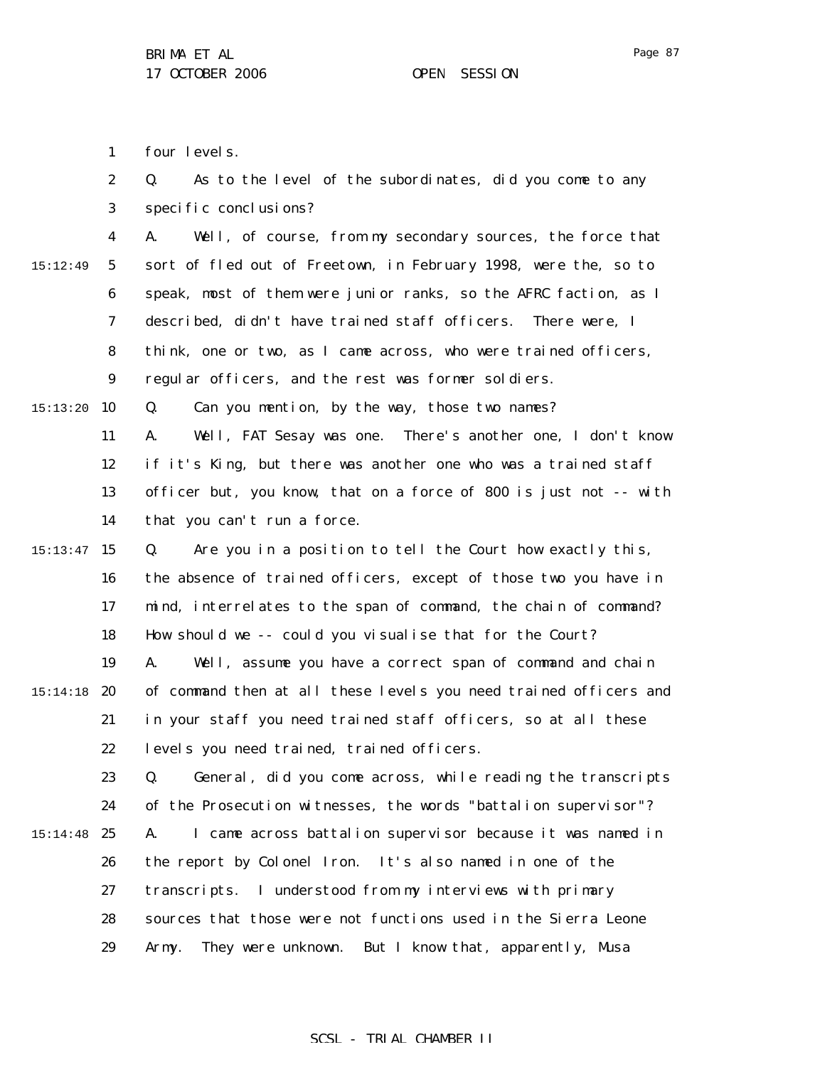four levels.

Q. As to the level of the subordinates, did you come to any specific conclusions?

A. Well, of course, from my secondary sources, the force that sort of fled out of Freetown, in February 1998, were the, so to speak, most of them were junior ranks, so the AFRC faction, as I described, didn't have trained staff officers. There were, I think, one or two, as I came across, who were trained officers, regular officers, and the rest was former soldiers.

Q. Can you mention, by the way, those two names?

A. Well, FAT Sesay was one. There's another one, I don't know if it's King, but there was another one who was a trained staff officer but, you know, that on a force of 800 is just not -- with that you can't run a force.

Q. Are you in a position to tell the Court how exactly this, the absence of trained officers, except of those two you have in mind, interrelates to the span of command, the chain of command? How should we -- could you visualise that for the Court?

A. Well, assume you have a correct span of command and chain of command then at all these levels you need trained officers and in your staff you need trained staff officers, so at all these levels you need trained, trained officers.

Q. General, did you come across, while reading the transcripts of the Prosecution witnesses, the words "battalion supervisor"?

A. I came across battalion supervisor because it was named in the report by Colonel Iron. It's also named in one of the transcripts. I understood from my interviews with primary sources that those were not functions used in the Sierra Leone Army. They were unknown. But I know that, apparently, Musa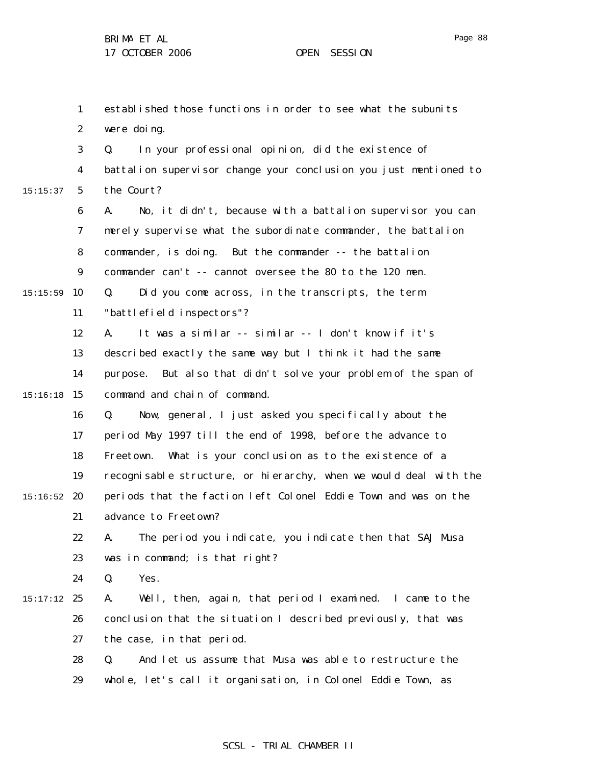established those functions in order to see what the subunits were doing.

Q. In your professional opinion, did the existence of battalion supervisor change your conclusion you just mentioned to the Court?

A. No, it didn't, because with a battalion supervisor you can merely supervise what the subordinate commander, the battalion commander, is doing. But the commander -- the battalion commander can't -- cannot oversee the 80 to the 120 men.

Q. Did you come across, in the transcripts, the term "battlefield inspectors"?

A. It was a similar -- similar -- I don't know if it's described exactly the same way but I think it had the same purpose. But also that didn't solve your problem of the span of command and chain of command.

Q. Now, general, I just asked you specifically about the period May 1997 till the end of 1998, before the advance to Freetown. What is your conclusion as to the existence of a recognisable structure, or hierarchy, when we would deal with the periods that the faction left Colonel Eddie Town and was on the advance to Freetown?

A. The period you indicate, you indicate then that SAJ Musa was in command; is that right?

Q. Yes.

A. Well, then, again, that period I examined. I came to the conclusion that the situation I described previously, that was the case, in that period.

Q. And let us assume that Musa was able to restructure the whole, let's call it organisation, in Colonel Eddie Town, as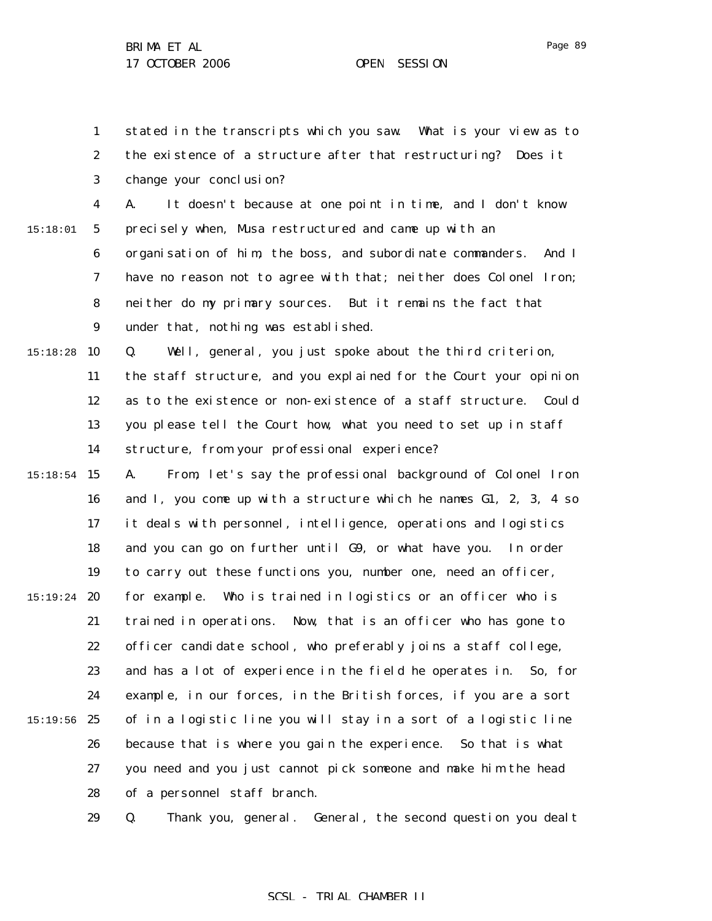stated in the transcripts which you saw. What is your view as to the existence of a structure after that restructuring? Does it change your conclusion?

A. It doesn't because at one point in time, and I don't know precisely when, Musa restructured and came up with an organisation of him, the boss, and subordinate commanders. And I have no reason not to agree with that; neither does Colonel Iron; neither do my primary sources. But it remains the fact that under that, nothing was established.

Q. Well, general, you just spoke about the third criterion, the staff structure, and you explained for the Court your opinion as to the existence or non-existence of a staff structure. Could you please tell the Court how, what you need to set up in staff structure, from your professional experience?

A. From, let's say the professional background of Colonel Iron and I, you come up with a structure which he names G1, 2, 3, 4 so it deals with personnel, intelligence, operations and logistics and you can go on further until G9, or what have you. In order to carry out these functions you, number one, need an officer, for example. Who is trained in logistics or an officer who is trained in operations. Now, that is an officer who has gone to officer candidate school, who preferably joins a staff college, and has a lot of experience in the field he operates in. So, for example, in our forces, in the British forces, if you are a sort of in a logistic line you will stay in a sort of a logistic line because that is where you gain the experience. So that is what you need and you just cannot pick someone and make him the head of a personnel staff branch.

Q. Thank you, general. General, the second question you dealt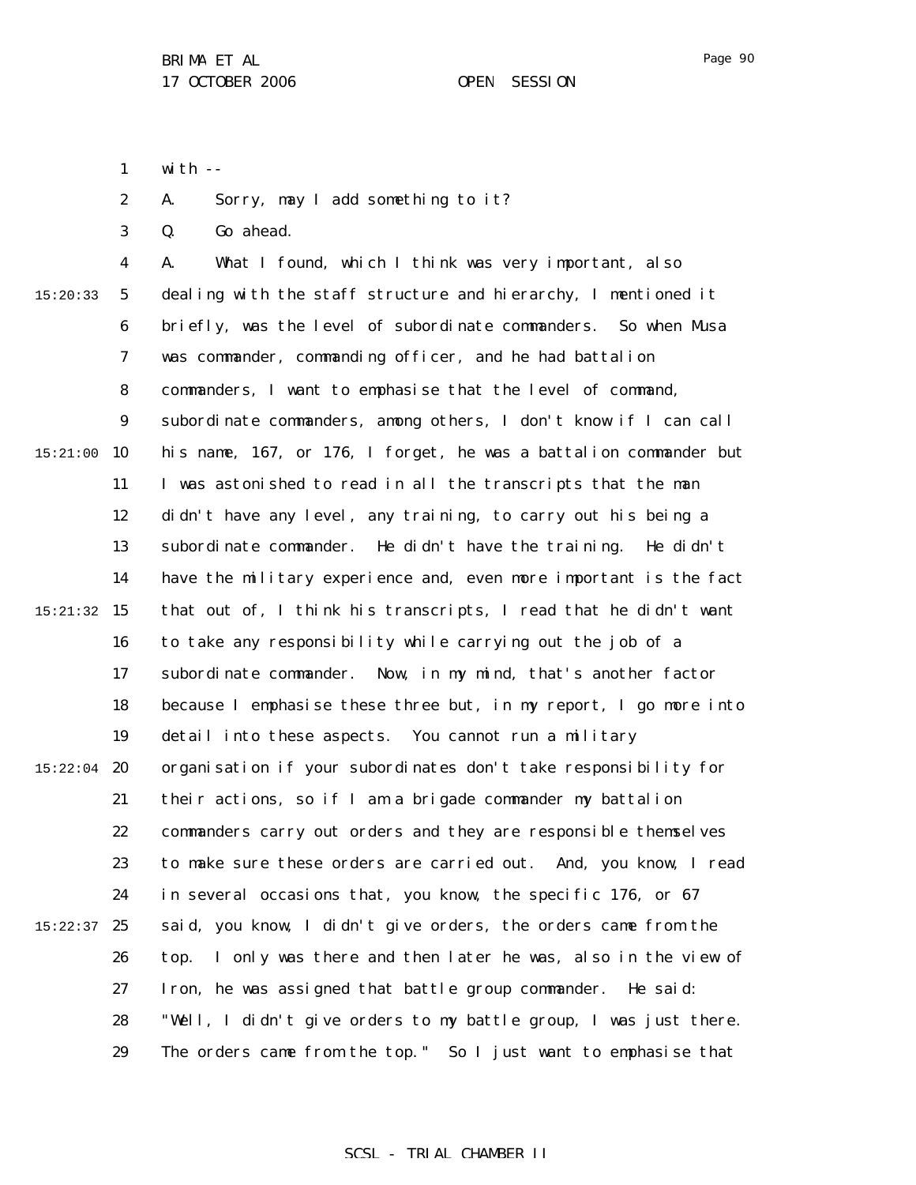with --

A. Sorry, may I add something to it?

Q. Go ahead.

A. What I found, which I think was very important, also dealing with the staff structure and hierarchy, I mentioned it briefly, was the level of subordinate commanders. So when Musa was commander, commanding officer, and he had battalion commanders, I want to emphasise that the level of command, subordinate commanders, among others, I don't know if I can call his name, 167, or 176, I forget, he was a battalion commander but I was astonished to read in all the transcripts that the man didn't have any level, any training, to carry out his being a subordinate commander. He didn't have the training. He didn't have the military experience and, even more important is the fact that out of, I think his transcripts, I read that he didn't want to take any responsibility while carrying out the job of a subordinate commander. Now, in my mind, that's another factor because I emphasise these three but, in my report, I go more into detail into these aspects. You cannot run a military organisation if your subordinates don't take responsibility for their actions, so if I am a brigade commander my battalion commanders carry out orders and they are responsible themselves to make sure these orders are carried out. And, you know, I read in several occasions that, you know, the specific 176, or 67 said, you know, I didn't give orders, the orders came from the top. I only was there and then later he was, also in the view of Iron, he was assigned that battle group commander. He said: "Well, I didn't give orders to my battle group, I was just there. The orders came from the top." So I just want to emphasise that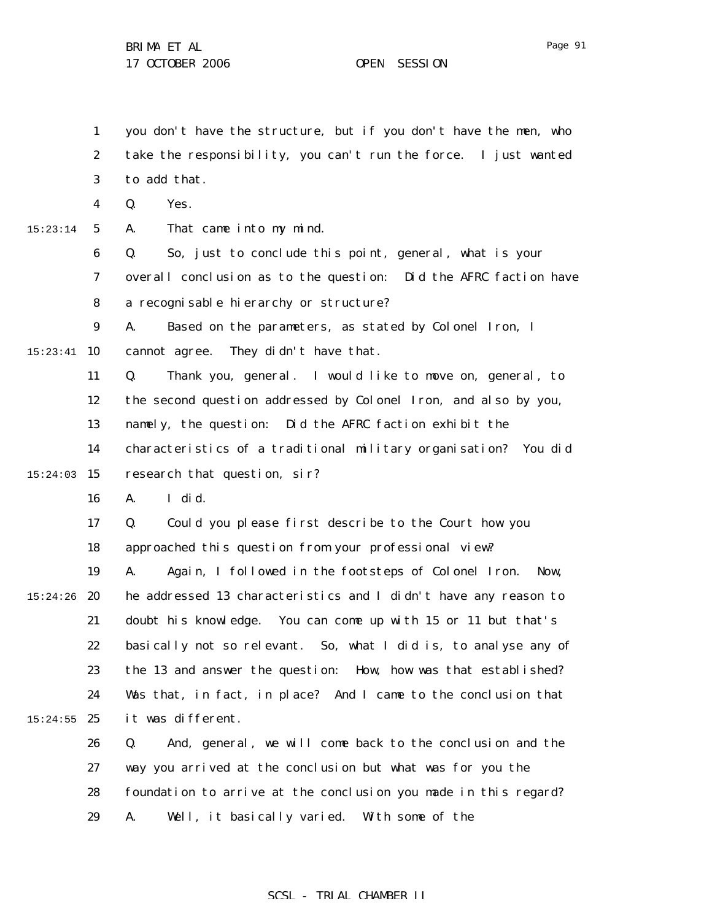you don't have the structure, but if you don't have the men, who take the responsibility, you can't run the force. I just wanted to add that.

Q. Yes.

A. That came into my mind.

Q. So, just to conclude this point, general, what is your overall conclusion as to the question: Did the AFRC faction have a recognisable hierarchy or structure?

A. Based on the parameters, as stated by Colonel Iron, I cannot agree. They didn't have that.

Q. Thank you, general. I would like to move on, general, to the second question addressed by Colonel Iron, and also by you, namely, the question: Did the AFRC faction exhibit the characteristics of a traditional military organisation? You did research that question, sir?

A. I did.

Q. Could you please first describe to the Court how you approached this question from your professional view?

A. Again, I followed in the footsteps of Colonel Iron. Now, he addressed 13 characteristics and I didn't have any reason to doubt his knowledge. You can come up with 15 or 11 but that's basically not so relevant. So, what I did is, to analyse any of the 13 and answer the question: How, how was that established? Was that, in fact, in place? And I came to the conclusion that it was different.

Q. And, general, we will come back to the conclusion and the way you arrived at the conclusion but what was for you the foundation to arrive at the conclusion you made in this regard?

A. Well, it basically varied. With some of the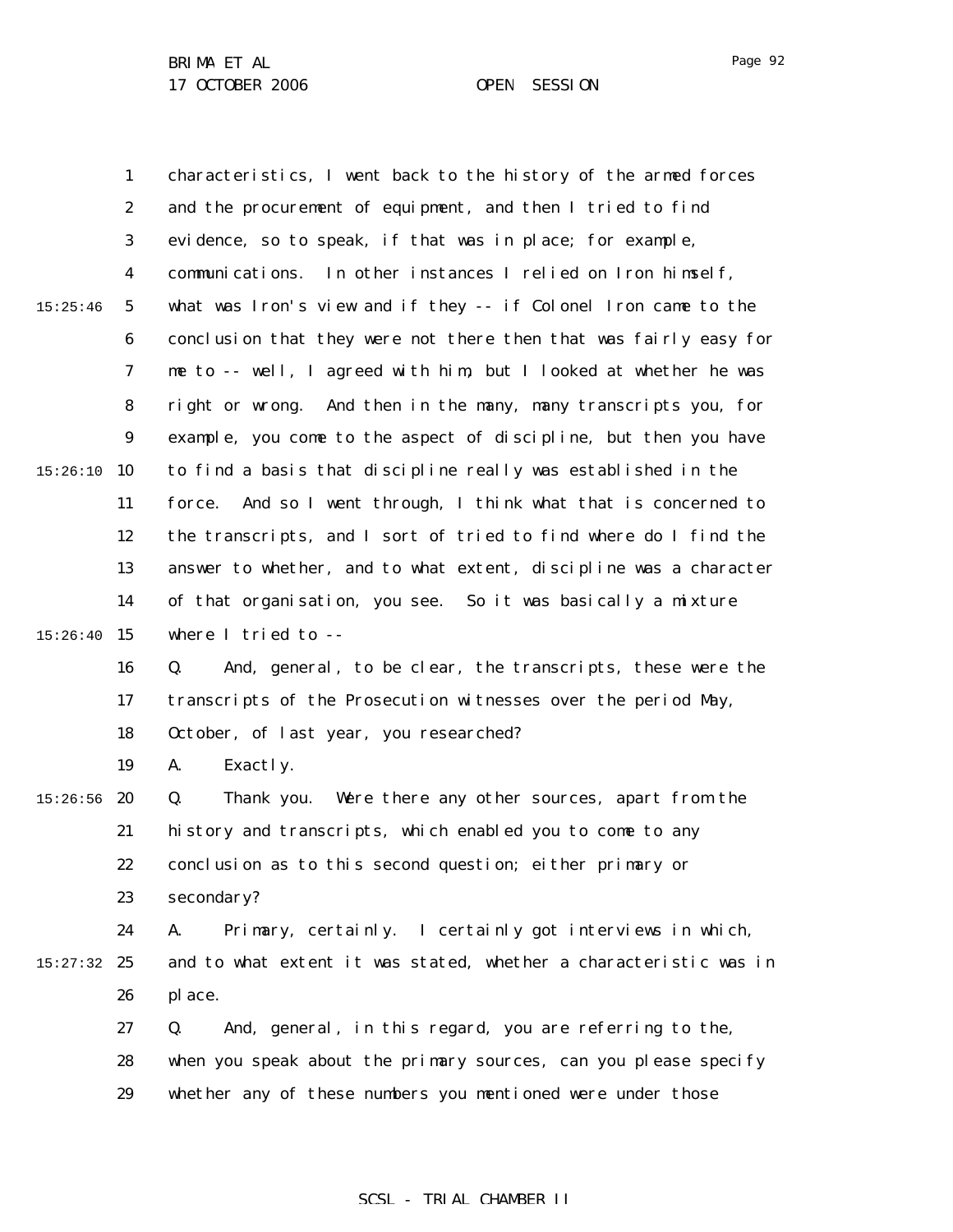characteristics, I went back to the history of the armed forces and the procurement of equipment, and then I tried to find evidence, so to speak, if that was in place; for example, communications. In other instances I relied on Iron himself, what was Iron's view and if they -- if Colonel Iron came to the conclusion that they were not there then that was fairly easy for me to -- well, I agreed with him, but I looked at whether he was right or wrong. And then in the many, many transcripts you, for example, you come to the aspect of discipline, but then you have to find a basis that discipline really was established in the force. And so I went through, I think what that is concerned to the transcripts, and I sort of tried to find where do I find the answer to whether, and to what extent, discipline was a character of that organisation, you see. So it was basically a mixture where I tried to --

Q. And, general, to be clear, the transcripts, these were the transcripts of the Prosecution witnesses over the period May, October, of last year, you researched?

A. Exactly.

Q. Thank you. Were there any other sources, apart from the history and transcripts, which enabled you to come to any conclusion as to this second question; either primary or secondary?

A. Primary, certainly. I certainly got interviews in which, and to what extent it was stated, whether a characteristic was in place.

Q. And, general, in this regard, you are referring to the, when you speak about the primary sources, can you please specify whether any of these numbers you mentioned were under those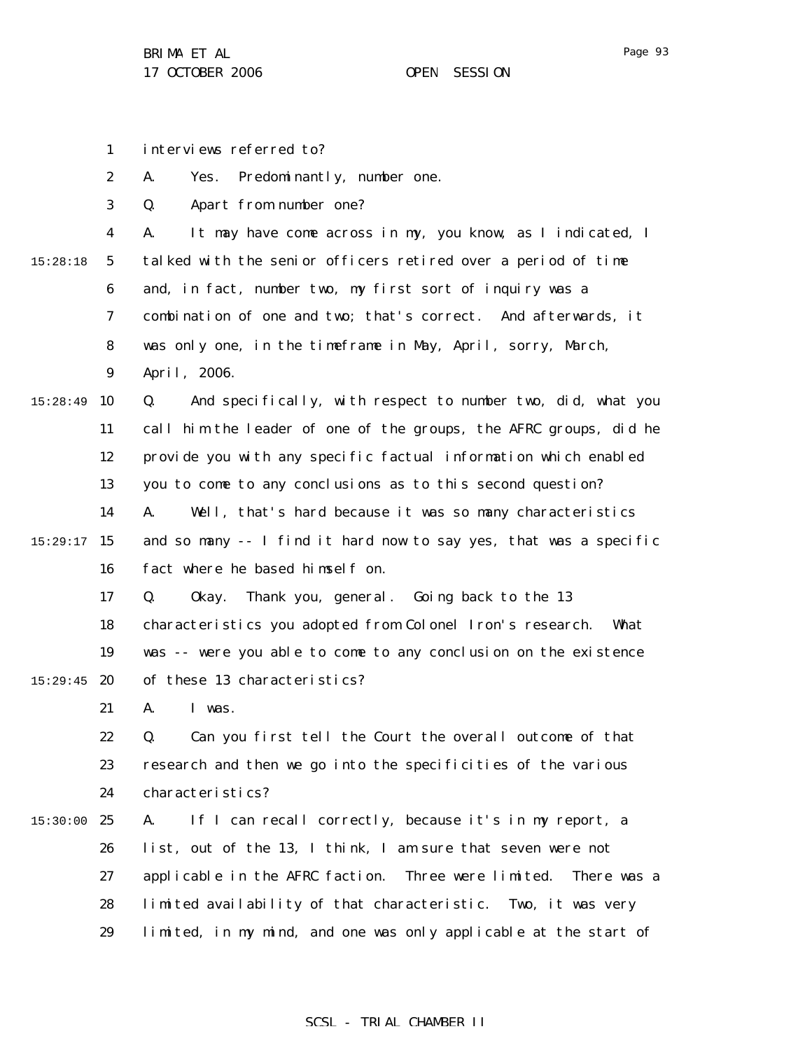interviews referred to?

A. Yes. Predominantly, number one.

Q. Apart from number one?

A. It may have come across in my, you know, as I indicated, I talked with the senior officers retired over a period of time and, in fact, number two, my first sort of inquiry was a combination of one and two; that's correct. And afterwards, it was only one, in the timeframe in May, April, sorry, March, April, 2006.

Q. And specifically, with respect to number two, did, what you call him the leader of one of the groups, the AFRC groups, did he provide you with any specific factual information which enabled you to come to any conclusions as to this second question?

A. Well, that's hard because it was so many characteristics and so many -- I find it hard now to say yes, that was a specific fact where he based himself on.

Q. Okay. Thank you, general. Going back to the 13 characteristics you adopted from Colonel Iron's research. What was -- were you able to come to any conclusion on the existence of these 13 characteristics?

A. I was.

Q. Can you first tell the Court the overall outcome of that research and then we go into the specificities of the various characteristics?

A. If I can recall correctly, because it's in my report, a list, out of the 13, I think, I am sure that seven were not applicable in the AFRC faction. Three were limited. There was a limited availability of that characteristic. Two, it was very limited, in my mind, and one was only applicable at the start of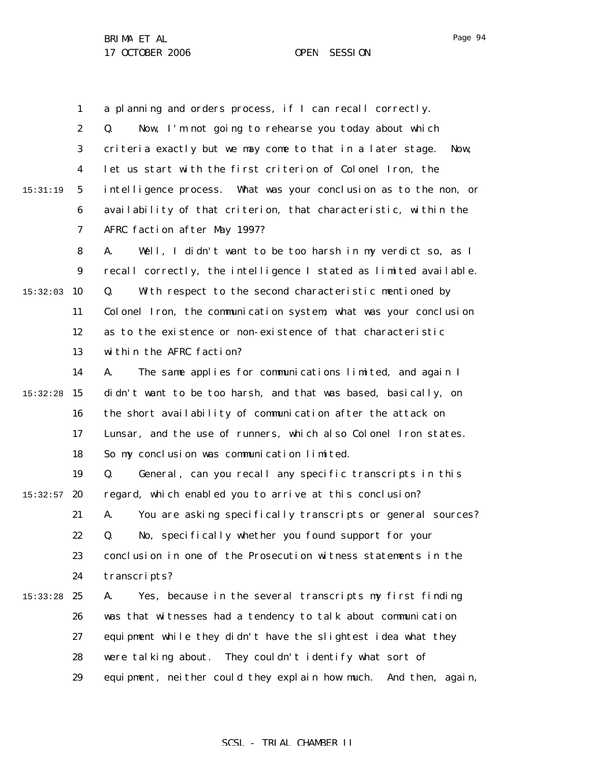a planning and orders process, if I can recall correctly.

Q. Now, I'm not going to rehearse you today about which criteria exactly but we may come to that in a later stage. Now, let us start with the first criterion of Colonel Iron, the intelligence process. What was your conclusion as to the non, or availability of that criterion, that characteristic, within the AFRC faction after May 1997?

A. Well, I didn't want to be too harsh in my verdict so, as I recall correctly, the intelligence I stated as limited available.

Q. With respect to the second characteristic mentioned by Colonel Iron, the communication system, what was your conclusion as to the existence or non-existence of that characteristic within the AFRC faction?

A. The same applies for communications limited, and again I didn't want to be too harsh, and that was based, basically, on the short availability of communication after the attack on Lunsar, and the use of runners, which also Colonel Iron states. So my conclusion was communication limited.

Q. General, can you recall any specific transcripts in this regard, which enabled you to arrive at this conclusion?

A. You are asking specifically transcripts or general sources?

Q. No, specifically whether you found support for your conclusion in one of the Prosecution witness statements in the transcripts?

A. Yes, because in the several transcripts my first finding was that witnesses had a tendency to talk about communication equipment while they didn't have the slightest idea what they were talking about. They couldn't identify what sort of equipment, neither could they explain how much. And then, again,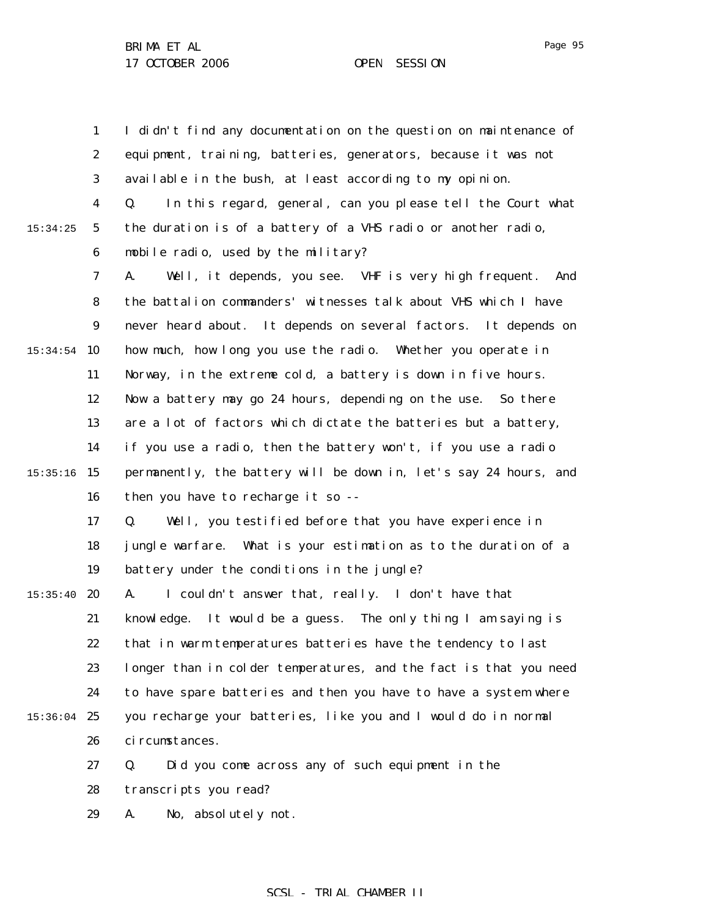I didn't find any documentation on the question on maintenance of equipment, training, batteries, generators, because it was not available in the bush, at least according to my opinion.

Q. In this regard, general, can you please tell the Court what the duration is of a battery of a VHS radio or another radio, mobile radio, used by the military?

A. Well, it depends, you see. VHF is very high frequent. And the battalion commanders' witnesses talk about VHS which I have never heard about. It depends on several factors. It depends on how much, how long you use the radio. Whether you operate in Norway, in the extreme cold, a battery is down in five hours. Now a battery may go 24 hours, depending on the use. So there are a lot of factors which dictate the batteries but a battery, if you use a radio, then the battery won't, if you use a radio permanently, the battery will be down in, let's say 24 hours, and then you have to recharge it so --

Q. Well, you testified before that you have experience in jungle warfare. What is your estimation as to the duration of a battery under the conditions in the jungle?

A. I couldn't answer that, really. I don't have that knowledge. It would be a guess. The only thing I am saying is that in warm temperatures batteries have the tendency to last longer than in colder temperatures, and the fact is that you need to have spare batteries and then you have to have a system where you recharge your batteries, like you and I would do in normal circumstances.

Q. Did you come across any of such equipment in the transcripts you read?

A. No, absolutely not.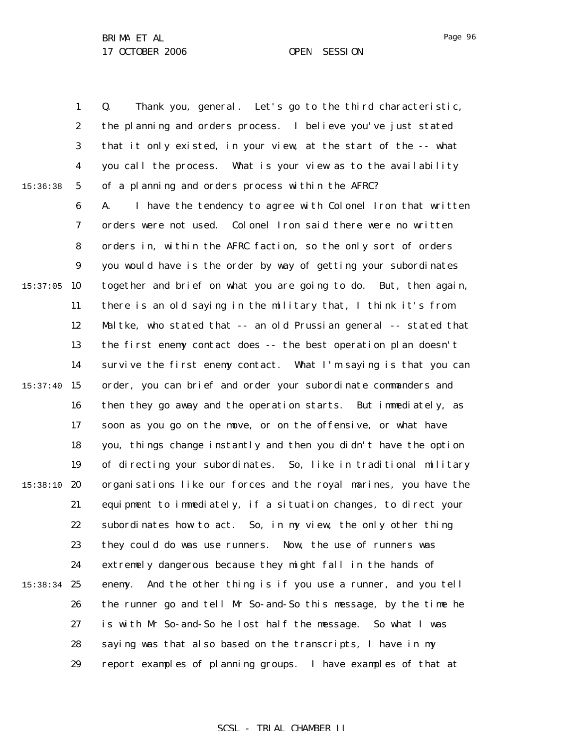Q. Thank you, general. Let's go to the third characteristic, the planning and orders process. I believe you've just stated that it only existed, in your view, at the start of the -- what you call the process. What is your view as to the availability of a planning and orders process within the AFRC?

A. I have the tendency to agree with Colonel Iron that written orders were not used. Colonel Iron said there were no written orders in, within the AFRC faction, so the only sort of orders you would have is the order by way of getting your subordinates together and brief on what you are going to do. But, then again, there is an old saying in the military that, I think it's from Maltke, who stated that -- an old Prussian general -- stated that the first enemy contact does -- the best operation plan doesn't survive the first enemy contact. What I'm saying is that you can order, you can brief and order your subordinate commanders and then they go away and the operation starts. But immediately, as soon as you go on the move, or on the offensive, or what have you, things change instantly and then you didn't have the option of directing your subordinates. So, like in traditional military organisations like our forces and the royal marines, you have the equipment to immediately, if a situation changes, to direct your subordinates how to act. So, in my view, the only other thing they could do was use runners. Now, the use of runners was extremely dangerous because they might fall in the hands of enemy. And the other thing is if you use a runner, and you tell the runner go and tell Mr So-and-So this message, by the time he is with Mr So-and-So he lost half the message. So what I was saying was that also based on the transcripts, I have in my report examples of planning groups. I have examples of that at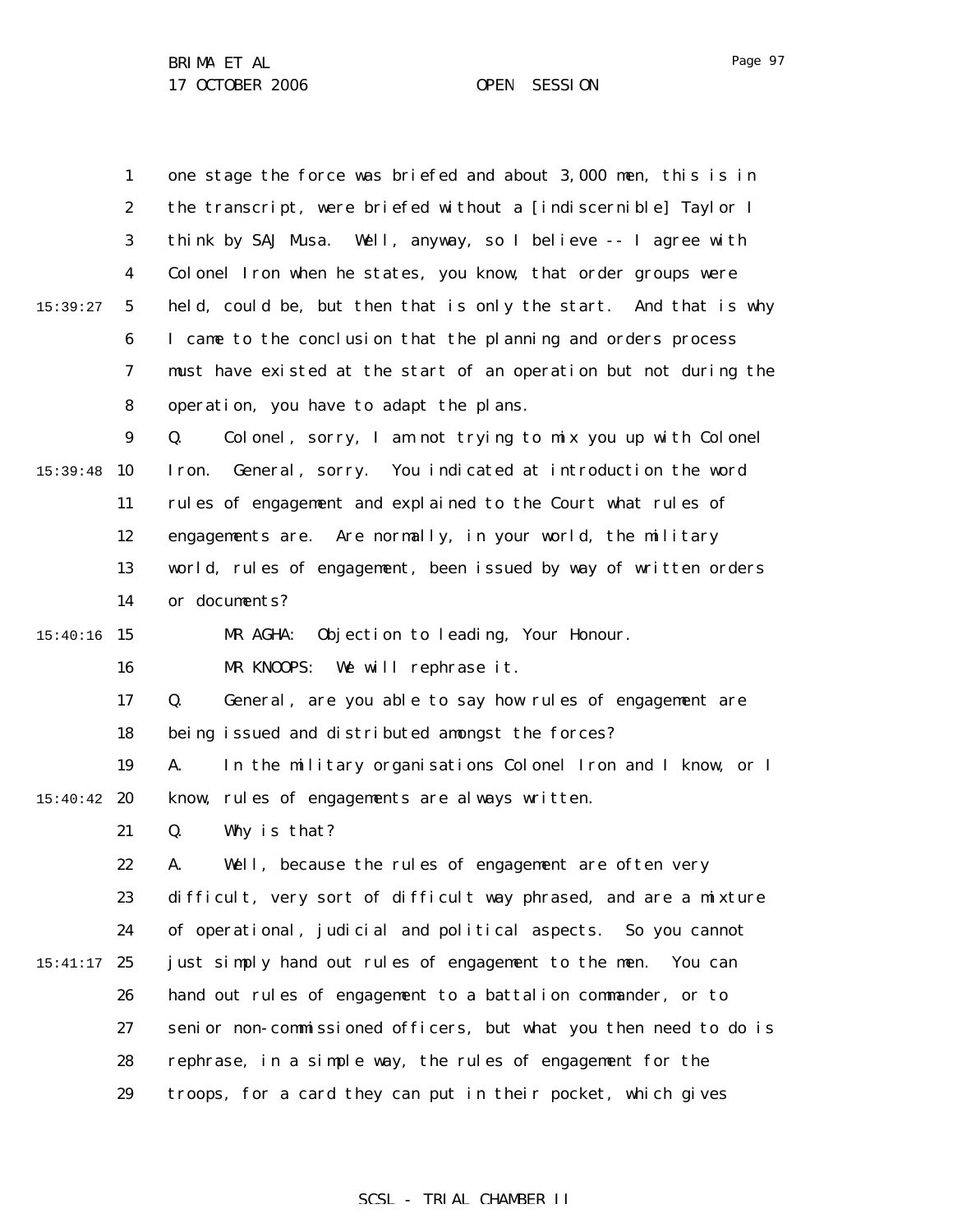one stage the force was briefed and about 3,000 men, this is in the transcript, were briefed without a [indiscernible] Taylor I think by SAJ Musa. Well, anyway, so I believe -- I agree with Colonel Iron when he states, you know, that order groups were held, could be, but then that is only the start. And that is why I came to the conclusion that the planning and orders process must have existed at the start of an operation but not during the operation, you have to adapt the plans.

Q. Colonel, sorry, I am not trying to mix you up with Colonel Iron. General, sorry. You indicated at introduction the word rules of engagement and explained to the Court what rules of engagements are. Are normally, in your world, the military world, rules of engagement, been issued by way of written orders or documents?

MR AGHA: Objection to leading, Your Honour.

MR KNOOPS: We will rephrase it.

Q. General, are you able to say how rules of engagement are being issued and distributed amongst the forces?

A. In the military organisations Colonel Iron and I know, or I know, rules of engagements are always written.

Q. Why is that?

A. Well, because the rules of engagement are often very difficult, very sort of difficult way phrased, and are a mixture of operational, judicial and political aspects. So you cannot just simply hand out rules of engagement to the men. You can hand out rules of engagement to a battalion commander, or to senior non-commissioned officers, but what you then need to do is rephrase, in a simple way, the rules of engagement for the troops, for a card they can put in their pocket, which gives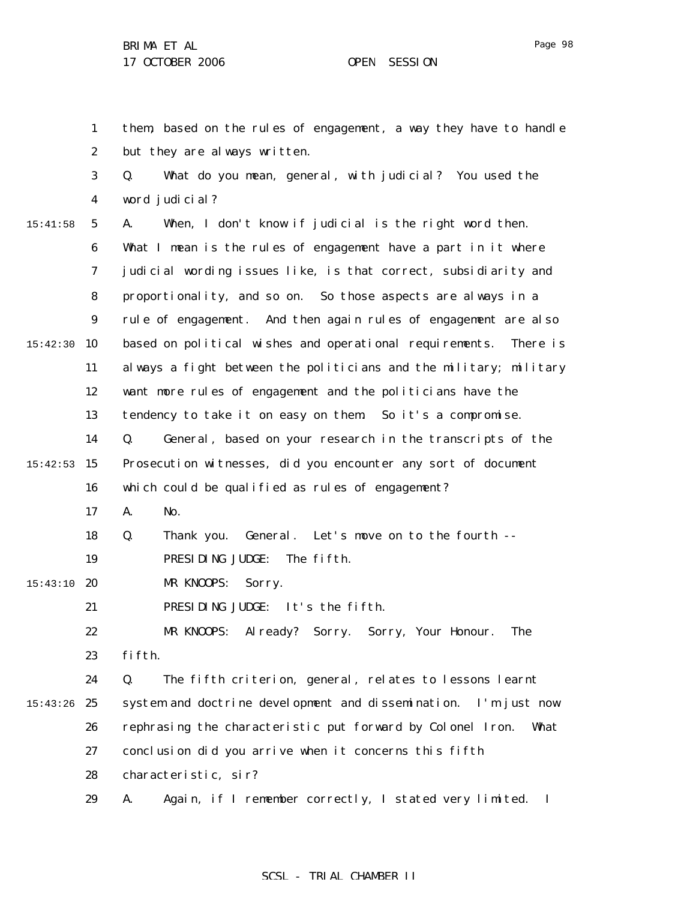them, based on the rules of engagement, a way they have to handle but they are always written.

Q. What do you mean, general, with judicial? You used the word judicial?

A. When, I don't know if judicial is the right word then. What I mean is the rules of engagement have a part in it where judicial wording issues like, is that correct, subsidiarity and proportionality, and so on. So those aspects are always in a rule of engagement. And then again rules of engagement are also based on political wishes and operational requirements. There is always a fight between the politicians and the military; military want more rules of engagement and the politicians have the tendency to take it on easy on them. So it's a compromise.

Q. General, based on your research in the transcripts of the Prosecution witnesses, did you encounter any sort of document which could be qualified as rules of engagement?

A. No.

Q. Thank you. General. Let's move on to the fourth --

PRESIDING JUDGE: The fifth.

MR KNOOPS: Sorry.

PRESIDING JUDGE: It's the fifth.

MR KNOOPS: Already? Sorry. Sorry, Your Honour. The fifth.

Q. The fifth criterion, general, relates to lessons learnt system and doctrine development and dissemination. I'm just now rephrasing the characteristic put forward by Colonel Iron. What conclusion did you arrive when it concerns this fifth characteristic, sir?

A. Again, if I remember correctly, I stated very limited. I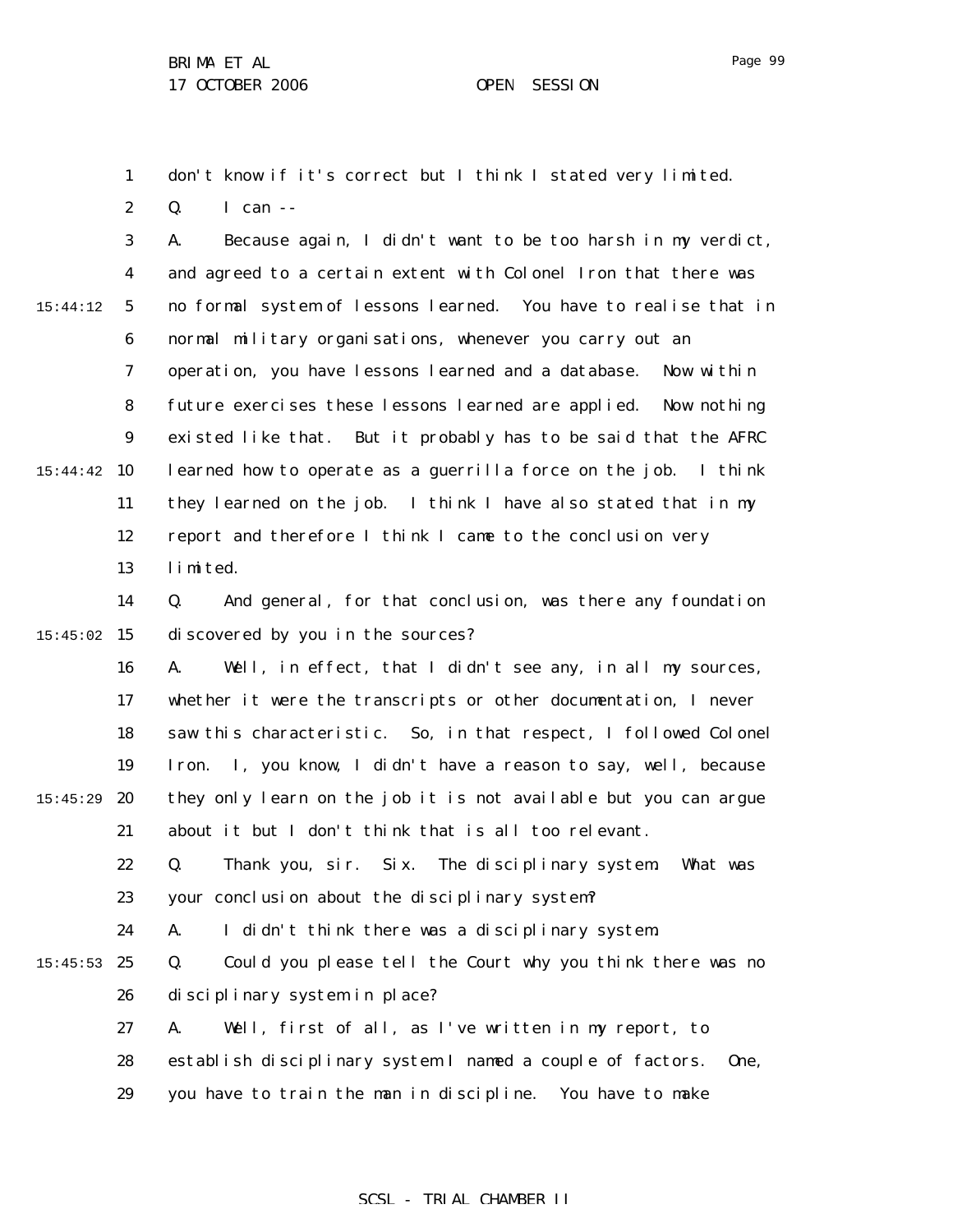don't know if it's correct but I think I stated very limited.

Q. I can --

A. Because again, I didn't want to be too harsh in my verdict, and agreed to a certain extent with Colonel Iron that there was no formal system of lessons learned. You have to realise that in normal military organisations, whenever you carry out an operation, you have lessons learned and a database. Now within future exercises these lessons learned are applied. Now nothing existed like that. But it probably has to be said that the AFRC learned how to operate as a guerrilla force on the job. I think they learned on the job. I think I have also stated that in my report and therefore I think I came to the conclusion very limited.

Q. And general, for that conclusion, was there any foundation discovered by you in the sources?

A. Well, in effect, that I didn't see any, in all my sources, whether it were the transcripts or other documentation, I never saw this characteristic. So, in that respect, I followed Colonel Iron. I, you know, I didn't have a reason to say, well, because they only learn on the job it is not available but you can argue about it but I don't think that is all too relevant.

Q. Thank you, sir. Six. The disciplinary system. What was your conclusion about the disciplinary system?

A. I didn't think there was a disciplinary system.

Q. Could you please tell the Court why you think there was no disciplinary system in place?

A. Well, first of all, as I've written in my report, to establish disciplinary system I named a couple of factors. One, you have to train the man in discipline. You have to make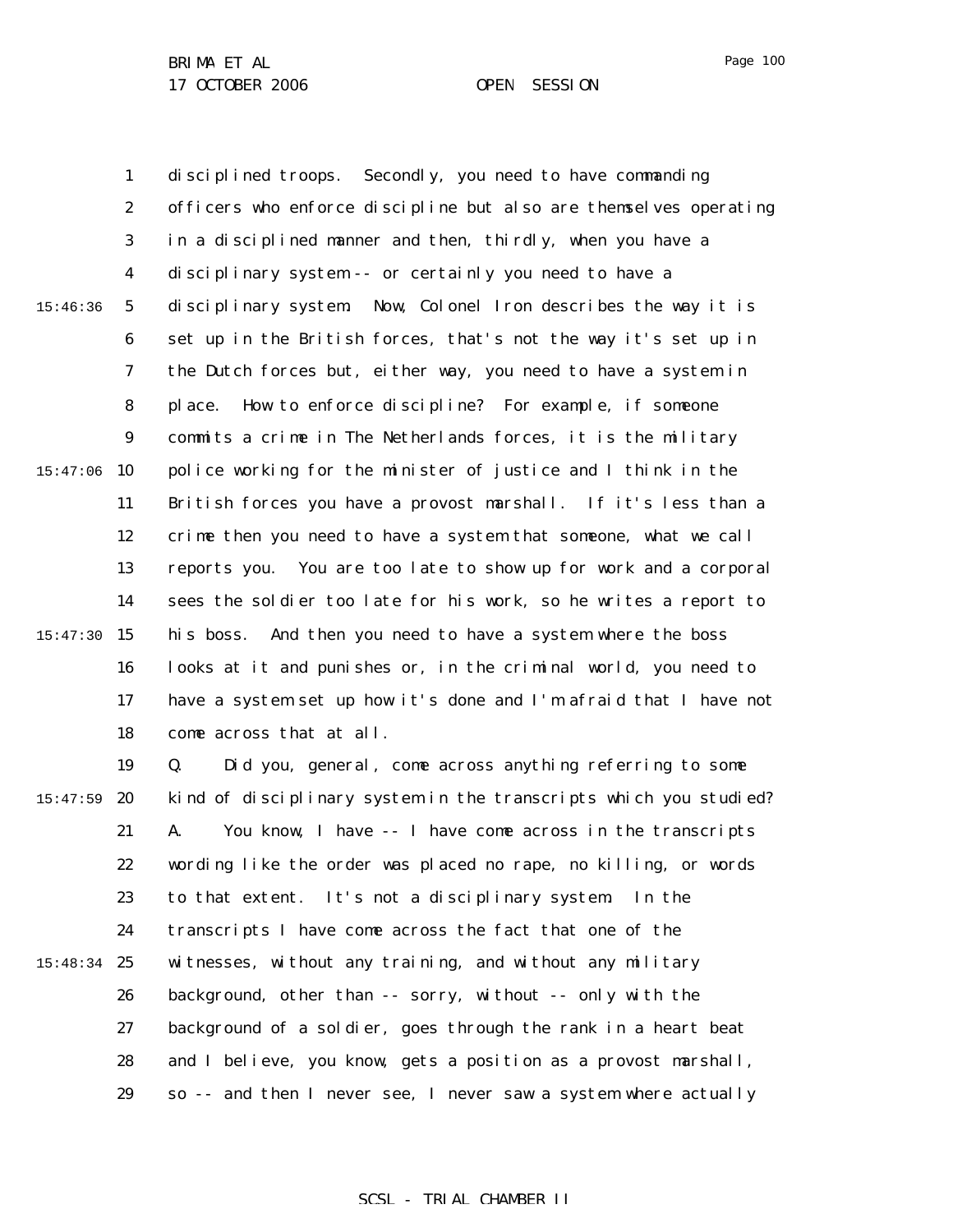disciplined troops. Secondly, you need to have commanding officers who enforce discipline but also are themselves operating in a disciplined manner and then, thirdly, when you have a disciplinary system -- or certainly you need to have a disciplinary system. Now, Colonel Iron describes the way it is set up in the British forces, that's not the way it's set up in the Dutch forces but, either way, you need to have a system in place. How to enforce discipline? For example, if someone commits a crime in The Netherlands forces, it is the military police working for the minister of justice and I think in the British forces you have a provost marshall. If it's less than a crime then you need to have a system that someone, what we call reports you. You are too late to show up for work and a corporal sees the soldier too late for his work, so he writes a report to his boss. And then you need to have a system where the boss looks at it and punishes or, in the criminal world, you need to have a system set up how it's done and I'm afraid that I have not come across that at all.

Q. Did you, general, come across anything referring to some kind of disciplinary system in the transcripts which you studied?

A. You know, I have -- I have come across in the transcripts wording like the order was placed no rape, no killing, or words to that extent. It's not a disciplinary system. In the transcripts I have come across the fact that one of the witnesses, without any training, and without any military background, other than -- sorry, without -- only with the background of a soldier, goes through the rank in a heart beat and I believe, you know, gets a position as a provost marshall, so -- and then I never see, I never saw a system where actually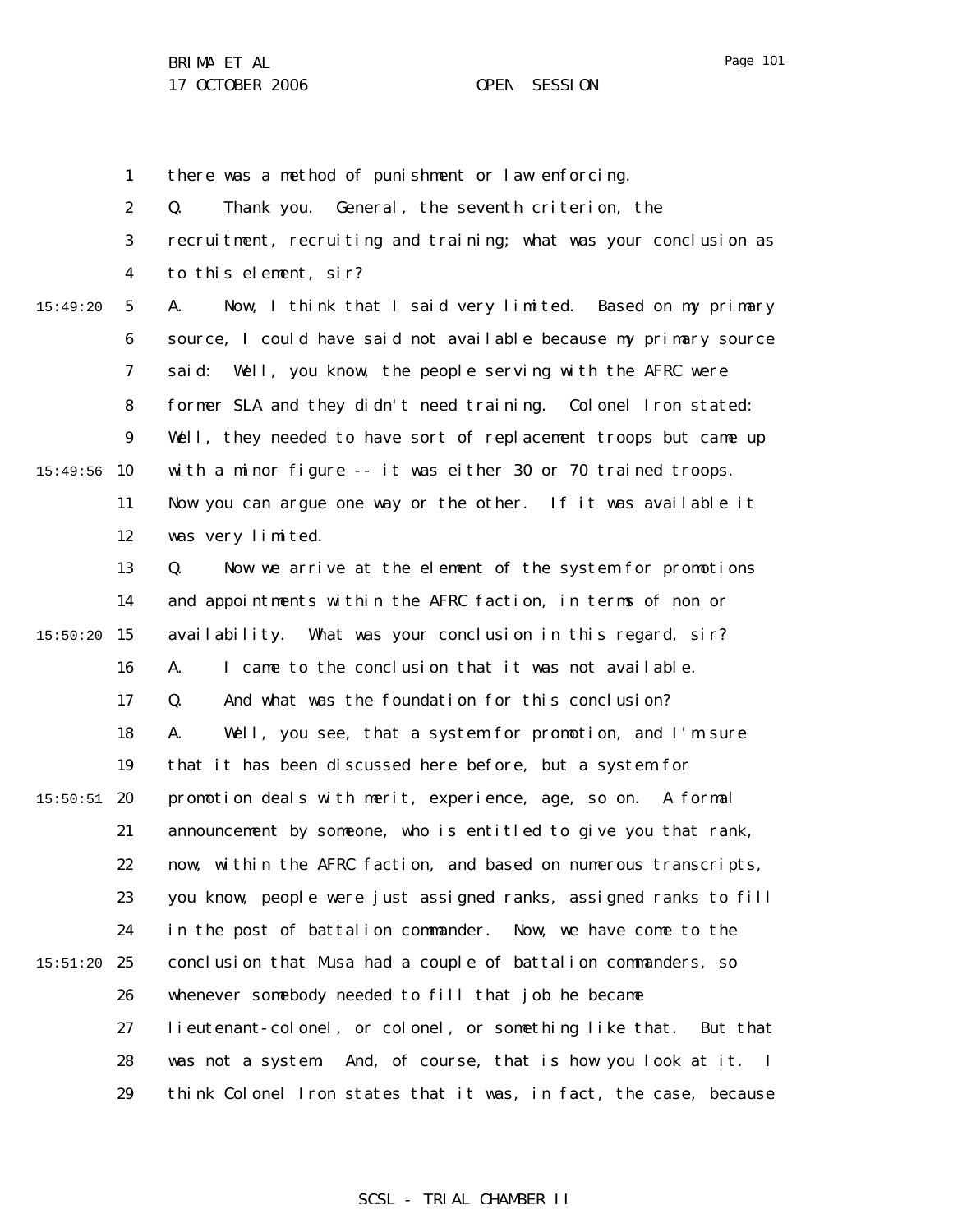there was a method of punishment or law enforcing.

Q. Thank you. General, the seventh criterion, the recruitment, recruiting and training; what was your conclusion as to this element, sir?

A. Now, I think that I said very limited. Based on my primary source, I could have said not available because my primary source said: Well, you know, the people serving with the AFRC were former SLA and they didn't need training. Colonel Iron stated: Well, they needed to have sort of replacement troops but came up with a minor figure -- it was either 30 or 70 trained troops. Now you can argue one way or the other. If it was available it was very limited.

Q. Now we arrive at the element of the system for promotions and appointments within the AFRC faction, in terms of non or availability. What was your conclusion in this regard, sir?

A. I came to the conclusion that it was not available.

Q. And what was the foundation for this conclusion?

A. Well, you see, that a system for promotion, and I'm sure that it has been discussed here before, but a system for promotion deals with merit, experience, age, so on. A formal announcement by someone, who is entitled to give you that rank, now, within the AFRC faction, and based on numerous transcripts, you know, people were just assigned ranks, assigned ranks to fill in the post of battalion commander. Now, we have come to the conclusion that Musa had a couple of battalion commanders, so whenever somebody needed to fill that job he became lieutenant-colonel, or colonel, or something like that. But that was not a system. And, of course, that is how you look at it. I think Colonel Iron states that it was, in fact, the case, because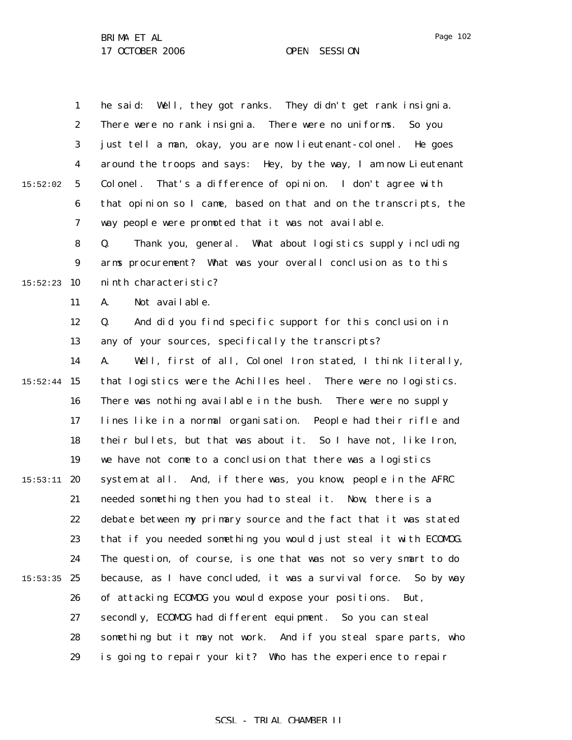he said: Well, they got ranks. They didn't get rank insignia. There were no rank insignia. There were no uniforms. So you just tell a man, okay, you are now lieutenant-colonel. He goes around the troops and says: Hey, by the way, I am now Lieutenant Colonel. That's a difference of opinion. I don't agree with that opinion so I came, based on that and on the transcripts, the way people were promoted that it was not available.

Q. Thank you, general. What about logistics supply including arms procurement? What was your overall conclusion as to this ninth characteristic?

A. Not available.

Q. And did you find specific support for this conclusion in any of your sources, specifically the transcripts?

A. Well, first of all, Colonel Iron stated, I think literally, that logistics were the Achilles heel. There were no logistics. There was nothing available in the bush. There were no supply lines like in a normal organisation. People had their rifle and their bullets, but that was about it. So I have not, like Iron, we have not come to a conclusion that there was a logistics system at all. And, if there was, you know, people in the AFRC needed something then you had to steal it. Now, there is a debate between my primary source and the fact that it was stated that if you needed something you would just steal it with ECOMOG. The question, of course, is one that was not so very smart to do because, as I have concluded, it was a survival force. So by way of attacking ECOMOG you would expose your positions. But, secondly, ECOMOG had different equipment. So you can steal something but it may not work. And if you steal spare parts, who is going to repair your kit? Who has the experience to repair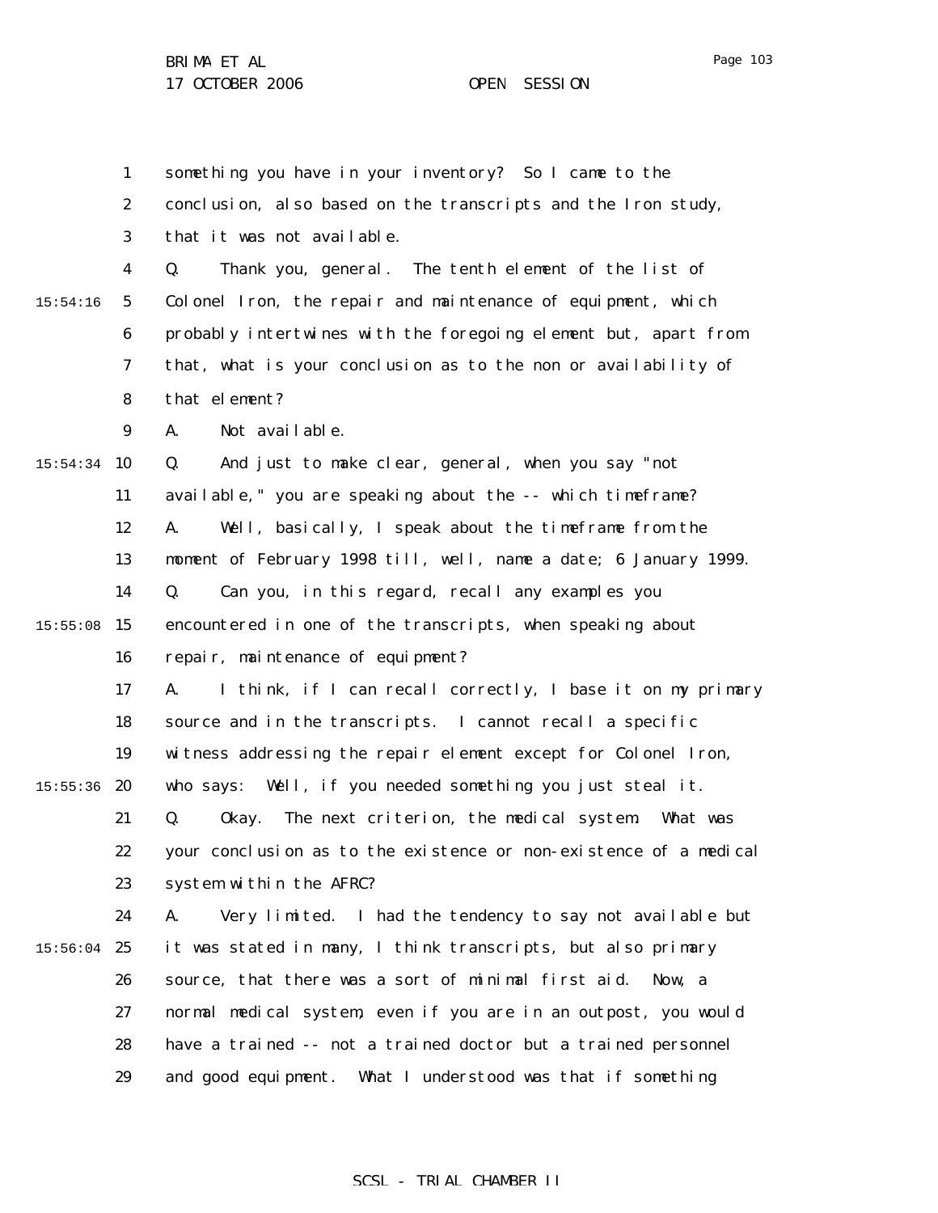something you have in your inventory? So I came to the conclusion, also based on the transcripts and the Iron study, that it was not available.

Q. Thank you, general. The tenth element of the list of Colonel Iron, the repair and maintenance of equipment, which probably intertwines with the foregoing element but, apart from that, what is your conclusion as to the non or availability of that element?

A. Not available.

Q. And just to make clear, general, when you say "not available," you are speaking about the -- which timeframe?

A. Well, basically, I speak about the timeframe from the moment of February 1998 till, well, name a date; 6 January 1999.

Q. Can you, in this regard, recall any examples you encountered in one of the transcripts, when speaking about repair, maintenance of equipment?

A. I think, if I can recall correctly, I base it on my primary source and in the transcripts. I cannot recall a specific witness addressing the repair element except for Colonel Iron, who says: Well, if you needed something you just steal it.

Q. Okay. The next criterion, the medical system. What was your conclusion as to the existence or non-existence of a medical system within the AFRC?

A. Very limited. I had the tendency to say not available but it was stated in many, I think transcripts, but also primary source, that there was a sort of minimal first aid. Now, a normal medical system, even if you are in an outpost, you would have a trained -- not a trained doctor but a trained personnel and good equipment. What I understood was that if something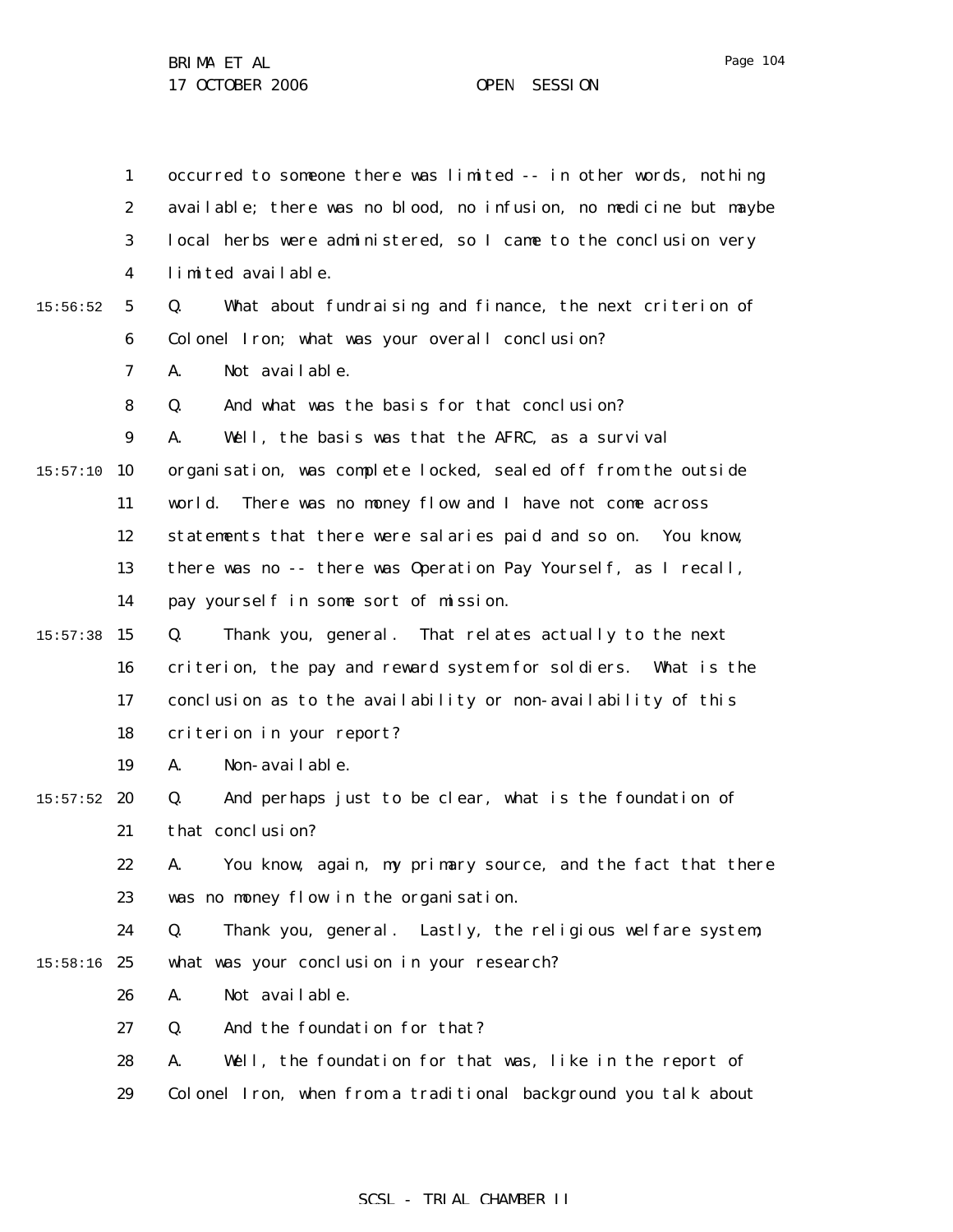occurred to someone there was limited -- in other words, nothing available; there was no blood, no infusion, no medicine but maybe local herbs were administered, so I came to the conclusion very limited available.

Q. What about fundraising and finance, the next criterion of Colonel Iron; what was your overall conclusion?

A. Not available.

Q. And what was the basis for that conclusion?

A. Well, the basis was that the AFRC, as a survival organisation, was complete locked, sealed off from the outside world. There was no money flow and I have not come across statements that there were salaries paid and so on. You know, there was no -- there was Operation Pay Yourself, as I recall, pay yourself in some sort of mission.

Q. Thank you, general. That relates actually to the next criterion, the pay and reward system for soldiers. What is the conclusion as to the availability or non-availability of this criterion in your report?

A. Non-available.

Q. And perhaps just to be clear, what is the foundation of that conclusion?

A. You know, again, my primary source, and the fact that there was no money flow in the organisation.

Q. Thank you, general. Lastly, the religious welfare system, what was your conclusion in your research?

A. Not available.

Q. And the foundation for that?

A. Well, the foundation for that was, like in the report of Colonel Iron, when from a traditional background you talk about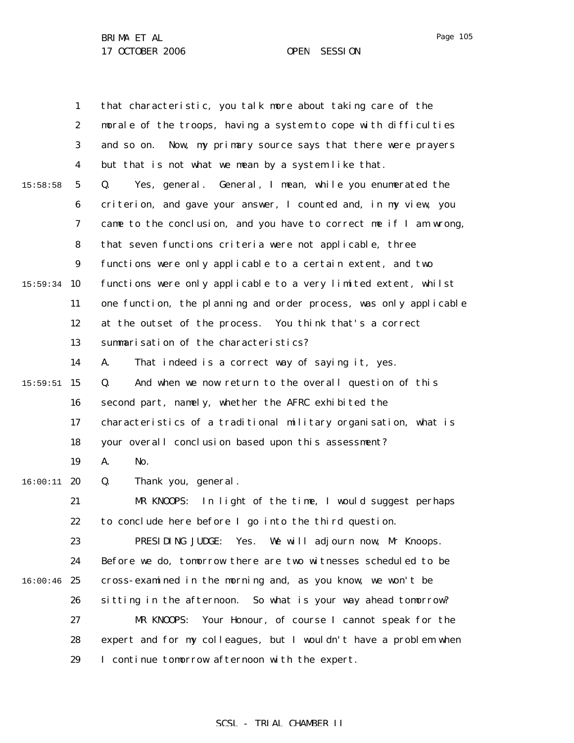that characteristic, you talk more about taking care of the morale of the troops, having a system to cope with difficulties and so on. Now, my primary source says that there were prayers but that is not what we mean by a system like that.

Q. Yes, general. General, I mean, while you enumerated the criterion, and gave your answer, I counted and, in my view, you came to the conclusion, and you have to correct me if I am wrong, that seven functions criteria were not applicable, three functions were only applicable to a certain extent, and two functions were only applicable to a very limited extent, whilst one function, the planning and order process, was only applicable at the outset of the process. You think that's a correct summarisation of the characteristics?

A. That indeed is a correct way of saying it, yes.

Q. And when we now return to the overall question of this second part, namely, whether the AFRC exhibited the characteristics of a traditional military organisation, what is your overall conclusion based upon this assessment?

A. No.

Q. Thank you, general.

MR KNOOPS: In light of the time, I would suggest perhaps to conclude here before I go into the third question.

PRESIDING JUDGE: Yes. We will adjourn now, Mr Knoops. Before we do, tomorrow there are two witnesses scheduled to be cross-examined in the morning and, as you know, we won't be sitting in the afternoon. So what is your way ahead tomorrow?

MR KNOOPS: Your Honour, of course I cannot speak for the expert and for my colleagues, but I wouldn't have a problem when I continue tomorrow afternoon with the expert.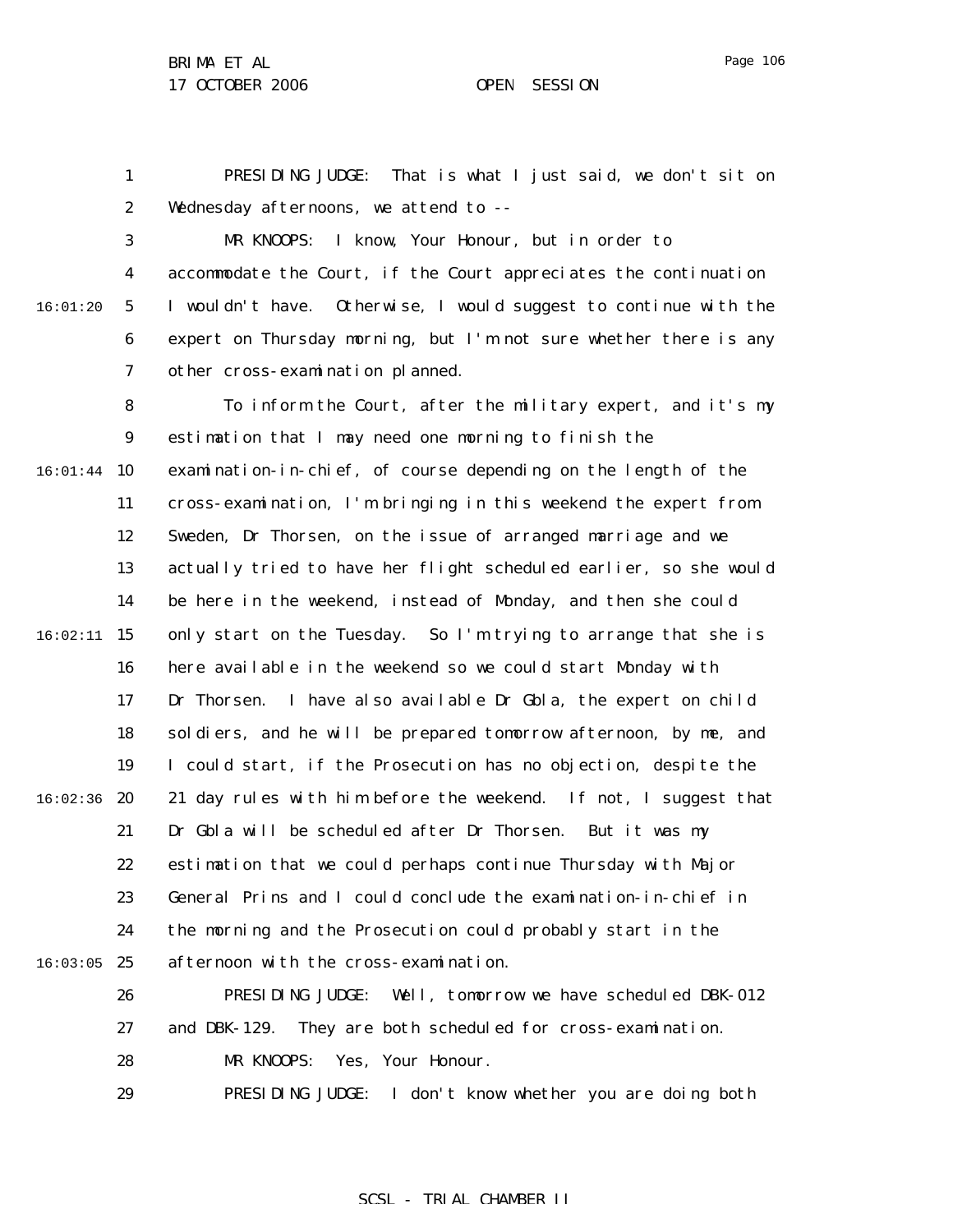PRESIDING JUDGE: That is what I just said, we don't sit on Wednesday afternoons, we attend to --

MR KNOOPS: I know, Your Honour, but in order to accommodate the Court, if the Court appreciates the continuation I wouldn't have. Otherwise, I would suggest to continue with the expert on Thursday morning, but I'm not sure whether there is any other cross-examination planned.

To inform the Court, after the military expert, and it's my estimation that I may need one morning to finish the examination-in-chief, of course depending on the length of the cross-examination, I'm bringing in this weekend the expert from Sweden, Dr Thorsen, on the issue of arranged marriage and we actually tried to have her flight scheduled earlier, so she would be here in the weekend, instead of Monday, and then she could only start on the Tuesday. So I'm trying to arrange that she is here available in the weekend so we could start Monday with Dr Thorsen. I have also available Dr Gbla, the expert on child soldiers, and he will be prepared tomorrow afternoon, by me, and I could start, if the Prosecution has no objection, despite the 21 day rules with him before the weekend. If not, I suggest that Dr Gbla will be scheduled after Dr Thorsen. But it was my estimation that we could perhaps continue Thursday with Major General Prins and I could conclude the examination-in-chief in the morning and the Prosecution could probably start in the afternoon with the cross-examination.

PRESIDING JUDGE: Well, tomorrow we have scheduled DBK-012 and DBK-129. They are both scheduled for cross-examination.

MR KNOOPS: Yes, Your Honour.

PRESIDING JUDGE: I don't know whether you are doing both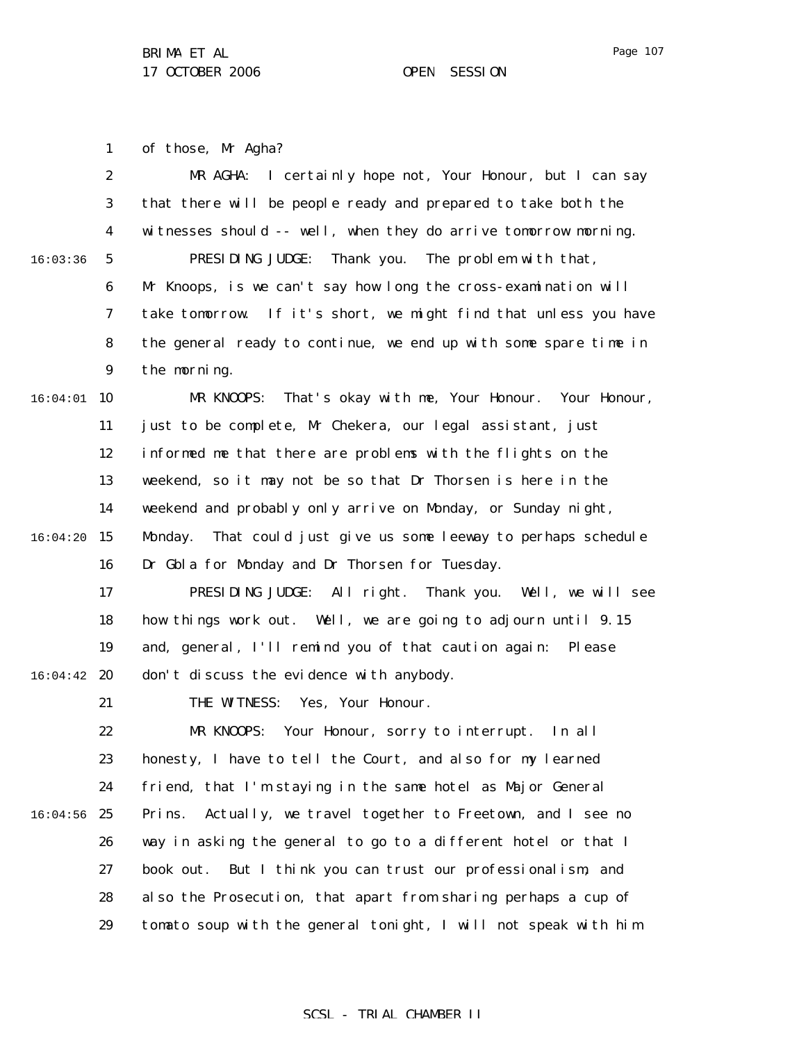of those, Mr Agha?

MR AGHA: I certainly hope not, Your Honour, but I can say that there will be people ready and prepared to take both the witnesses should -- well, when they do arrive tomorrow morning.

PRESIDING JUDGE: Thank you. The problem with that, Mr Knoops, is we can't say how long the cross-examination will take tomorrow. If it's short, we might find that unless you have the general ready to continue, we end up with some spare time in the morning.

MR KNOOPS: That's okay with me, Your Honour. Your Honour, just to be complete, Mr Chekera, our legal assistant, just informed me that there are problems with the flights on the weekend, so it may not be so that Dr Thorsen is here in the weekend and probably only arrive on Monday, or Sunday night, Monday. That could just give us some leeway to perhaps schedule Dr Gbla for Monday and Dr Thorsen for Tuesday.

PRESIDING JUDGE: All right. Thank you. Well, we will see how things work out. Well, we are going to adjourn until 9.15 and, general, I'll remind you of that caution again: Please don't discuss the evidence with anybody.

THE WITNESS: Yes, Your Honour.

MR KNOOPS: Your Honour, sorry to interrupt. In all honesty, I have to tell the Court, and also for my learned friend, that I'm staying in the same hotel as Major General Prins. Actually, we travel together to Freetown, and I see no way in asking the general to go to a different hotel or that I book out. But I think you can trust our professionalism, and also the Prosecution, that apart from sharing perhaps a cup of tomato soup with the general tonight, I will not speak with him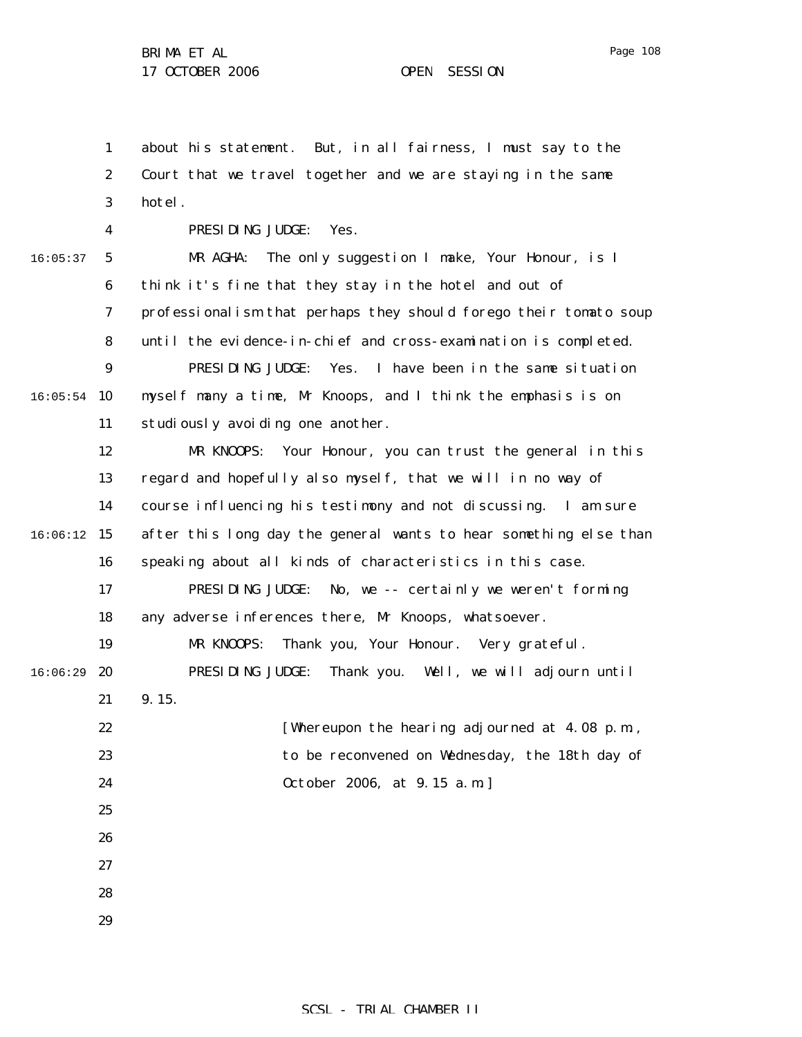about his statement. But, in all fairness, I must say to the Court that we travel together and we are staying in the same hotel.

PRESIDING JUDGE: Yes.

MR AGHA: The only suggestion I make, Your Honour, is I think it's fine that they stay in the hotel and out of professionalism that perhaps they should forego their tomato soup until the evidence-in-chief and cross-examination is completed.

PRESIDING JUDGE: Yes. I have been in the same situation myself many a time, Mr Knoops, and I think the emphasis is on studiously avoiding one another.

MR KNOOPS: Your Honour, you can trust the general in this regard and hopefully also myself, that we will in no way of course influencing his testimony and not discussing. I am sure after this long day the general wants to hear something else than speaking about all kinds of characteristics in this case.

PRESIDING JUDGE: No, we -- certainly we weren't forming any adverse inferences there, Mr Knoops, whatsoever.

MR KNOOPS: Thank you, Your Honour. Very grateful.

PRESIDING JUDGE: Thank you. Well, we will adjourn until 9.15.

[Whereupon the hearing adjourned at 4.08 p.m., to be reconvened on Wednesday, the 18th day of October 2006, at 9.15 a.m.]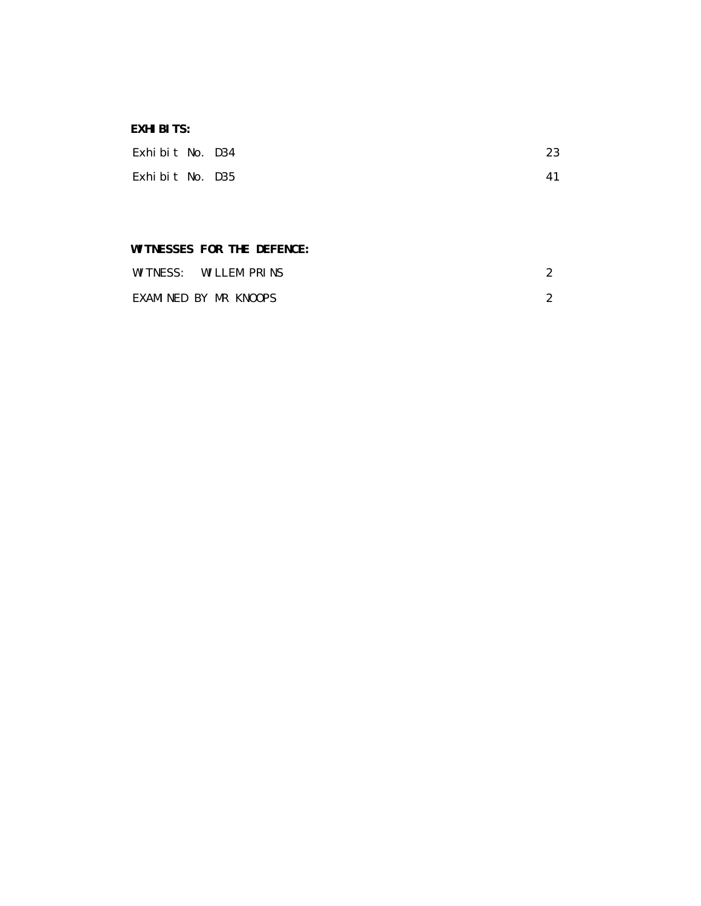**EXHIBITS:**

| | |
|---|---|
| Exhibit No. D34 | 23 |
| Exhibit No. D35 | 41 |

**WITNESSES FOR THE DEFENCE:**

| | |
|---|---|
| WITNESS: WILLEM PRINS | 2 |
| EXAMINED BY MR KNOOPS | 2 |